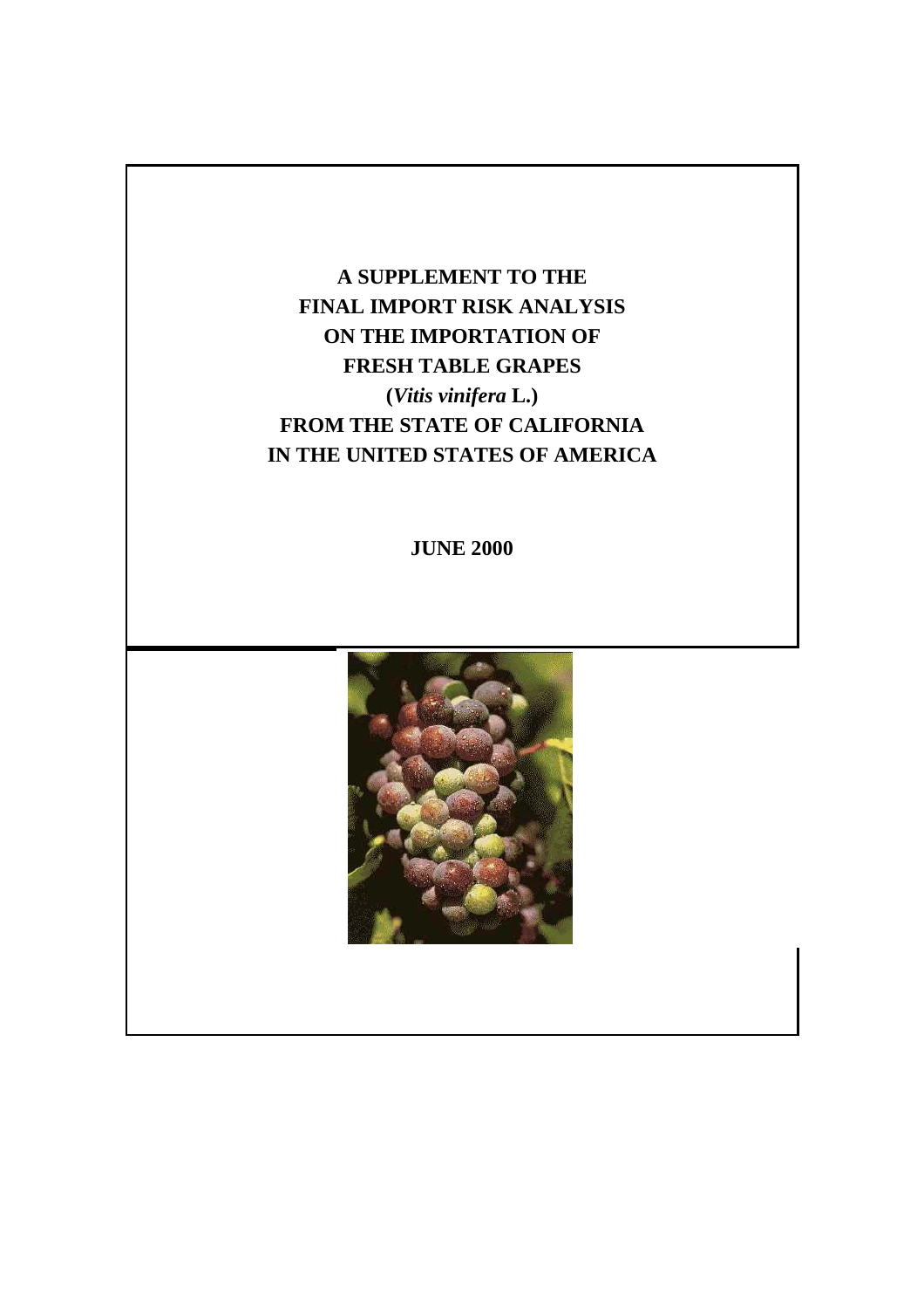# A SUPPLEMENT TO THE FINAL IMPORT RISK ANALYSIS ON THE IMPORTATION OF FRESH TABLE GRAPES (*Vitis vinifera* L.) FROM THE STATE OF CALIFORNIA IN THE UNITED STATES OF AMERICA

**JUNE 2000**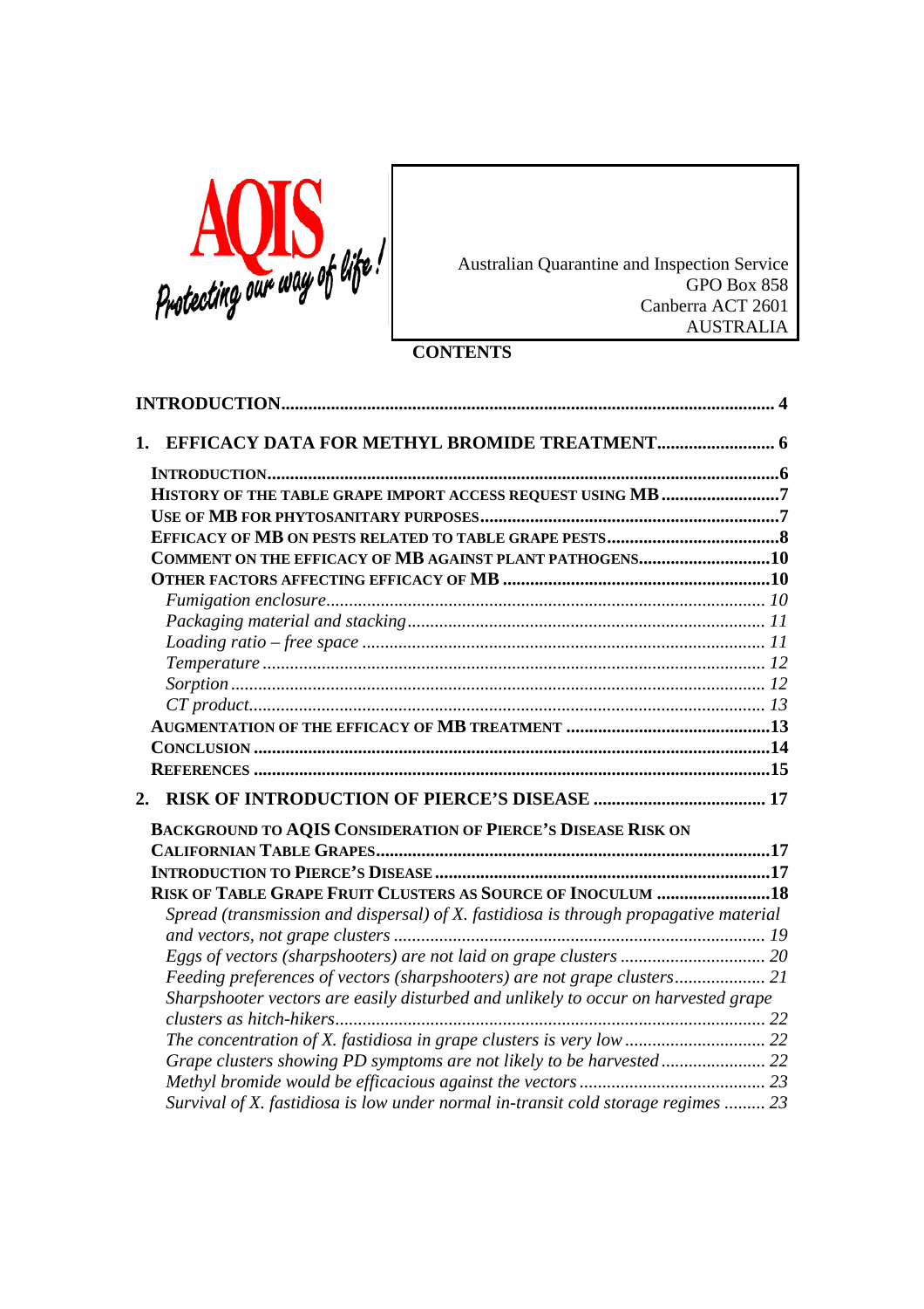AQIS
*Protecting our way of life!*

Australian Quarantine and Inspection Service
GPO Box 858
Canberra ACT 2601
AUSTRALIA

**CONTENTS**

**INTRODUCTION** ........ **4**

**1. EFFICACY DATA FOR METHYL BROMIDE TREATMENT** ........ **6**

- **INTRODUCTION** ........ **6**
- **HISTORY OF THE TABLE GRAPE IMPORT ACCESS REQUEST USING MB** ........ **7**
- **USE OF MB FOR PHYTOSANITARY PURPOSES** ........ **7**
- **EFFICACY OF MB ON PESTS RELATED TO TABLE GRAPE PESTS** ........ **8**
- **COMMENT ON THE EFFICACY OF MB AGAINST PLANT PATHOGENS** ........ **10**
- **OTHER FACTORS AFFECTING EFFICACY OF MB** ........ **10**
  - *Fumigation enclosure* ........ *10*
  - *Packaging material and stacking* ........ *11*
  - *Loading ratio – free space* ........ *11*
  - *Temperature* ........ *12*
  - *Sorption* ........ *12*
  - *CT product* ........ *13*
- **AUGMENTATION OF THE EFFICACY OF MB TREATMENT** ........ **13**
- **CONCLUSION** ........ **14**
- **REFERENCES** ........ **15**

**2. RISK OF INTRODUCTION OF PIERCE'S DISEASE** ........ **17**

- **BACKGROUND TO AQIS CONSIDERATION OF PIERCE'S DISEASE RISK ON CALIFORNIAN TABLE GRAPES** ........ **17**
- **INTRODUCTION TO PIERCE'S DISEASE** ........ **17**
- **RISK OF TABLE GRAPE FRUIT CLUSTERS AS SOURCE OF INOCULUM** ........ **18**
  - *Spread (transmission and dispersal) of X. fastidiosa is through propagative material and vectors, not grape clusters* ........ *19*
  - *Eggs of vectors (sharpshooters) are not laid on grape clusters* ........ *20*
  - *Feeding preferences of vectors (sharpshooters) are not grape clusters* ........ *21*
  - *Sharpshooter vectors are easily disturbed and unlikely to occur on harvested grape clusters as hitch-hikers* ........ *22*
  - *The concentration of X. fastidiosa in grape clusters is very low* ........ *22*
  - *Grape clusters showing PD symptoms are not likely to be harvested* ........ *22*
  - *Methyl bromide would be efficacious against the vectors* ........ *23*
  - *Survival of X. fastidiosa is low under normal in-transit cold storage regimes* ........ *23*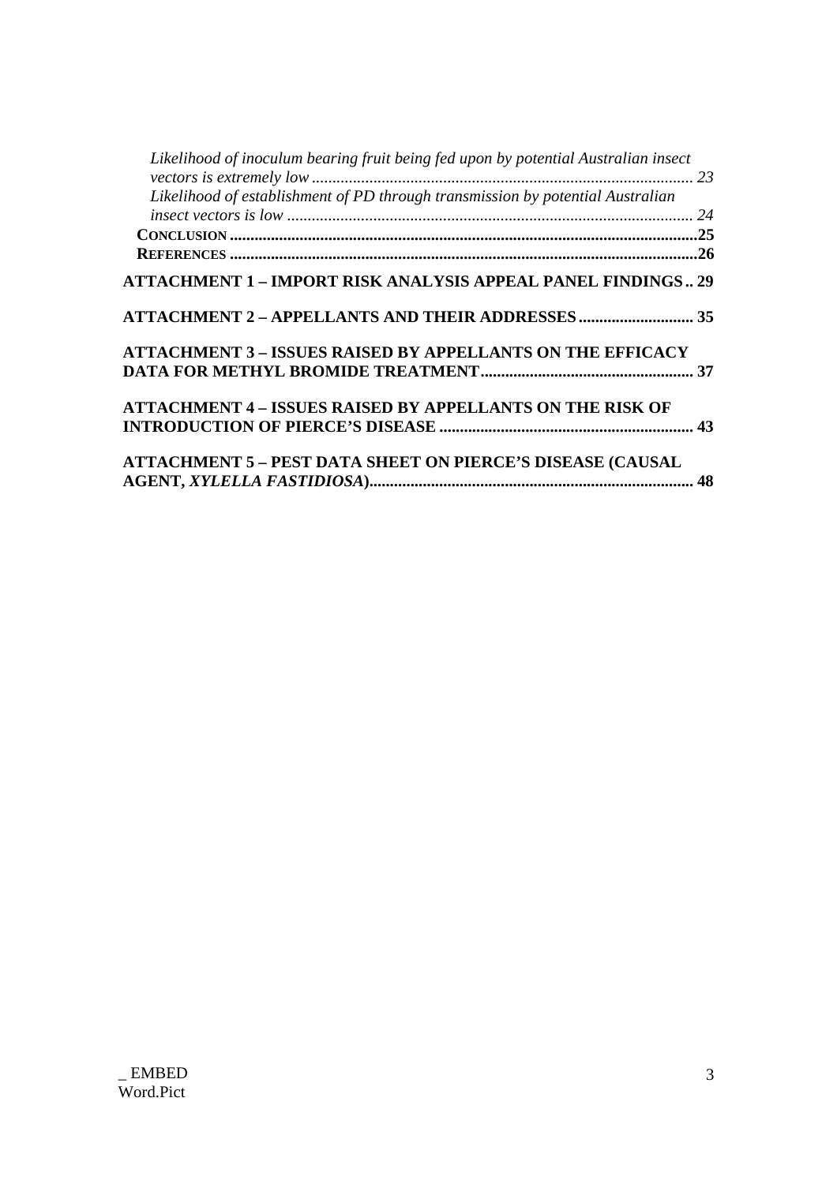*Likelihood of inoculum bearing fruit being fed upon by potential Australian insect vectors is extremely low* ............................................................................................ 23

*Likelihood of establishment of PD through transmission by potential Australian insect vectors is low* .................................................................................................. 24

**CONCLUSION** ..................................................................................................................25

**REFERENCES** ..................................................................................................................26

**ATTACHMENT 1 – IMPORT RISK ANALYSIS APPEAL PANEL FINDINGS .. 29**

**ATTACHMENT 2 – APPELLANTS AND THEIR ADDRESSES ............................ 35**

**ATTACHMENT 3 – ISSUES RAISED BY APPELLANTS ON THE EFFICACY DATA FOR METHYL BROMIDE TREATMENT.................................................... 37**

**ATTACHMENT 4 – ISSUES RAISED BY APPELLANTS ON THE RISK OF INTRODUCTION OF PIERCE'S DISEASE .............................................................. 43**

**ATTACHMENT 5 – PEST DATA SHEET ON PIERCE'S DISEASE (CAUSAL AGENT, *XYLELLA FASTIDIOSA*)................................................................................ 48**

_ EMBED Word.Pict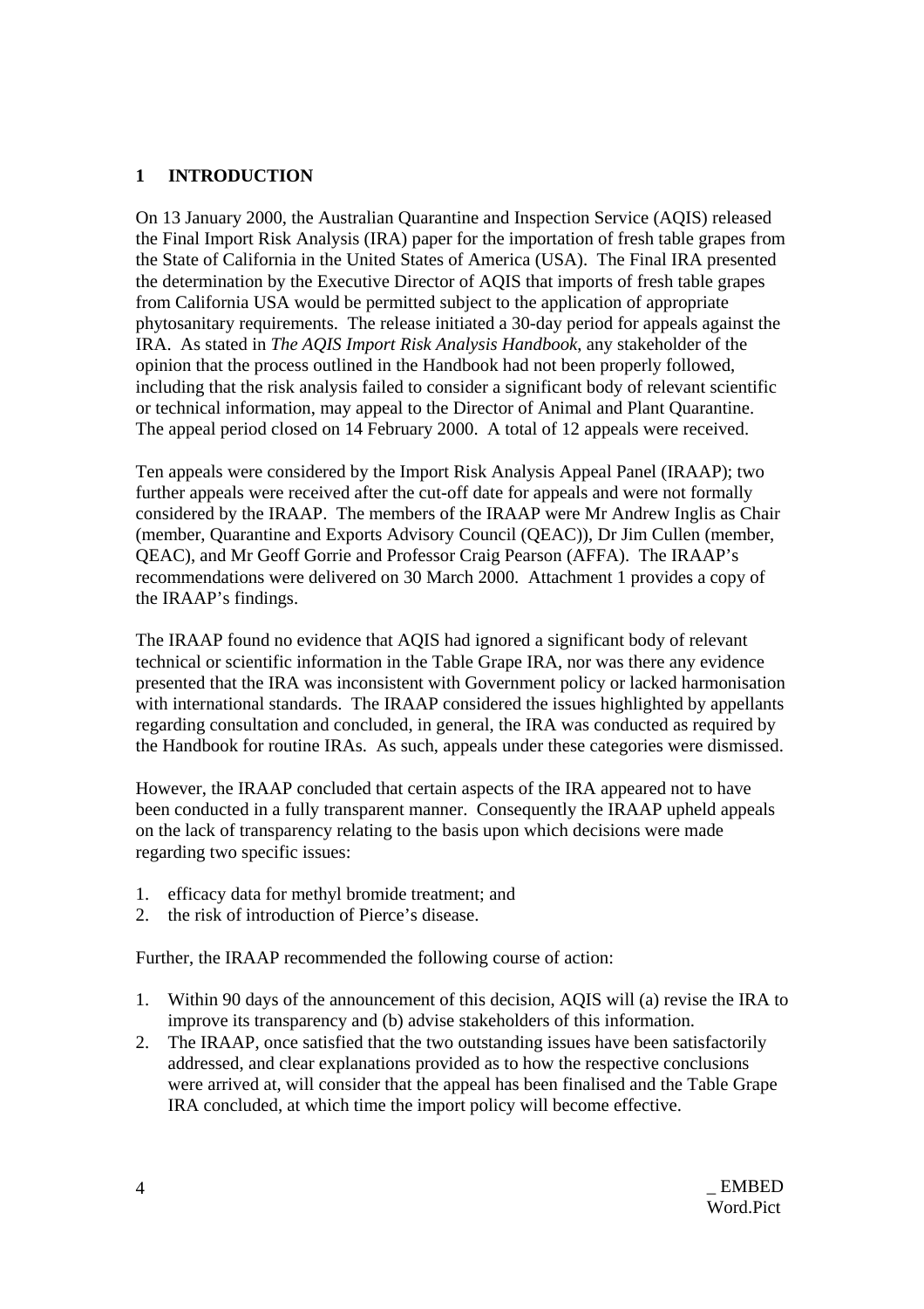## 1 INTRODUCTION

On 13 January 2000, the Australian Quarantine and Inspection Service (AQIS) released the Final Import Risk Analysis (IRA) paper for the importation of fresh table grapes from the State of California in the United States of America (USA). The Final IRA presented the determination by the Executive Director of AQIS that imports of fresh table grapes from California USA would be permitted subject to the application of appropriate phytosanitary requirements. The release initiated a 30-day period for appeals against the IRA. As stated in *The AQIS Import Risk Analysis Handbook*, any stakeholder of the opinion that the process outlined in the Handbook had not been properly followed, including that the risk analysis failed to consider a significant body of relevant scientific or technical information, may appeal to the Director of Animal and Plant Quarantine. The appeal period closed on 14 February 2000. A total of 12 appeals were received.

Ten appeals were considered by the Import Risk Analysis Appeal Panel (IRAAP); two further appeals were received after the cut-off date for appeals and were not formally considered by the IRAAP. The members of the IRAAP were Mr Andrew Inglis as Chair (member, Quarantine and Exports Advisory Council (QEAC)), Dr Jim Cullen (member, QEAC), and Mr Geoff Gorrie and Professor Craig Pearson (AFFA). The IRAAP's recommendations were delivered on 30 March 2000. Attachment 1 provides a copy of the IRAAP's findings.

The IRAAP found no evidence that AQIS had ignored a significant body of relevant technical or scientific information in the Table Grape IRA, nor was there any evidence presented that the IRA was inconsistent with Government policy or lacked harmonisation with international standards. The IRAAP considered the issues highlighted by appellants regarding consultation and concluded, in general, the IRA was conducted as required by the Handbook for routine IRAs. As such, appeals under these categories were dismissed.

However, the IRAAP concluded that certain aspects of the IRA appeared not to have been conducted in a fully transparent manner. Consequently the IRAAP upheld appeals on the lack of transparency relating to the basis upon which decisions were made regarding two specific issues:

1. efficacy data for methyl bromide treatment; and
2. the risk of introduction of Pierce's disease.

Further, the IRAAP recommended the following course of action:

1. Within 90 days of the announcement of this decision, AQIS will (a) revise the IRA to improve its transparency and (b) advise stakeholders of this information.
2. The IRAAP, once satisfied that the two outstanding issues have been satisfactorily addressed, and clear explanations provided as to how the respective conclusions were arrived at, will consider that the appeal has been finalised and the Table Grape IRA concluded, at which time the import policy will become effective.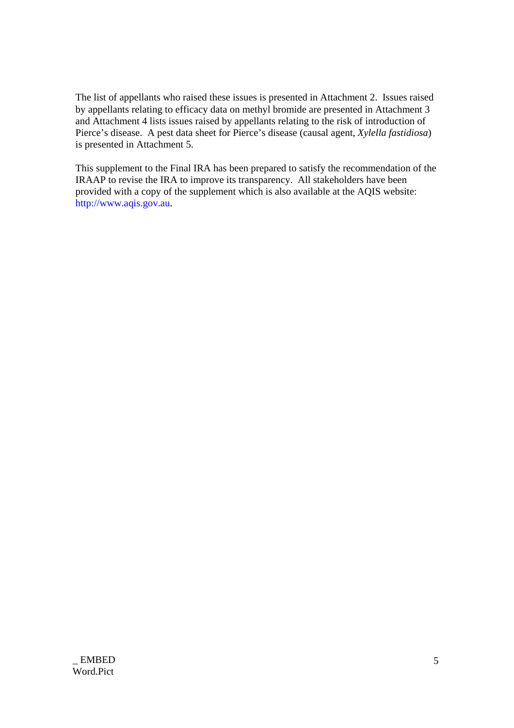The list of appellants who raised these issues is presented in Attachment 2. Issues raised by appellants relating to efficacy data on methyl bromide are presented in Attachment 3 and Attachment 4 lists issues raised by appellants relating to the risk of introduction of Pierce's disease. A pest data sheet for Pierce's disease (causal agent, *Xylella fastidiosa*) is presented in Attachment 5.

This supplement to the Final IRA has been prepared to satisfy the recommendation of the IRAAP to revise the IRA to improve its transparency. All stakeholders have been provided with a copy of the supplement which is also available at the AQIS website: http://www.aqis.gov.au.

_ EMBED Word.Pict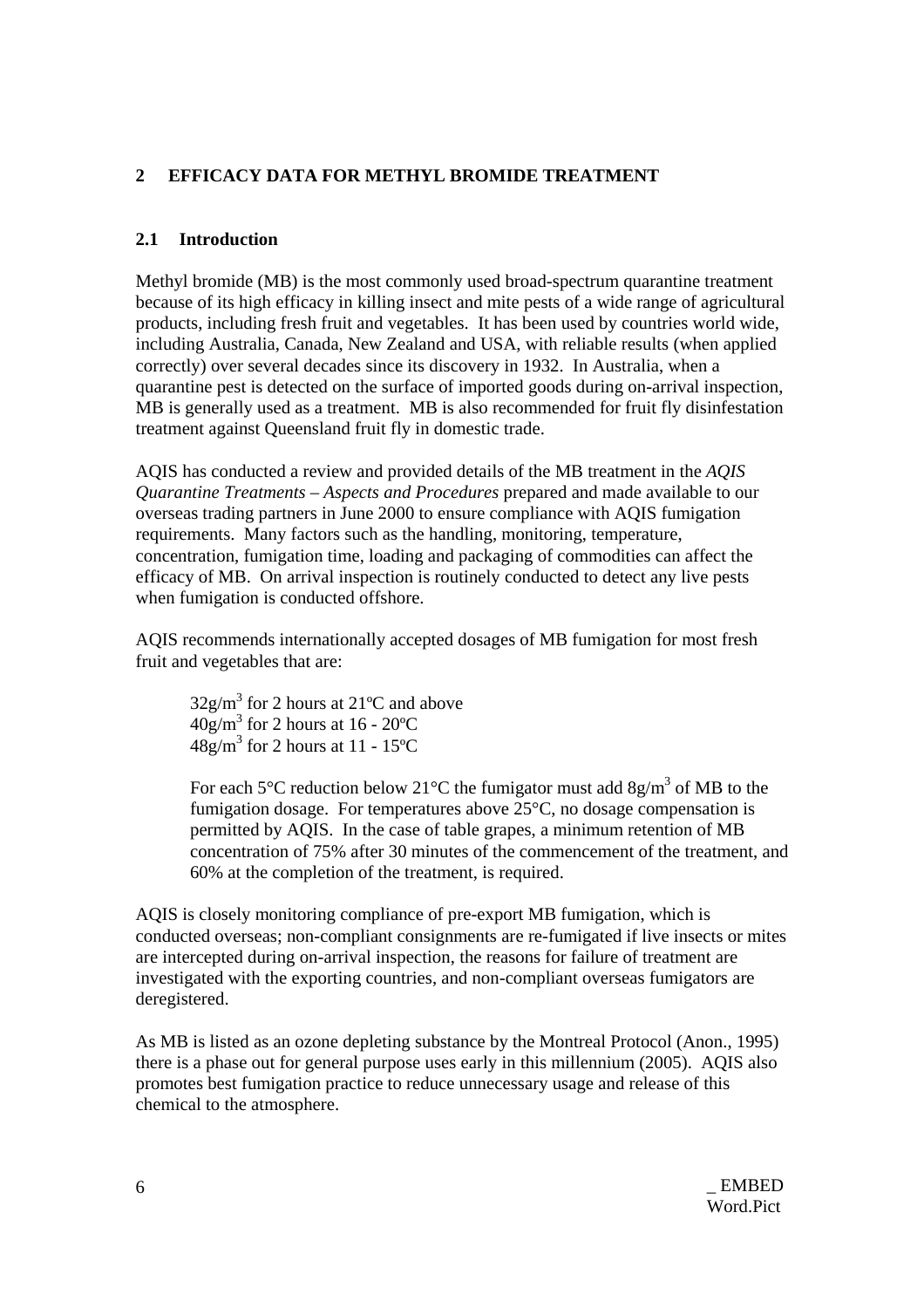## 2 EFFICACY DATA FOR METHYL BROMIDE TREATMENT

### 2.1 Introduction

Methyl bromide (MB) is the most commonly used broad-spectrum quarantine treatment because of its high efficacy in killing insect and mite pests of a wide range of agricultural products, including fresh fruit and vegetables. It has been used by countries world wide, including Australia, Canada, New Zealand and USA, with reliable results (when applied correctly) over several decades since its discovery in 1932. In Australia, when a quarantine pest is detected on the surface of imported goods during on-arrival inspection, MB is generally used as a treatment. MB is also recommended for fruit fly disinfestation treatment against Queensland fruit fly in domestic trade.

AQIS has conducted a review and provided details of the MB treatment in the *AQIS Quarantine Treatments – Aspects and Procedures* prepared and made available to our overseas trading partners in June 2000 to ensure compliance with AQIS fumigation requirements. Many factors such as the handling, monitoring, temperature, concentration, fumigation time, loading and packaging of commodities can affect the efficacy of MB. On arrival inspection is routinely conducted to detect any live pests when fumigation is conducted offshore.

AQIS recommends internationally accepted dosages of MB fumigation for most fresh fruit and vegetables that are:

> $32 g/m^3$ for 2 hours at 21ºC and above
> $40 g/m^3$ for 2 hours at 16 - 20ºC
> $48 g/m^3$ for 2 hours at 11 - 15ºC
>
> For each 5°C reduction below 21°C the fumigator must add $8 g/m^3$ of MB to the fumigation dosage. For temperatures above 25°C, no dosage compensation is permitted by AQIS. In the case of table grapes, a minimum retention of MB concentration of 75% after 30 minutes of the commencement of the treatment, and 60% at the completion of the treatment, is required.

AQIS is closely monitoring compliance of pre-export MB fumigation, which is conducted overseas; non-compliant consignments are re-fumigated if live insects or mites are intercepted during on-arrival inspection, the reasons for failure of treatment are investigated with the exporting countries, and non-compliant overseas fumigators are deregistered.

As MB is listed as an ozone depleting substance by the Montreal Protocol (Anon., 1995) there is a phase out for general purpose uses early in this millennium (2005). AQIS also promotes best fumigation practice to reduce unnecessary usage and release of this chemical to the atmosphere.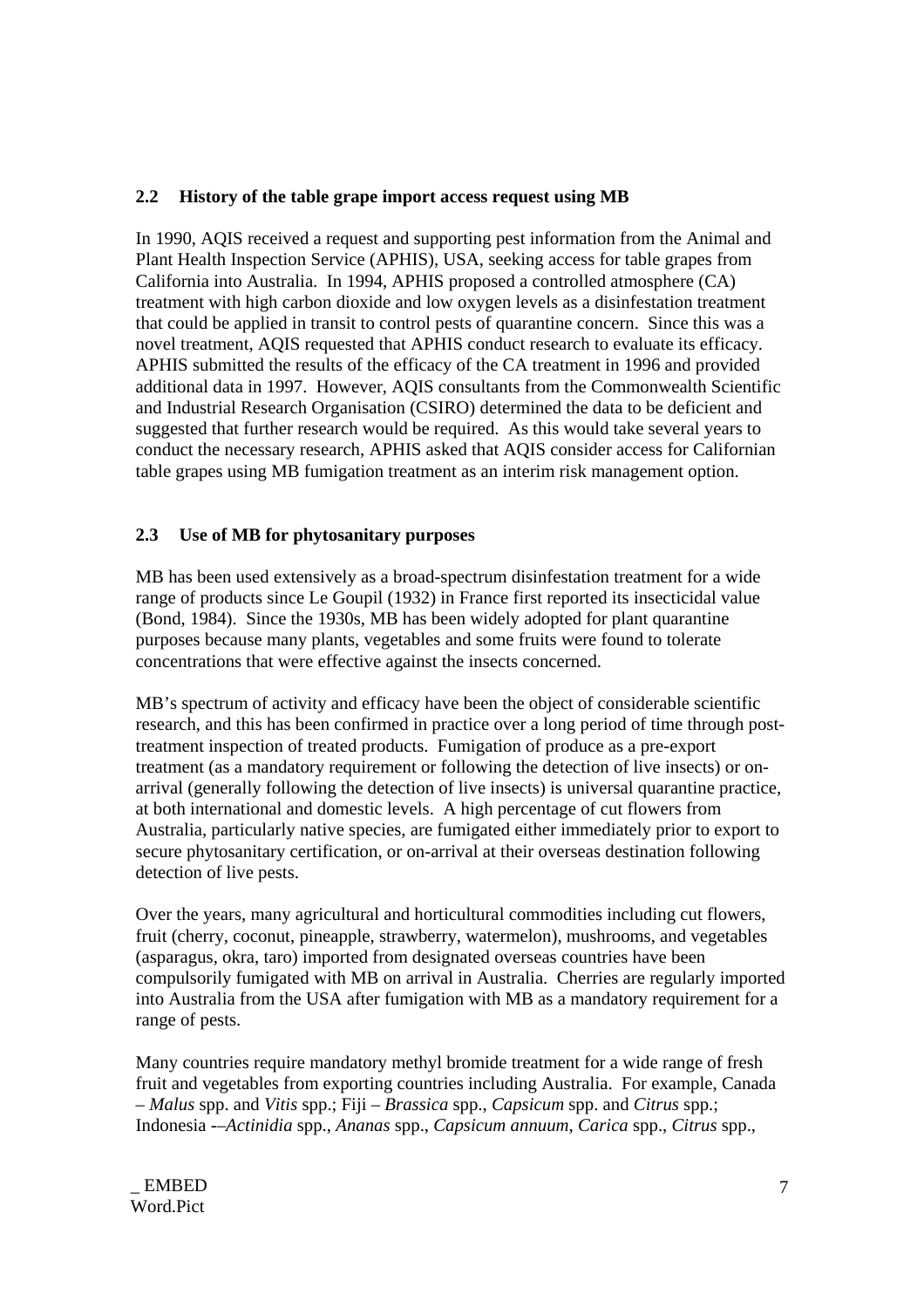### 2.2 History of the table grape import access request using MB

In 1990, AQIS received a request and supporting pest information from the Animal and Plant Health Inspection Service (APHIS), USA, seeking access for table grapes from California into Australia. In 1994, APHIS proposed a controlled atmosphere (CA) treatment with high carbon dioxide and low oxygen levels as a disinfestation treatment that could be applied in transit to control pests of quarantine concern. Since this was a novel treatment, AQIS requested that APHIS conduct research to evaluate its efficacy. APHIS submitted the results of the efficacy of the CA treatment in 1996 and provided additional data in 1997. However, AQIS consultants from the Commonwealth Scientific and Industrial Research Organisation (CSIRO) determined the data to be deficient and suggested that further research would be required. As this would take several years to conduct the necessary research, APHIS asked that AQIS consider access for Californian table grapes using MB fumigation treatment as an interim risk management option.

### 2.3 Use of MB for phytosanitary purposes

MB has been used extensively as a broad-spectrum disinfestation treatment for a wide range of products since Le Goupil (1932) in France first reported its insecticidal value (Bond, 1984). Since the 1930s, MB has been widely adopted for plant quarantine purposes because many plants, vegetables and some fruits were found to tolerate concentrations that were effective against the insects concerned.

MB's spectrum of activity and efficacy have been the object of considerable scientific research, and this has been confirmed in practice over a long period of time through post-treatment inspection of treated products. Fumigation of produce as a pre-export treatment (as a mandatory requirement or following the detection of live insects) or on-arrival (generally following the detection of live insects) is universal quarantine practice, at both international and domestic levels. A high percentage of cut flowers from Australia, particularly native species, are fumigated either immediately prior to export to secure phytosanitary certification, or on-arrival at their overseas destination following detection of live pests.

Over the years, many agricultural and horticultural commodities including cut flowers, fruit (cherry, coconut, pineapple, strawberry, watermelon), mushrooms, and vegetables (asparagus, okra, taro) imported from designated overseas countries have been compulsorily fumigated with MB on arrival in Australia. Cherries are regularly imported into Australia from the USA after fumigation with MB as a mandatory requirement for a range of pests.

Many countries require mandatory methyl bromide treatment for a wide range of fresh fruit and vegetables from exporting countries including Australia. For example, Canada – *Malus* spp. and *Vitis* spp.; Fiji – *Brassica* spp., *Capsicum* spp. and *Citrus* spp.; Indonesia -–*Actinidia* spp., *Ananas* spp., *Capsicum annuum*, *Carica* spp., *Citrus* spp.,

_ EMBED Word.Pict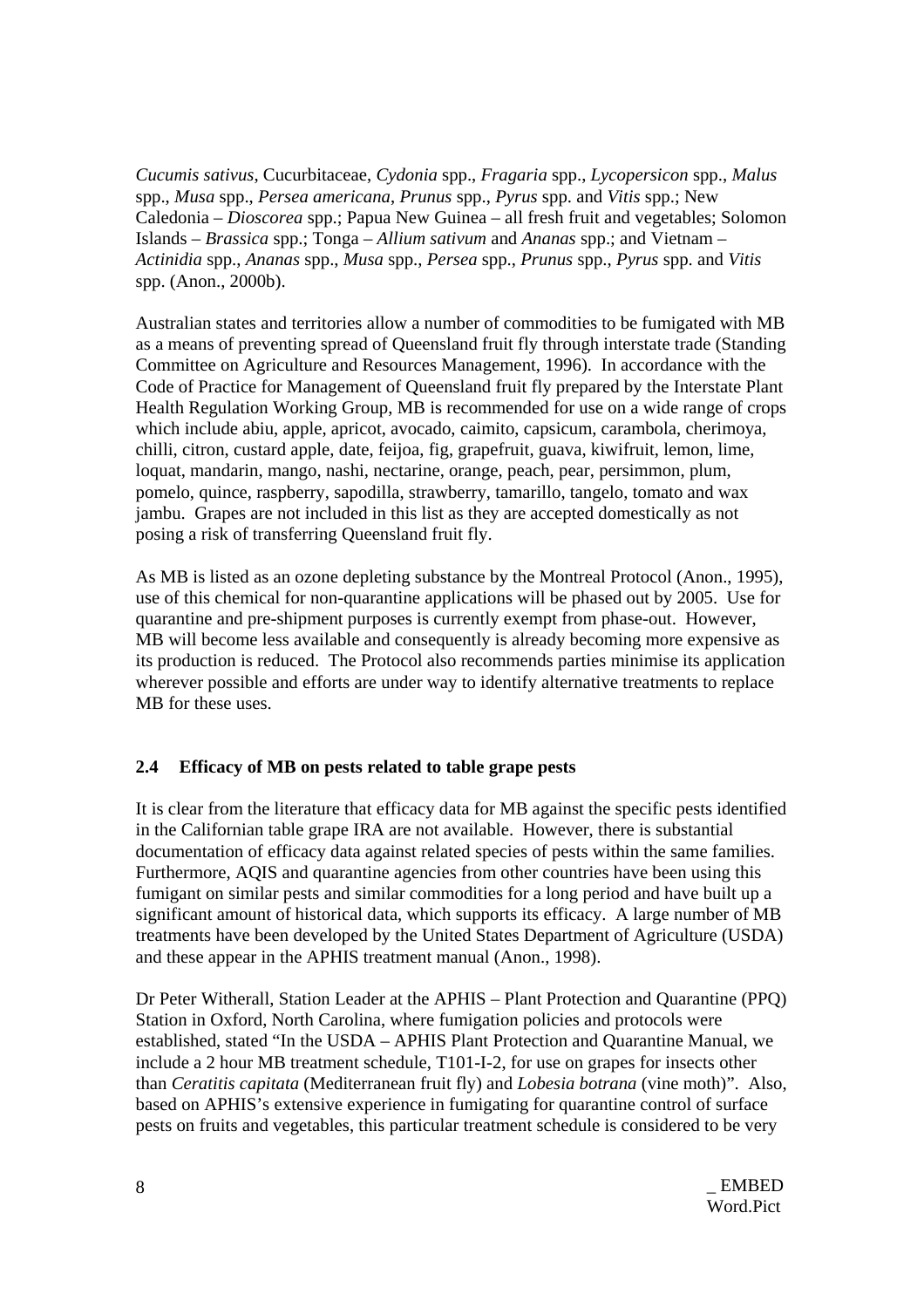*Cucumis sativus*, Cucurbitaceae, *Cydonia* spp., *Fragaria* spp., *Lycopersicon* spp., *Malus* spp., *Musa* spp., *Persea americana*, *Prunus* spp., *Pyrus* spp. and *Vitis* spp.; New Caledonia – *Dioscorea* spp.; Papua New Guinea – all fresh fruit and vegetables; Solomon Islands – *Brassica* spp.; Tonga – *Allium sativum* and *Ananas* spp.; and Vietnam – *Actinidia* spp., *Ananas* spp., *Musa* spp., *Persea* spp., *Prunus* spp., *Pyrus* spp. and *Vitis* spp. (Anon., 2000b).

Australian states and territories allow a number of commodities to be fumigated with MB as a means of preventing spread of Queensland fruit fly through interstate trade (Standing Committee on Agriculture and Resources Management, 1996). In accordance with the Code of Practice for Management of Queensland fruit fly prepared by the Interstate Plant Health Regulation Working Group, MB is recommended for use on a wide range of crops which include abiu, apple, apricot, avocado, caimito, capsicum, carambola, cherimoya, chilli, citron, custard apple, date, feijoa, fig, grapefruit, guava, kiwifruit, lemon, lime, loquat, mandarin, mango, nashi, nectarine, orange, peach, pear, persimmon, plum, pomelo, quince, raspberry, sapodilla, strawberry, tamarillo, tangelo, tomato and wax jambu. Grapes are not included in this list as they are accepted domestically as not posing a risk of transferring Queensland fruit fly.

As MB is listed as an ozone depleting substance by the Montreal Protocol (Anon., 1995), use of this chemical for non-quarantine applications will be phased out by 2005. Use for quarantine and pre-shipment purposes is currently exempt from phase-out. However, MB will become less available and consequently is already becoming more expensive as its production is reduced. The Protocol also recommends parties minimise its application wherever possible and efforts are under way to identify alternative treatments to replace MB for these uses.

### 2.4 Efficacy of MB on pests related to table grape pests

It is clear from the literature that efficacy data for MB against the specific pests identified in the Californian table grape IRA are not available. However, there is substantial documentation of efficacy data against related species of pests within the same families. Furthermore, AQIS and quarantine agencies from other countries have been using this fumigant on similar pests and similar commodities for a long period and have built up a significant amount of historical data, which supports its efficacy. A large number of MB treatments have been developed by the United States Department of Agriculture (USDA) and these appear in the APHIS treatment manual (Anon., 1998).

Dr Peter Witherall, Station Leader at the APHIS – Plant Protection and Quarantine (PPQ) Station in Oxford, North Carolina, where fumigation policies and protocols were established, stated "In the USDA – APHIS Plant Protection and Quarantine Manual, we include a 2 hour MB treatment schedule, T101-I-2, for use on grapes for insects other than *Ceratitis capitata* (Mediterranean fruit fly) and *Lobesia botrana* (vine moth)". Also, based on APHIS's extensive experience in fumigating for quarantine control of surface pests on fruits and vegetables, this particular treatment schedule is considered to be very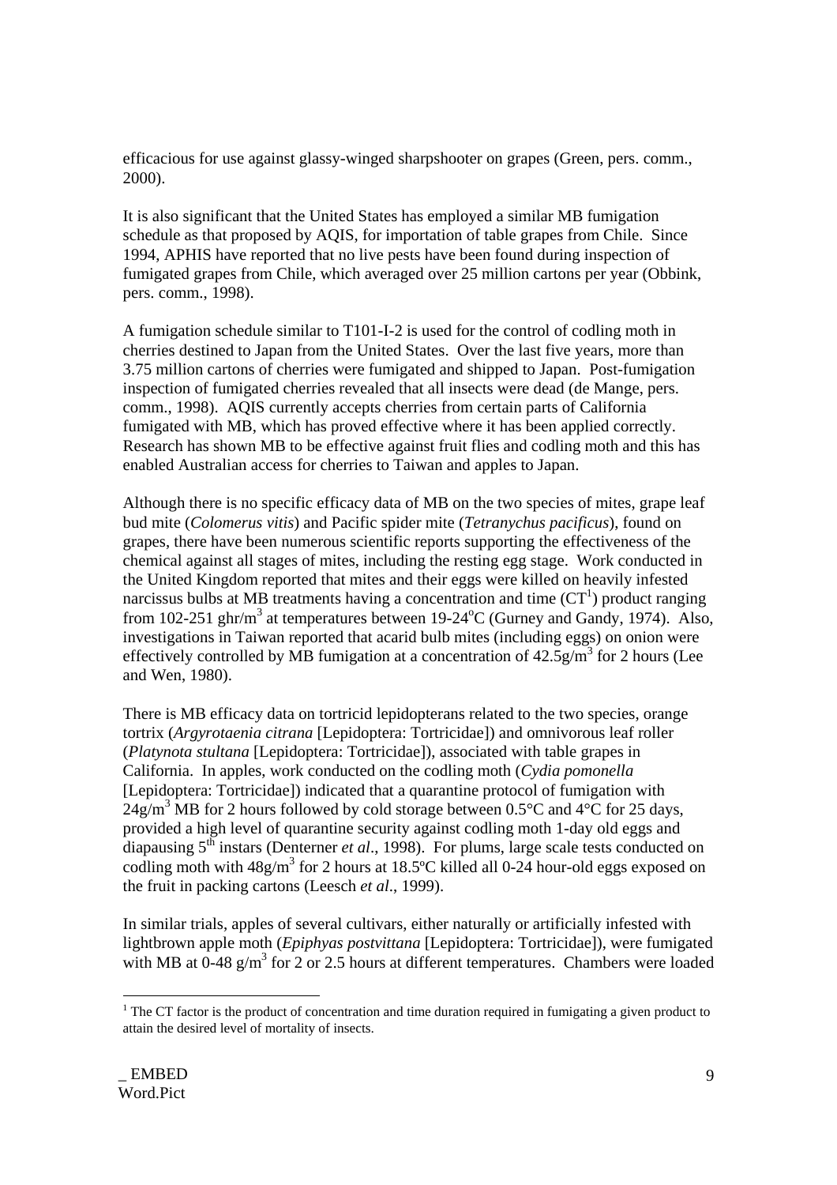efficacious for use against glassy-winged sharpshooter on grapes (Green, pers. comm., 2000).

It is also significant that the United States has employed a similar MB fumigation schedule as that proposed by AQIS, for importation of table grapes from Chile. Since 1994, APHIS have reported that no live pests have been found during inspection of fumigated grapes from Chile, which averaged over 25 million cartons per year (Obbink, pers. comm., 1998).

A fumigation schedule similar to T101-I-2 is used for the control of codling moth in cherries destined to Japan from the United States. Over the last five years, more than 3.75 million cartons of cherries were fumigated and shipped to Japan. Post-fumigation inspection of fumigated cherries revealed that all insects were dead (de Mange, pers. comm., 1998). AQIS currently accepts cherries from certain parts of California fumigated with MB, which has proved effective where it has been applied correctly. Research has shown MB to be effective against fruit flies and codling moth and this has enabled Australian access for cherries to Taiwan and apples to Japan.

Although there is no specific efficacy data of MB on the two species of mites, grape leaf bud mite (*Colomerus vitis*) and Pacific spider mite (*Tetranychus pacificus*), found on grapes, there have been numerous scientific reports supporting the effectiveness of the chemical against all stages of mites, including the resting egg stage. Work conducted in the United Kingdom reported that mites and their eggs were killed on heavily infested narcissus bulbs at MB treatments having a concentration and time (CT[1]) product ranging from 102-251 ghr/$m^3$ at temperatures between 19-24$^o$C (Gurney and Gandy, 1974). Also, investigations in Taiwan reported that acarid bulb mites (including eggs) on onion were effectively controlled by MB fumigation at a concentration of 42.5g/$m^3$ for 2 hours (Lee and Wen, 1980).

There is MB efficacy data on tortricid lepidopterans related to the two species, orange tortrix (*Argyrotaenia citrana* [Lepidoptera: Tortricidae]) and omnivorous leaf roller (*Platynota stultana* [Lepidoptera: Tortricidae]), associated with table grapes in California. In apples, work conducted on the codling moth (*Cydia pomonella* [Lepidoptera: Tortricidae]) indicated that a quarantine protocol of fumigation with 24g/$m^3$ MB for 2 hours followed by cold storage between 0.5°C and 4°C for 25 days, provided a high level of quarantine security against codling moth 1-day old eggs and diapausing 5$^{th}$ instars (Denterner *et al*., 1998). For plums, large scale tests conducted on codling moth with 48g/$m^3$ for 2 hours at 18.5ºC killed all 0-24 hour-old eggs exposed on the fruit in packing cartons (Leesch *et al*., 1999).

In similar trials, apples of several cultivars, either naturally or artificially infested with lightbrown apple moth (*Epiphyas postvittana* [Lepidoptera: Tortricidae]), were fumigated with MB at 0-48 g/$m^3$ for 2 or 2.5 hours at different temperatures. Chambers were loaded

[1] The CT factor is the product of concentration and time duration required in fumigating a given product to attain the desired level of mortality of insects.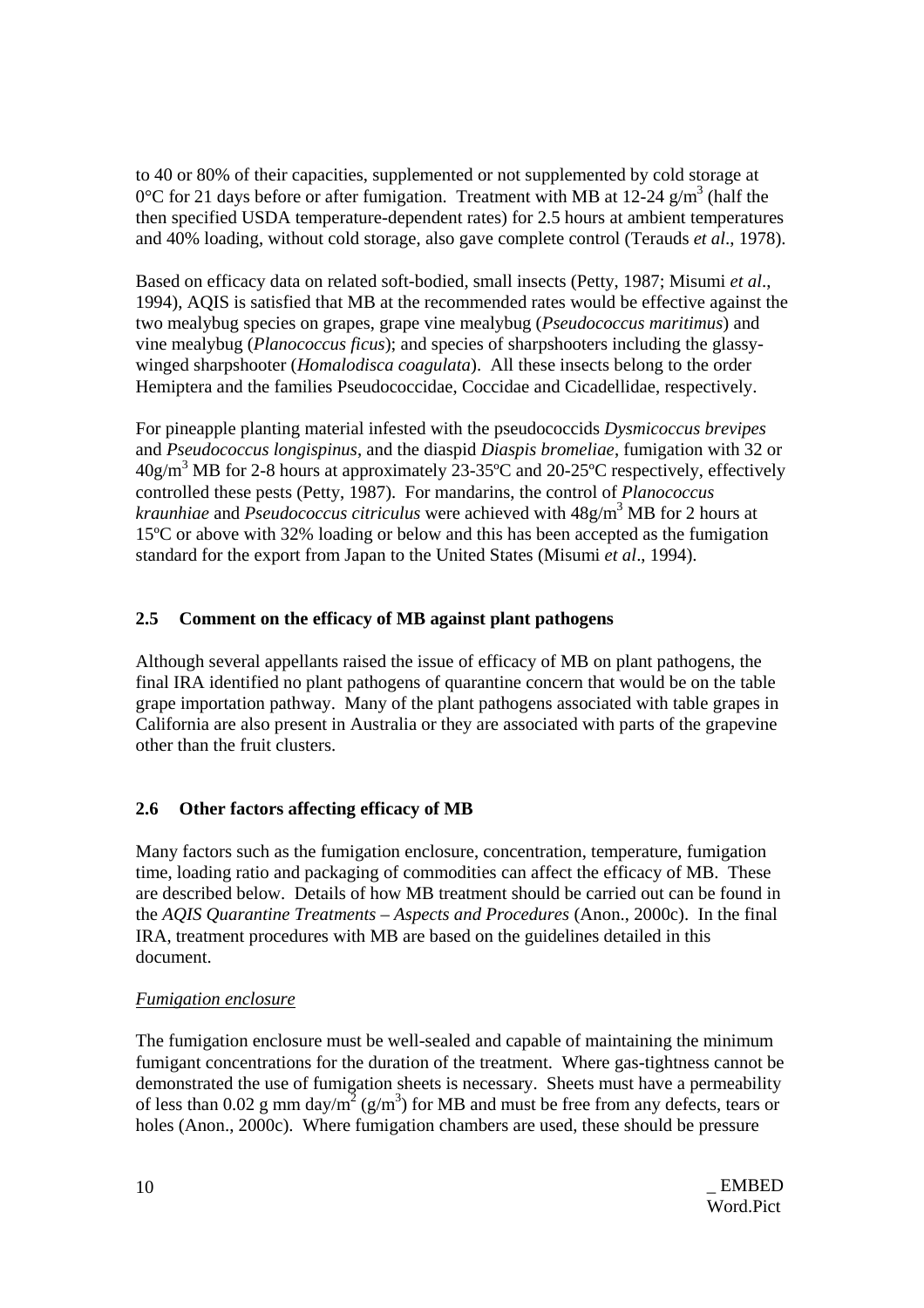to 40 or 80% of their capacities, supplemented or not supplemented by cold storage at 0°C for 21 days before or after fumigation. Treatment with MB at 12-24 $g/m^3$ (half the then specified USDA temperature-dependent rates) for 2.5 hours at ambient temperatures and 40% loading, without cold storage, also gave complete control (Terauds *et al*., 1978).

Based on efficacy data on related soft-bodied, small insects (Petty, 1987; Misumi *et al*., 1994), AQIS is satisfied that MB at the recommended rates would be effective against the two mealybug species on grapes, grape vine mealybug (*Pseudococcus maritimus*) and vine mealybug (*Planococcus ficus*); and species of sharpshooters including the glassy-winged sharpshooter (*Homalodisca coagulata*). All these insects belong to the order Hemiptera and the families Pseudococcidae, Coccidae and Cicadellidae, respectively.

For pineapple planting material infested with the pseudococcids *Dysmicoccus brevipes* and *Pseudococcus longispinus*, and the diaspid *Diaspis bromeliae*, fumigation with 32 or 40$g/m^3$ MB for 2-8 hours at approximately 23-35ºC and 20-25ºC respectively, effectively controlled these pests (Petty, 1987). For mandarins, the control of *Planococcus kraunhiae* and *Pseudococcus citriculus* were achieved with 48$g/m^3$ MB for 2 hours at 15ºC or above with 32% loading or below and this has been accepted as the fumigation standard for the export from Japan to the United States (Misumi *et al*., 1994).

### 2.5 Comment on the efficacy of MB against plant pathogens

Although several appellants raised the issue of efficacy of MB on plant pathogens, the final IRA identified no plant pathogens of quarantine concern that would be on the table grape importation pathway. Many of the plant pathogens associated with table grapes in California are also present in Australia or they are associated with parts of the grapevine other than the fruit clusters.

### 2.6 Other factors affecting efficacy of MB

Many factors such as the fumigation enclosure, concentration, temperature, fumigation time, loading ratio and packaging of commodities can affect the efficacy of MB. These are described below. Details of how MB treatment should be carried out can be found in the *AQIS Quarantine Treatments – Aspects and Procedures* (Anon., 2000c). In the final IRA, treatment procedures with MB are based on the guidelines detailed in this document.

*Fumigation enclosure*

The fumigation enclosure must be well-sealed and capable of maintaining the minimum fumigant concentrations for the duration of the treatment. Where gas-tightness cannot be demonstrated the use of fumigation sheets is necessary. Sheets must have a permeability of less than 0.02 g mm day/$m^2$ ($g/m^3$) for MB and must be free from any defects, tears or holes (Anon., 2000c). Where fumigation chambers are used, these should be pressure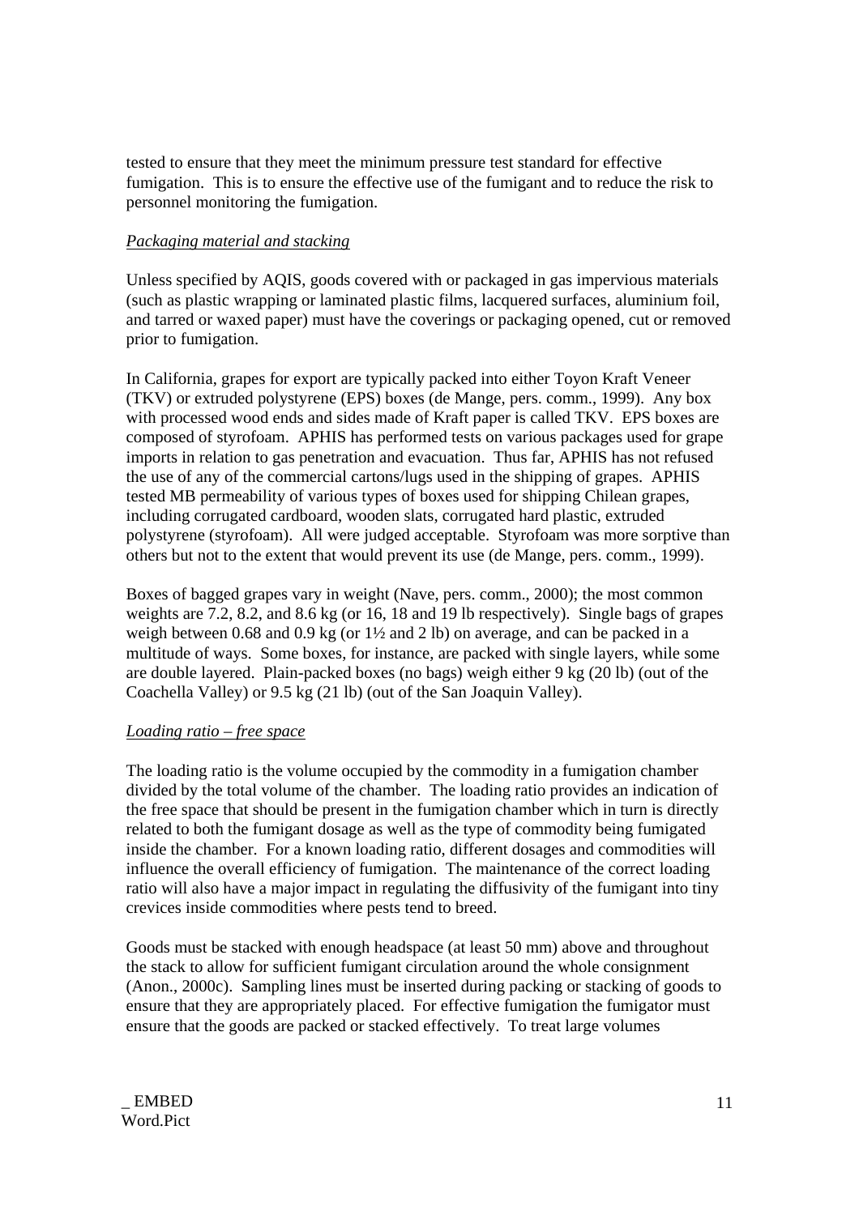tested to ensure that they meet the minimum pressure test standard for effective fumigation. This is to ensure the effective use of the fumigant and to reduce the risk to personnel monitoring the fumigation.

*Packaging material and stacking*

Unless specified by AQIS, goods covered with or packaged in gas impervious materials (such as plastic wrapping or laminated plastic films, lacquered surfaces, aluminium foil, and tarred or waxed paper) must have the coverings or packaging opened, cut or removed prior to fumigation.

In California, grapes for export are typically packed into either Toyon Kraft Veneer (TKV) or extruded polystyrene (EPS) boxes (de Mange, pers. comm., 1999). Any box with processed wood ends and sides made of Kraft paper is called TKV. EPS boxes are composed of styrofoam. APHIS has performed tests on various packages used for grape imports in relation to gas penetration and evacuation. Thus far, APHIS has not refused the use of any of the commercial cartons/lugs used in the shipping of grapes. APHIS tested MB permeability of various types of boxes used for shipping Chilean grapes, including corrugated cardboard, wooden slats, corrugated hard plastic, extruded polystyrene (styrofoam). All were judged acceptable. Styrofoam was more sorptive than others but not to the extent that would prevent its use (de Mange, pers. comm., 1999).

Boxes of bagged grapes vary in weight (Nave, pers. comm., 2000); the most common weights are 7.2, 8.2, and 8.6 kg (or 16, 18 and 19 lb respectively). Single bags of grapes weigh between 0.68 and 0.9 kg (or 1½ and 2 lb) on average, and can be packed in a multitude of ways. Some boxes, for instance, are packed with single layers, while some are double layered. Plain-packed boxes (no bags) weigh either 9 kg (20 lb) (out of the Coachella Valley) or 9.5 kg (21 lb) (out of the San Joaquin Valley).

*Loading ratio – free space*

The loading ratio is the volume occupied by the commodity in a fumigation chamber divided by the total volume of the chamber. The loading ratio provides an indication of the free space that should be present in the fumigation chamber which in turn is directly related to both the fumigant dosage as well as the type of commodity being fumigated inside the chamber. For a known loading ratio, different dosages and commodities will influence the overall efficiency of fumigation. The maintenance of the correct loading ratio will also have a major impact in regulating the diffusivity of the fumigant into tiny crevices inside commodities where pests tend to breed.

Goods must be stacked with enough headspace (at least 50 mm) above and throughout the stack to allow for sufficient fumigant circulation around the whole consignment (Anon., 2000c). Sampling lines must be inserted during packing or stacking of goods to ensure that they are appropriately placed. For effective fumigation the fumigator must ensure that the goods are packed or stacked effectively. To treat large volumes

_ EMBED Word.Pict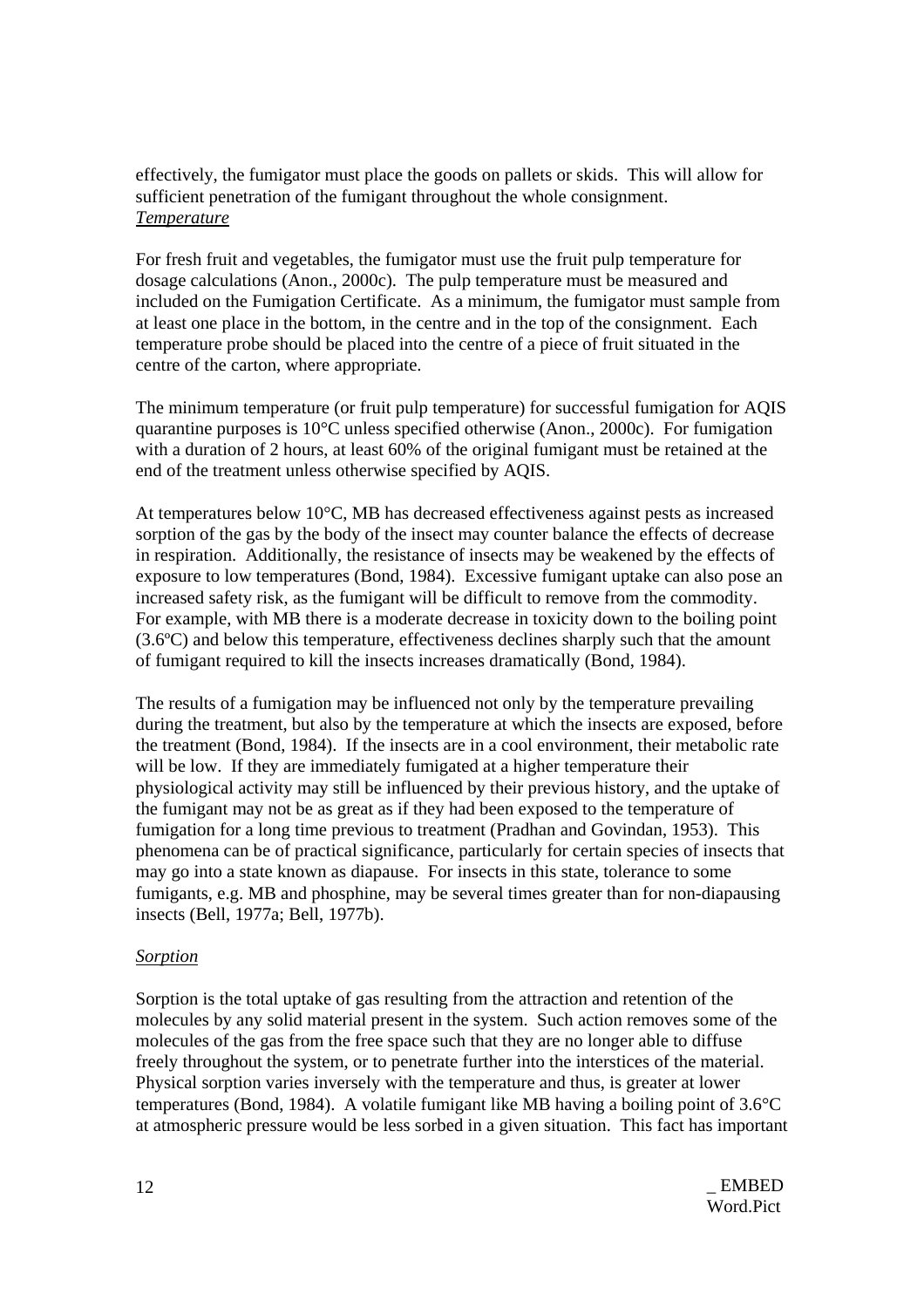effectively, the fumigator must place the goods on pallets or skids. This will allow for sufficient penetration of the fumigant throughout the whole consignment.

*Temperature*

For fresh fruit and vegetables, the fumigator must use the fruit pulp temperature for dosage calculations (Anon., 2000c). The pulp temperature must be measured and included on the Fumigation Certificate. As a minimum, the fumigator must sample from at least one place in the bottom, in the centre and in the top of the consignment. Each temperature probe should be placed into the centre of a piece of fruit situated in the centre of the carton, where appropriate.

The minimum temperature (or fruit pulp temperature) for successful fumigation for AQIS quarantine purposes is 10°C unless specified otherwise (Anon., 2000c). For fumigation with a duration of 2 hours, at least 60% of the original fumigant must be retained at the end of the treatment unless otherwise specified by AQIS.

At temperatures below 10°C, MB has decreased effectiveness against pests as increased sorption of the gas by the body of the insect may counter balance the effects of decrease in respiration. Additionally, the resistance of insects may be weakened by the effects of exposure to low temperatures (Bond, 1984). Excessive fumigant uptake can also pose an increased safety risk, as the fumigant will be difficult to remove from the commodity. For example, with MB there is a moderate decrease in toxicity down to the boiling point (3.6ºC) and below this temperature, effectiveness declines sharply such that the amount of fumigant required to kill the insects increases dramatically (Bond, 1984).

The results of a fumigation may be influenced not only by the temperature prevailing during the treatment, but also by the temperature at which the insects are exposed, before the treatment (Bond, 1984). If the insects are in a cool environment, their metabolic rate will be low. If they are immediately fumigated at a higher temperature their physiological activity may still be influenced by their previous history, and the uptake of the fumigant may not be as great as if they had been exposed to the temperature of fumigation for a long time previous to treatment (Pradhan and Govindan, 1953). This phenomena can be of practical significance, particularly for certain species of insects that may go into a state known as diapause. For insects in this state, tolerance to some fumigants, e.g. MB and phosphine, may be several times greater than for non-diapausing insects (Bell, 1977a; Bell, 1977b).

*Sorption*

Sorption is the total uptake of gas resulting from the attraction and retention of the molecules by any solid material present in the system. Such action removes some of the molecules of the gas from the free space such that they are no longer able to diffuse freely throughout the system, or to penetrate further into the interstices of the material. Physical sorption varies inversely with the temperature and thus, is greater at lower temperatures (Bond, 1984). A volatile fumigant like MB having a boiling point of 3.6°C at atmospheric pressure would be less sorbed in a given situation. This fact has important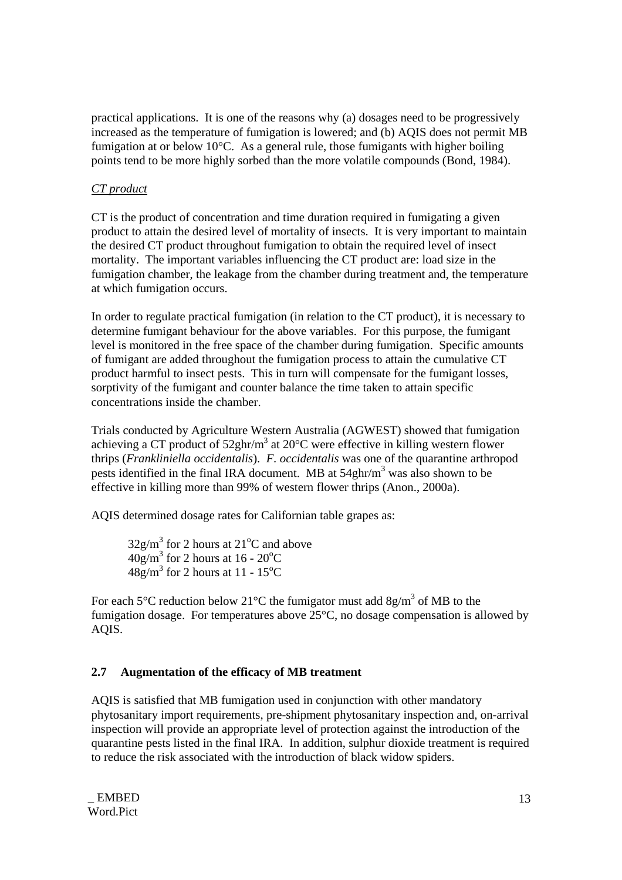practical applications. It is one of the reasons why (a) dosages need to be progressively increased as the temperature of fumigation is lowered; and (b) AQIS does not permit MB fumigation at or below 10°C. As a general rule, those fumigants with higher boiling points tend to be more highly sorbed than the more volatile compounds (Bond, 1984).

*CT product*

CT is the product of concentration and time duration required in fumigating a given product to attain the desired level of mortality of insects. It is very important to maintain the desired CT product throughout fumigation to obtain the required level of insect mortality. The important variables influencing the CT product are: load size in the fumigation chamber, the leakage from the chamber during treatment and, the temperature at which fumigation occurs.

In order to regulate practical fumigation (in relation to the CT product), it is necessary to determine fumigant behaviour for the above variables. For this purpose, the fumigant level is monitored in the free space of the chamber during fumigation. Specific amounts of fumigant are added throughout the fumigation process to attain the cumulative CT product harmful to insect pests. This in turn will compensate for the fumigant losses, sorptivity of the fumigant and counter balance the time taken to attain specific concentrations inside the chamber.

Trials conducted by Agriculture Western Australia (AGWEST) showed that fumigation achieving a CT product of $52 ghr/m^3$ at 20°C were effective in killing western flower thrips (*Frankliniella occidentalis*). *F. occidentalis* was one of the quarantine arthropod pests identified in the final IRA document. MB at $54 ghr/m^3$ was also shown to be effective in killing more than 99% of western flower thrips (Anon., 2000a).

AQIS determined dosage rates for Californian table grapes as:

$32 g/m^3$ for 2 hours at 21°C and above
$40 g/m^3$ for 2 hours at 16 - 20°C
$48 g/m^3$ for 2 hours at 11 - 15°C

For each 5°C reduction below 21°C the fumigator must add $8 g/m^3$ of MB to the fumigation dosage. For temperatures above 25°C, no dosage compensation is allowed by AQIS.

## 2.7 Augmentation of the efficacy of MB treatment

AQIS is satisfied that MB fumigation used in conjunction with other mandatory phytosanitary import requirements, pre-shipment phytosanitary inspection and, on-arrival inspection will provide an appropriate level of protection against the introduction of the quarantine pests listed in the final IRA. In addition, sulphur dioxide treatment is required to reduce the risk associated with the introduction of black widow spiders.

_ EMBED Word.Pict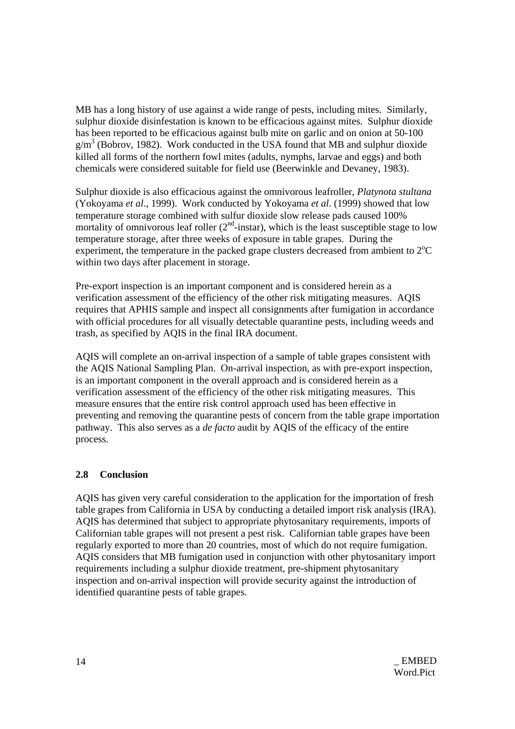MB has a long history of use against a wide range of pests, including mites. Similarly, sulphur dioxide disinfestation is known to be efficacious against mites. Sulphur dioxide has been reported to be efficacious against bulb mite on garlic and on onion at 50-100 $g/m^3$ (Bobrov, 1982). Work conducted in the USA found that MB and sulphur dioxide killed all forms of the northern fowl mites (adults, nymphs, larvae and eggs) and both chemicals were considered suitable for field use (Beerwinkle and Devaney, 1983).

Sulphur dioxide is also efficacious against the omnivorous leafroller, *Platynota stultana* (Yokoyama *et al*., 1999). Work conducted by Yokoyama *et al*. (1999) showed that low temperature storage combined with sulfur dioxide slow release pads caused 100% mortality of omnivorous leaf roller ($2^{nd}$-instar), which is the least susceptible stage to low temperature storage, after three weeks of exposure in table grapes. During the experiment, the temperature in the packed grape clusters decreased from ambient to $2^{o}C$ within two days after placement in storage.

Pre-export inspection is an important component and is considered herein as a verification assessment of the efficiency of the other risk mitigating measures. AQIS requires that APHIS sample and inspect all consignments after fumigation in accordance with official procedures for all visually detectable quarantine pests, including weeds and trash, as specified by AQIS in the final IRA document.

AQIS will complete an on-arrival inspection of a sample of table grapes consistent with the AQIS National Sampling Plan. On-arrival inspection, as with pre-export inspection, is an important component in the overall approach and is considered herein as a verification assessment of the efficiency of the other risk mitigating measures. This measure ensures that the entire risk control approach used has been effective in preventing and removing the quarantine pests of concern from the table grape importation pathway. This also serves as a *de facto* audit by AQIS of the efficacy of the entire process.

## 2.8 Conclusion

AQIS has given very careful consideration to the application for the importation of fresh table grapes from California in USA by conducting a detailed import risk analysis (IRA). AQIS has determined that subject to appropriate phytosanitary requirements, imports of Californian table grapes will not present a pest risk. Californian table grapes have been regularly exported to more than 20 countries, most of which do not require fumigation. AQIS considers that MB fumigation used in conjunction with other phytosanitary import requirements including a sulphur dioxide treatment, pre-shipment phytosanitary inspection and on-arrival inspection will provide security against the introduction of identified quarantine pests of table grapes.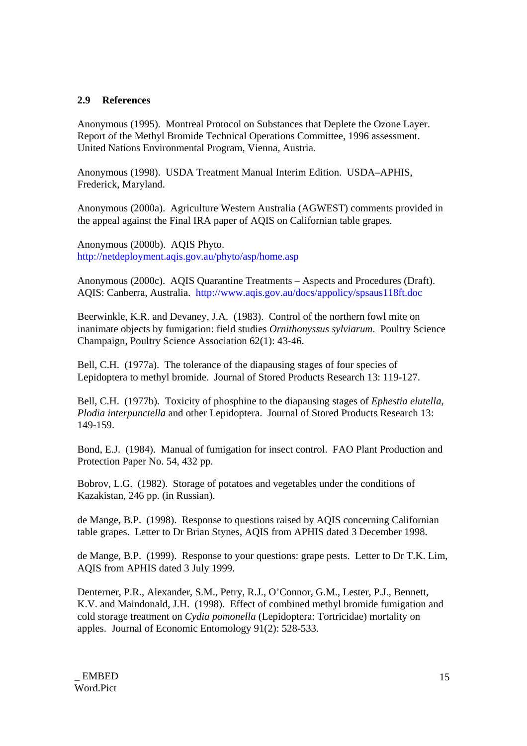## 2.9 References

Anonymous (1995). Montreal Protocol on Substances that Deplete the Ozone Layer. Report of the Methyl Bromide Technical Operations Committee, 1996 assessment. United Nations Environmental Program, Vienna, Austria.

Anonymous (1998). USDA Treatment Manual Interim Edition. USDA–APHIS, Frederick, Maryland.

Anonymous (2000a). Agriculture Western Australia (AGWEST) comments provided in the appeal against the Final IRA paper of AQIS on Californian table grapes.

Anonymous (2000b). AQIS Phyto. http://netdeployment.aqis.gov.au/phyto/asp/home.asp

Anonymous (2000c). AQIS Quarantine Treatments – Aspects and Procedures (Draft). AQIS: Canberra, Australia. http://www.aqis.gov.au/docs/appolicy/spsaus118ft.doc

Beerwinkle, K.R. and Devaney, J.A. (1983). Control of the northern fowl mite on inanimate objects by fumigation: field studies *Ornithonyssus sylviarum*. Poultry Science Champaign, Poultry Science Association 62(1): 43-46.

Bell, C.H. (1977a). The tolerance of the diapausing stages of four species of Lepidoptera to methyl bromide. Journal of Stored Products Research 13: 119-127.

Bell, C.H. (1977b). Toxicity of phosphine to the diapausing stages of *Ephestia elutella*, *Plodia interpunctella* and other Lepidoptera. Journal of Stored Products Research 13: 149-159.

Bond, E.J. (1984). Manual of fumigation for insect control. FAO Plant Production and Protection Paper No. 54, 432 pp.

Bobrov, L.G. (1982). Storage of potatoes and vegetables under the conditions of Kazakistan, 246 pp. (in Russian).

de Mange, B.P. (1998). Response to questions raised by AQIS concerning Californian table grapes. Letter to Dr Brian Stynes, AQIS from APHIS dated 3 December 1998.

de Mange, B.P. (1999). Response to your questions: grape pests. Letter to Dr T.K. Lim, AQIS from APHIS dated 3 July 1999.

Denterner, P.R., Alexander, S.M., Petry, R.J., O'Connor, G.M., Lester, P.J., Bennett, K.V. and Maindonald, J.H. (1998). Effect of combined methyl bromide fumigation and cold storage treatment on *Cydia pomonella* (Lepidoptera: Tortricidae) mortality on apples. Journal of Economic Entomology 91(2): 528-533.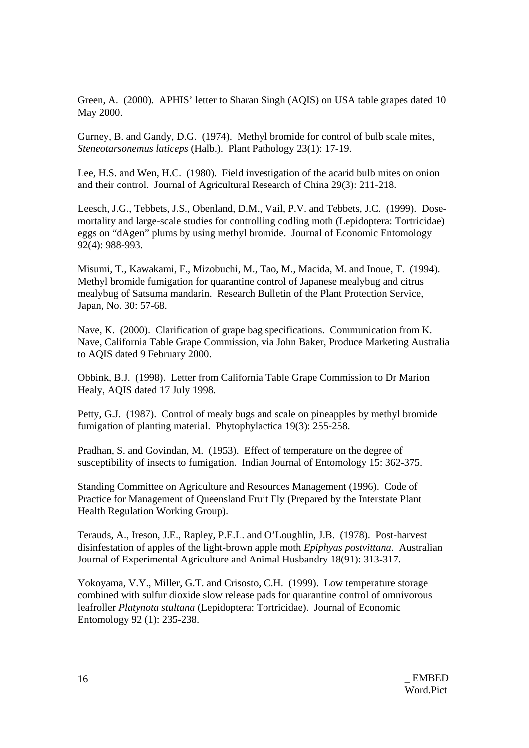Green, A. (2000). APHIS' letter to Sharan Singh (AQIS) on USA table grapes dated 10 May 2000.

Gurney, B. and Gandy, D.G. (1974). Methyl bromide for control of bulb scale mites, *Steneotarsonemus laticeps* (Halb.). Plant Pathology 23(1): 17-19.

Lee, H.S. and Wen, H.C. (1980). Field investigation of the acarid bulb mites on onion and their control. Journal of Agricultural Research of China 29(3): 211-218.

Leesch, J.G., Tebbets, J.S., Obenland, D.M., Vail, P.V. and Tebbets, J.C. (1999). Dose-mortality and large-scale studies for controlling codling moth (Lepidoptera: Tortricidae) eggs on "dAgen" plums by using methyl bromide. Journal of Economic Entomology 92(4): 988-993.

Misumi, T., Kawakami, F., Mizobuchi, M., Tao, M., Macida, M. and Inoue, T. (1994). Methyl bromide fumigation for quarantine control of Japanese mealybug and citrus mealybug of Satsuma mandarin. Research Bulletin of the Plant Protection Service, Japan, No. 30: 57-68.

Nave, K. (2000). Clarification of grape bag specifications. Communication from K. Nave, California Table Grape Commission, via John Baker, Produce Marketing Australia to AQIS dated 9 February 2000.

Obbink, B.J. (1998). Letter from California Table Grape Commission to Dr Marion Healy, AQIS dated 17 July 1998.

Petty, G.J. (1987). Control of mealy bugs and scale on pineapples by methyl bromide fumigation of planting material. Phytophylactica 19(3): 255-258.

Pradhan, S. and Govindan, M. (1953). Effect of temperature on the degree of susceptibility of insects to fumigation. Indian Journal of Entomology 15: 362-375.

Standing Committee on Agriculture and Resources Management (1996). Code of Practice for Management of Queensland Fruit Fly (Prepared by the Interstate Plant Health Regulation Working Group).

Terauds, A., Ireson, J.E., Rapley, P.E.L. and O'Loughlin, J.B. (1978). Post-harvest disinfestation of apples of the light-brown apple moth *Epiphyas postvittana*. Australian Journal of Experimental Agriculture and Animal Husbandry 18(91): 313-317.

Yokoyama, V.Y., Miller, G.T. and Crisosto, C.H. (1999). Low temperature storage combined with sulfur dioxide slow release pads for quarantine control of omnivorous leafroller *Platynota stultana* (Lepidoptera: Tortricidae). Journal of Economic Entomology 92 (1): 235-238.

_ EMBED Word.Pict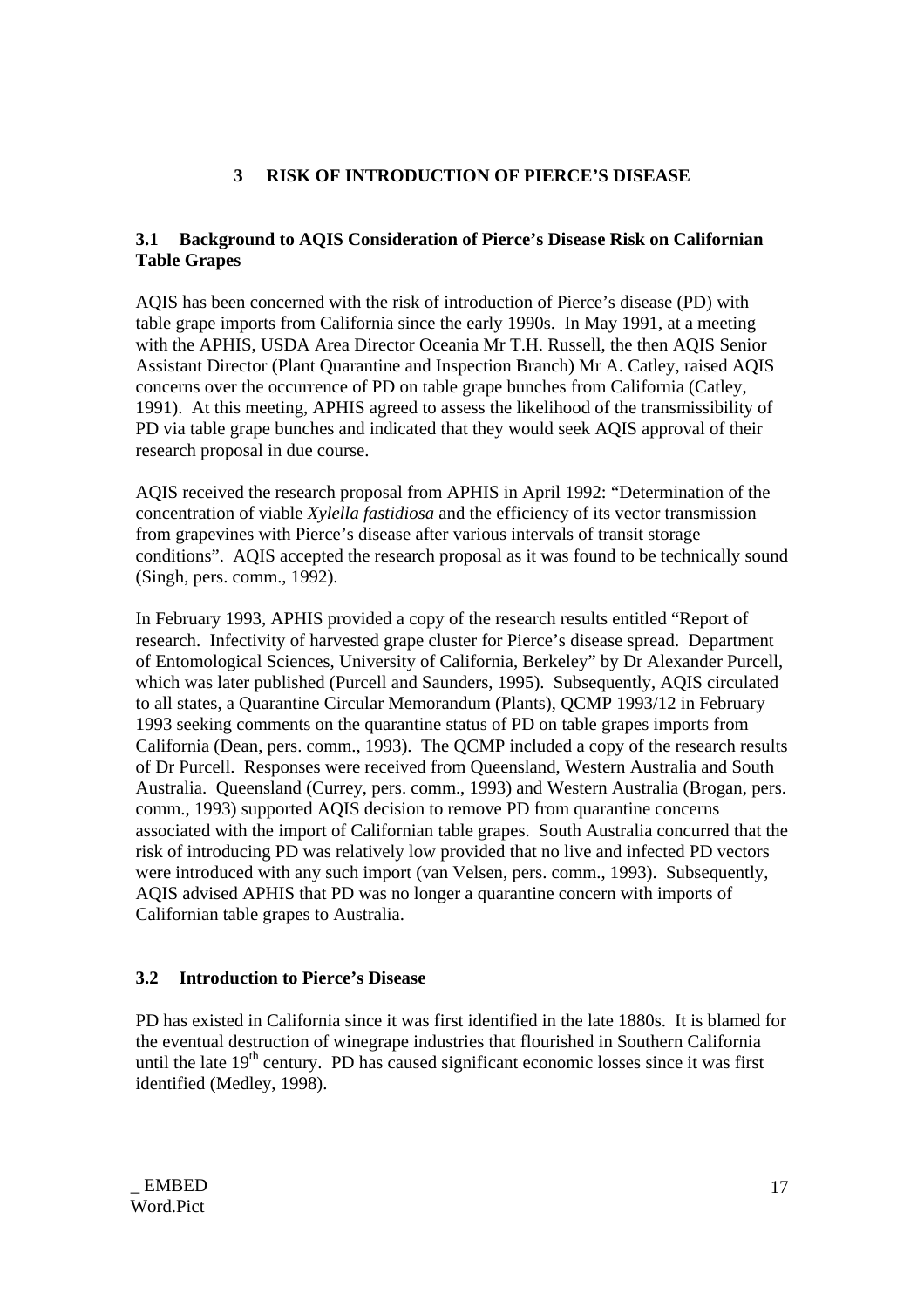# 3 RISK OF INTRODUCTION OF PIERCE'S DISEASE

## 3.1 Background to AQIS Consideration of Pierce's Disease Risk on Californian Table Grapes

AQIS has been concerned with the risk of introduction of Pierce's disease (PD) with table grape imports from California since the early 1990s. In May 1991, at a meeting with the APHIS, USDA Area Director Oceania Mr T.H. Russell, the then AQIS Senior Assistant Director (Plant Quarantine and Inspection Branch) Mr A. Catley, raised AQIS concerns over the occurrence of PD on table grape bunches from California (Catley, 1991). At this meeting, APHIS agreed to assess the likelihood of the transmissibility of PD via table grape bunches and indicated that they would seek AQIS approval of their research proposal in due course.

AQIS received the research proposal from APHIS in April 1992: "Determination of the concentration of viable *Xylella fastidiosa* and the efficiency of its vector transmission from grapevines with Pierce's disease after various intervals of transit storage conditions". AQIS accepted the research proposal as it was found to be technically sound (Singh, pers. comm., 1992).

In February 1993, APHIS provided a copy of the research results entitled "Report of research. Infectivity of harvested grape cluster for Pierce's disease spread. Department of Entomological Sciences, University of California, Berkeley" by Dr Alexander Purcell, which was later published (Purcell and Saunders, 1995). Subsequently, AQIS circulated to all states, a Quarantine Circular Memorandum (Plants), QCMP 1993/12 in February 1993 seeking comments on the quarantine status of PD on table grapes imports from California (Dean, pers. comm., 1993). The QCMP included a copy of the research results of Dr Purcell. Responses were received from Queensland, Western Australia and South Australia. Queensland (Currey, pers. comm., 1993) and Western Australia (Brogan, pers. comm., 1993) supported AQIS decision to remove PD from quarantine concerns associated with the import of Californian table grapes. South Australia concurred that the risk of introducing PD was relatively low provided that no live and infected PD vectors were introduced with any such import (van Velsen, pers. comm., 1993). Subsequently, AQIS advised APHIS that PD was no longer a quarantine concern with imports of Californian table grapes to Australia.

## 3.2 Introduction to Pierce's Disease

PD has existed in California since it was first identified in the late 1880s. It is blamed for the eventual destruction of winegrape industries that flourished in Southern California until the late 19th century. PD has caused significant economic losses since it was first identified (Medley, 1998).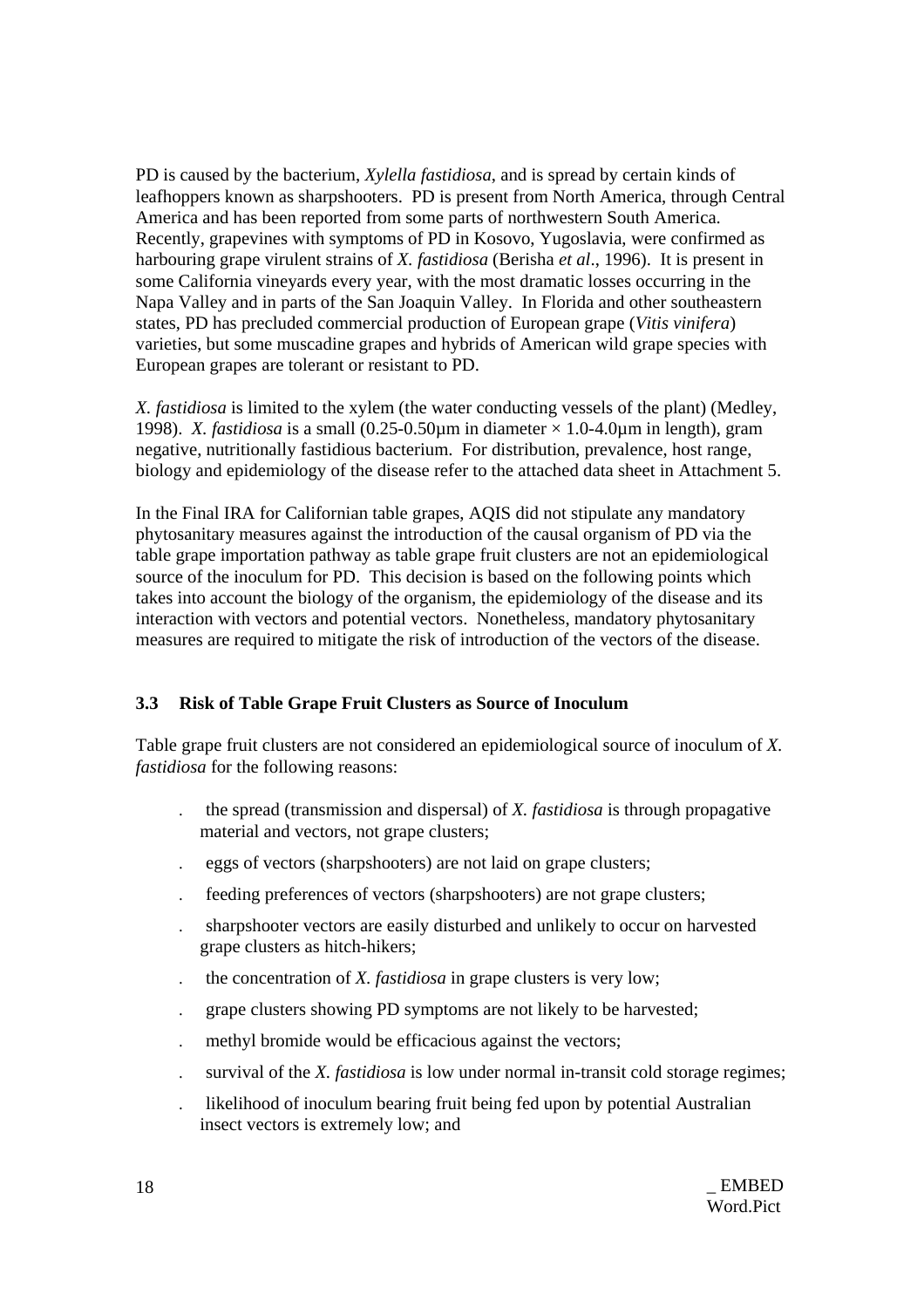PD is caused by the bacterium, *Xylella fastidiosa*, and is spread by certain kinds of leafhoppers known as sharpshooters. PD is present from North America, through Central America and has been reported from some parts of northwestern South America. Recently, grapevines with symptoms of PD in Kosovo, Yugoslavia, were confirmed as harbouring grape virulent strains of *X. fastidiosa* (Berisha *et al*., 1996). It is present in some California vineyards every year, with the most dramatic losses occurring in the Napa Valley and in parts of the San Joaquin Valley. In Florida and other southeastern states, PD has precluded commercial production of European grape (*Vitis vinifera*) varieties, but some muscadine grapes and hybrids of American wild grape species with European grapes are tolerant or resistant to PD.

*X. fastidiosa* is limited to the xylem (the water conducting vessels of the plant) (Medley, 1998). *X. fastidiosa* is a small (0.25-0.50µm in diameter × 1.0-4.0µm in length), gram negative, nutritionally fastidious bacterium. For distribution, prevalence, host range, biology and epidemiology of the disease refer to the attached data sheet in Attachment 5.

In the Final IRA for Californian table grapes, AQIS did not stipulate any mandatory phytosanitary measures against the introduction of the causal organism of PD via the table grape importation pathway as table grape fruit clusters are not an epidemiological source of the inoculum for PD. This decision is based on the following points which takes into account the biology of the organism, the epidemiology of the disease and its interaction with vectors and potential vectors. Nonetheless, mandatory phytosanitary measures are required to mitigate the risk of introduction of the vectors of the disease.

### 3.3 Risk of Table Grape Fruit Clusters as Source of Inoculum

Table grape fruit clusters are not considered an epidemiological source of inoculum of *X. fastidiosa* for the following reasons:

- the spread (transmission and dispersal) of *X. fastidiosa* is through propagative material and vectors, not grape clusters;
- eggs of vectors (sharpshooters) are not laid on grape clusters;
- feeding preferences of vectors (sharpshooters) are not grape clusters;
- sharpshooter vectors are easily disturbed and unlikely to occur on harvested grape clusters as hitch-hikers;
- the concentration of *X. fastidiosa* in grape clusters is very low;
- grape clusters showing PD symptoms are not likely to be harvested;
- methyl bromide would be efficacious against the vectors;
- survival of the *X. fastidiosa* is low under normal in-transit cold storage regimes;
- likelihood of inoculum bearing fruit being fed upon by potential Australian insect vectors is extremely low; and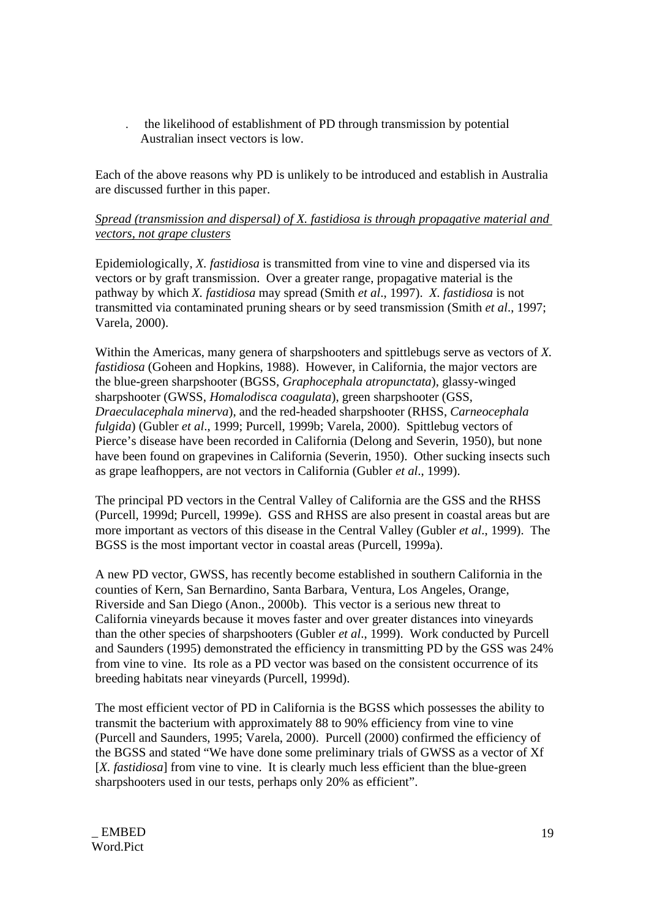- the likelihood of establishment of PD through transmission by potential Australian insect vectors is low.

Each of the above reasons why PD is unlikely to be introduced and establish in Australia are discussed further in this paper.

*Spread (transmission and dispersal) of X. fastidiosa is through propagative material and vectors, not grape clusters*

Epidemiologically, *X. fastidiosa* is transmitted from vine to vine and dispersed via its vectors or by graft transmission. Over a greater range, propagative material is the pathway by which *X. fastidiosa* may spread (Smith *et al*., 1997). *X. fastidiosa* is not transmitted via contaminated pruning shears or by seed transmission (Smith *et al*., 1997; Varela, 2000).

Within the Americas, many genera of sharpshooters and spittlebugs serve as vectors of *X. fastidiosa* (Goheen and Hopkins, 1988). However, in California, the major vectors are the blue-green sharpshooter (BGSS, *Graphocephala atropunctata*), glassy-winged sharpshooter (GWSS, *Homalodisca coagulata*), green sharpshooter (GSS, *Draeculacephala minerva*), and the red-headed sharpshooter (RHSS, *Carneocephala fulgida*) (Gubler *et al*., 1999; Purcell, 1999b; Varela, 2000). Spittlebug vectors of Pierce's disease have been recorded in California (Delong and Severin, 1950), but none have been found on grapevines in California (Severin, 1950). Other sucking insects such as grape leafhoppers, are not vectors in California (Gubler *et al*., 1999).

The principal PD vectors in the Central Valley of California are the GSS and the RHSS (Purcell, 1999d; Purcell, 1999e). GSS and RHSS are also present in coastal areas but are more important as vectors of this disease in the Central Valley (Gubler *et al*., 1999). The BGSS is the most important vector in coastal areas (Purcell, 1999a).

A new PD vector, GWSS, has recently become established in southern California in the counties of Kern, San Bernardino, Santa Barbara, Ventura, Los Angeles, Orange, Riverside and San Diego (Anon., 2000b). This vector is a serious new threat to California vineyards because it moves faster and over greater distances into vineyards than the other species of sharpshooters (Gubler *et al*., 1999). Work conducted by Purcell and Saunders (1995) demonstrated the efficiency in transmitting PD by the GSS was 24% from vine to vine. Its role as a PD vector was based on the consistent occurrence of its breeding habitats near vineyards (Purcell, 1999d).

The most efficient vector of PD in California is the BGSS which possesses the ability to transmit the bacterium with approximately 88 to 90% efficiency from vine to vine (Purcell and Saunders, 1995; Varela, 2000). Purcell (2000) confirmed the efficiency of the BGSS and stated "We have done some preliminary trials of GWSS as a vector of Xf [*X. fastidiosa*] from vine to vine. It is clearly much less efficient than the blue-green sharpshooters used in our tests, perhaps only 20% as efficient".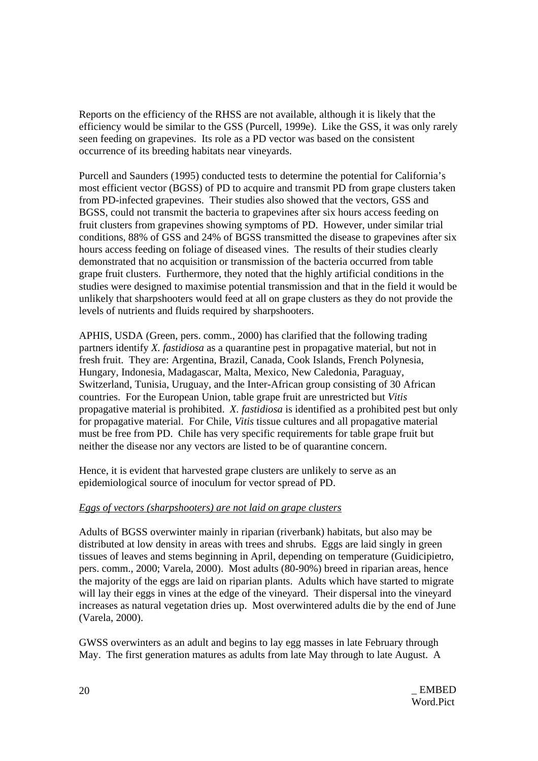Reports on the efficiency of the RHSS are not available, although it is likely that the efficiency would be similar to the GSS (Purcell, 1999e). Like the GSS, it was only rarely seen feeding on grapevines. Its role as a PD vector was based on the consistent occurrence of its breeding habitats near vineyards.

Purcell and Saunders (1995) conducted tests to determine the potential for California's most efficient vector (BGSS) of PD to acquire and transmit PD from grape clusters taken from PD-infected grapevines. Their studies also showed that the vectors, GSS and BGSS, could not transmit the bacteria to grapevines after six hours access feeding on fruit clusters from grapevines showing symptoms of PD. However, under similar trial conditions, 88% of GSS and 24% of BGSS transmitted the disease to grapevines after six hours access feeding on foliage of diseased vines. The results of their studies clearly demonstrated that no acquisition or transmission of the bacteria occurred from table grape fruit clusters. Furthermore, they noted that the highly artificial conditions in the studies were designed to maximise potential transmission and that in the field it would be unlikely that sharpshooters would feed at all on grape clusters as they do not provide the levels of nutrients and fluids required by sharpshooters.

APHIS, USDA (Green, pers. comm., 2000) has clarified that the following trading partners identify *X. fastidiosa* as a quarantine pest in propagative material, but not in fresh fruit. They are: Argentina, Brazil, Canada, Cook Islands, French Polynesia, Hungary, Indonesia, Madagascar, Malta, Mexico, New Caledonia, Paraguay, Switzerland, Tunisia, Uruguay, and the Inter-African group consisting of 30 African countries. For the European Union, table grape fruit are unrestricted but *Vitis* propagative material is prohibited. *X. fastidiosa* is identified as a prohibited pest but only for propagative material. For Chile, *Vitis* tissue cultures and all propagative material must be free from PD. Chile has very specific requirements for table grape fruit but neither the disease nor any vectors are listed to be of quarantine concern.

Hence, it is evident that harvested grape clusters are unlikely to serve as an epidemiological source of inoculum for vector spread of PD.

*Eggs of vectors (sharpshooters) are not laid on grape clusters*

Adults of BGSS overwinter mainly in riparian (riverbank) habitats, but also may be distributed at low density in areas with trees and shrubs. Eggs are laid singly in green tissues of leaves and stems beginning in April, depending on temperature (Guidicipietro, pers. comm., 2000; Varela, 2000). Most adults (80-90%) breed in riparian areas, hence the majority of the eggs are laid on riparian plants. Adults which have started to migrate will lay their eggs in vines at the edge of the vineyard. Their dispersal into the vineyard increases as natural vegetation dries up. Most overwintered adults die by the end of June (Varela, 2000).

GWSS overwinters as an adult and begins to lay egg masses in late February through May. The first generation matures as adults from late May through to late August. A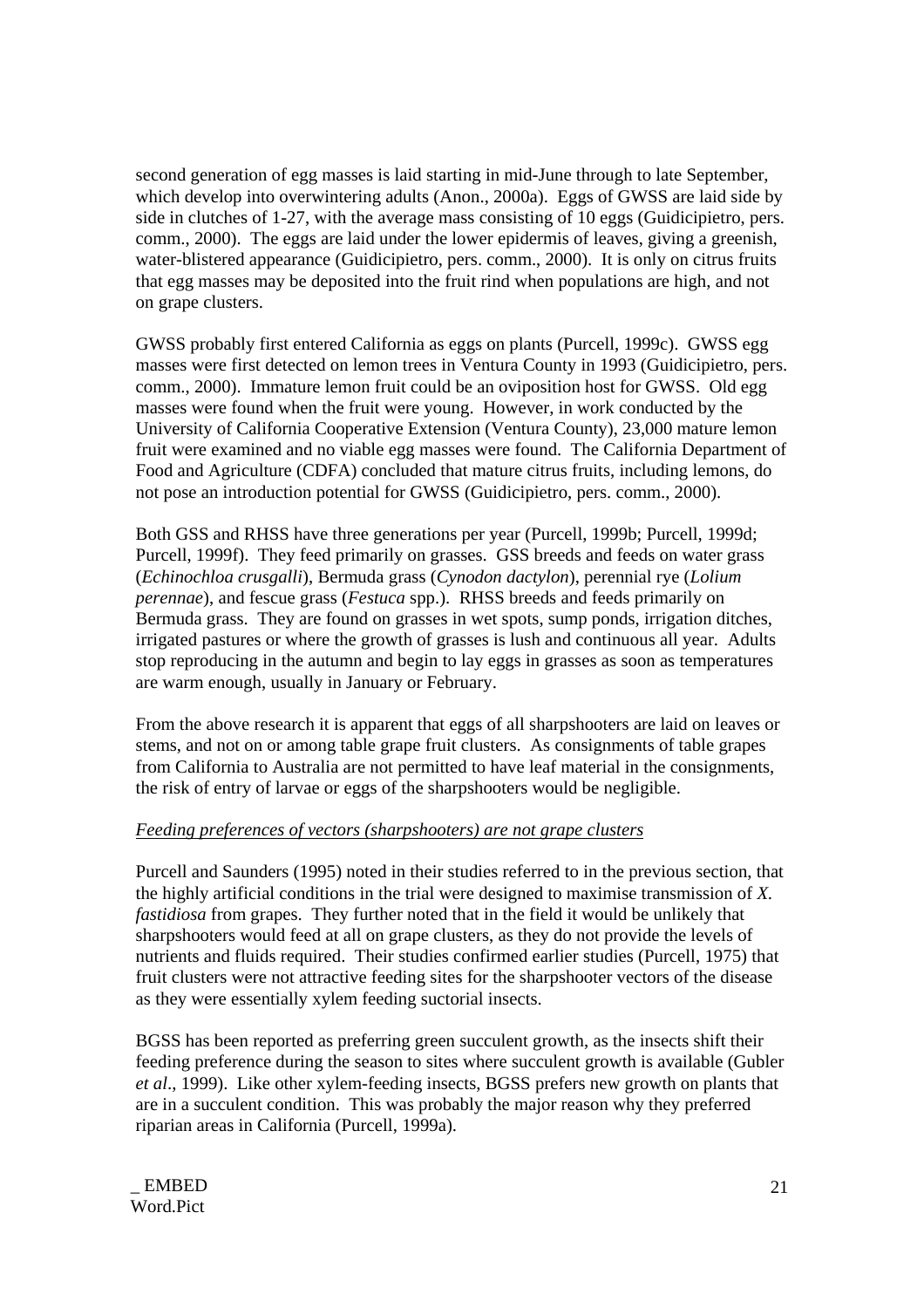second generation of egg masses is laid starting in mid-June through to late September, which develop into overwintering adults (Anon., 2000a). Eggs of GWSS are laid side by side in clutches of 1-27, with the average mass consisting of 10 eggs (Guidicipietro, pers. comm., 2000). The eggs are laid under the lower epidermis of leaves, giving a greenish, water-blistered appearance (Guidicipietro, pers. comm., 2000). It is only on citrus fruits that egg masses may be deposited into the fruit rind when populations are high, and not on grape clusters.

GWSS probably first entered California as eggs on plants (Purcell, 1999c). GWSS egg masses were first detected on lemon trees in Ventura County in 1993 (Guidicipietro, pers. comm., 2000). Immature lemon fruit could be an oviposition host for GWSS. Old egg masses were found when the fruit were young. However, in work conducted by the University of California Cooperative Extension (Ventura County), 23,000 mature lemon fruit were examined and no viable egg masses were found. The California Department of Food and Agriculture (CDFA) concluded that mature citrus fruits, including lemons, do not pose an introduction potential for GWSS (Guidicipietro, pers. comm., 2000).

Both GSS and RHSS have three generations per year (Purcell, 1999b; Purcell, 1999d; Purcell, 1999f). They feed primarily on grasses. GSS breeds and feeds on water grass (*Echinochloa crusgalli*), Bermuda grass (*Cynodon dactylon*), perennial rye (*Lolium perennae*), and fescue grass (*Festuca* spp.). RHSS breeds and feeds primarily on Bermuda grass. They are found on grasses in wet spots, sump ponds, irrigation ditches, irrigated pastures or where the growth of grasses is lush and continuous all year. Adults stop reproducing in the autumn and begin to lay eggs in grasses as soon as temperatures are warm enough, usually in January or February.

From the above research it is apparent that eggs of all sharpshooters are laid on leaves or stems, and not on or among table grape fruit clusters. As consignments of table grapes from California to Australia are not permitted to have leaf material in the consignments, the risk of entry of larvae or eggs of the sharpshooters would be negligible.

*Feeding preferences of vectors (sharpshooters) are not grape clusters*

Purcell and Saunders (1995) noted in their studies referred to in the previous section, that the highly artificial conditions in the trial were designed to maximise transmission of *X. fastidiosa* from grapes. They further noted that in the field it would be unlikely that sharpshooters would feed at all on grape clusters, as they do not provide the levels of nutrients and fluids required. Their studies confirmed earlier studies (Purcell, 1975) that fruit clusters were not attractive feeding sites for the sharpshooter vectors of the disease as they were essentially xylem feeding suctorial insects.

BGSS has been reported as preferring green succulent growth, as the insects shift their feeding preference during the season to sites where succulent growth is available (Gubler *et al*., 1999). Like other xylem-feeding insects, BGSS prefers new growth on plants that are in a succulent condition. This was probably the major reason why they preferred riparian areas in California (Purcell, 1999a).

_ EMBED Word.Pict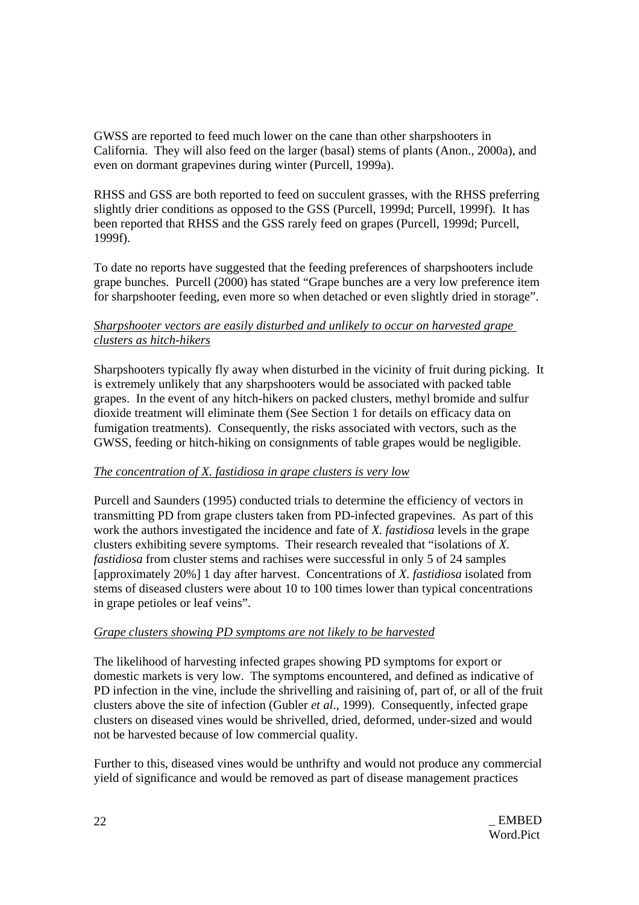GWSS are reported to feed much lower on the cane than other sharpshooters in California. They will also feed on the larger (basal) stems of plants (Anon., 2000a), and even on dormant grapevines during winter (Purcell, 1999a).

RHSS and GSS are both reported to feed on succulent grasses, with the RHSS preferring slightly drier conditions as opposed to the GSS (Purcell, 1999d; Purcell, 1999f). It has been reported that RHSS and the GSS rarely feed on grapes (Purcell, 1999d; Purcell, 1999f).

To date no reports have suggested that the feeding preferences of sharpshooters include grape bunches. Purcell (2000) has stated "Grape bunches are a very low preference item for sharpshooter feeding, even more so when detached or even slightly dried in storage".

*Sharpshooter vectors are easily disturbed and unlikely to occur on harvested grape clusters as hitch-hikers*

Sharpshooters typically fly away when disturbed in the vicinity of fruit during picking. It is extremely unlikely that any sharpshooters would be associated with packed table grapes. In the event of any hitch-hikers on packed clusters, methyl bromide and sulfur dioxide treatment will eliminate them (See Section 1 for details on efficacy data on fumigation treatments). Consequently, the risks associated with vectors, such as the GWSS, feeding or hitch-hiking on consignments of table grapes would be negligible.

*The concentration of X. fastidiosa in grape clusters is very low*

Purcell and Saunders (1995) conducted trials to determine the efficiency of vectors in transmitting PD from grape clusters taken from PD-infected grapevines. As part of this work the authors investigated the incidence and fate of *X. fastidiosa* levels in the grape clusters exhibiting severe symptoms. Their research revealed that "isolations of *X. fastidiosa* from cluster stems and rachises were successful in only 5 of 24 samples [approximately 20%] 1 day after harvest. Concentrations of *X. fastidiosa* isolated from stems of diseased clusters were about 10 to 100 times lower than typical concentrations in grape petioles or leaf veins".

*Grape clusters showing PD symptoms are not likely to be harvested*

The likelihood of harvesting infected grapes showing PD symptoms for export or domestic markets is very low. The symptoms encountered, and defined as indicative of PD infection in the vine, include the shrivelling and raisining of, part of, or all of the fruit clusters above the site of infection (Gubler *et al*., 1999). Consequently, infected grape clusters on diseased vines would be shrivelled, dried, deformed, under-sized and would not be harvested because of low commercial quality.

Further to this, diseased vines would be unthrifty and would not produce any commercial yield of significance and would be removed as part of disease management practices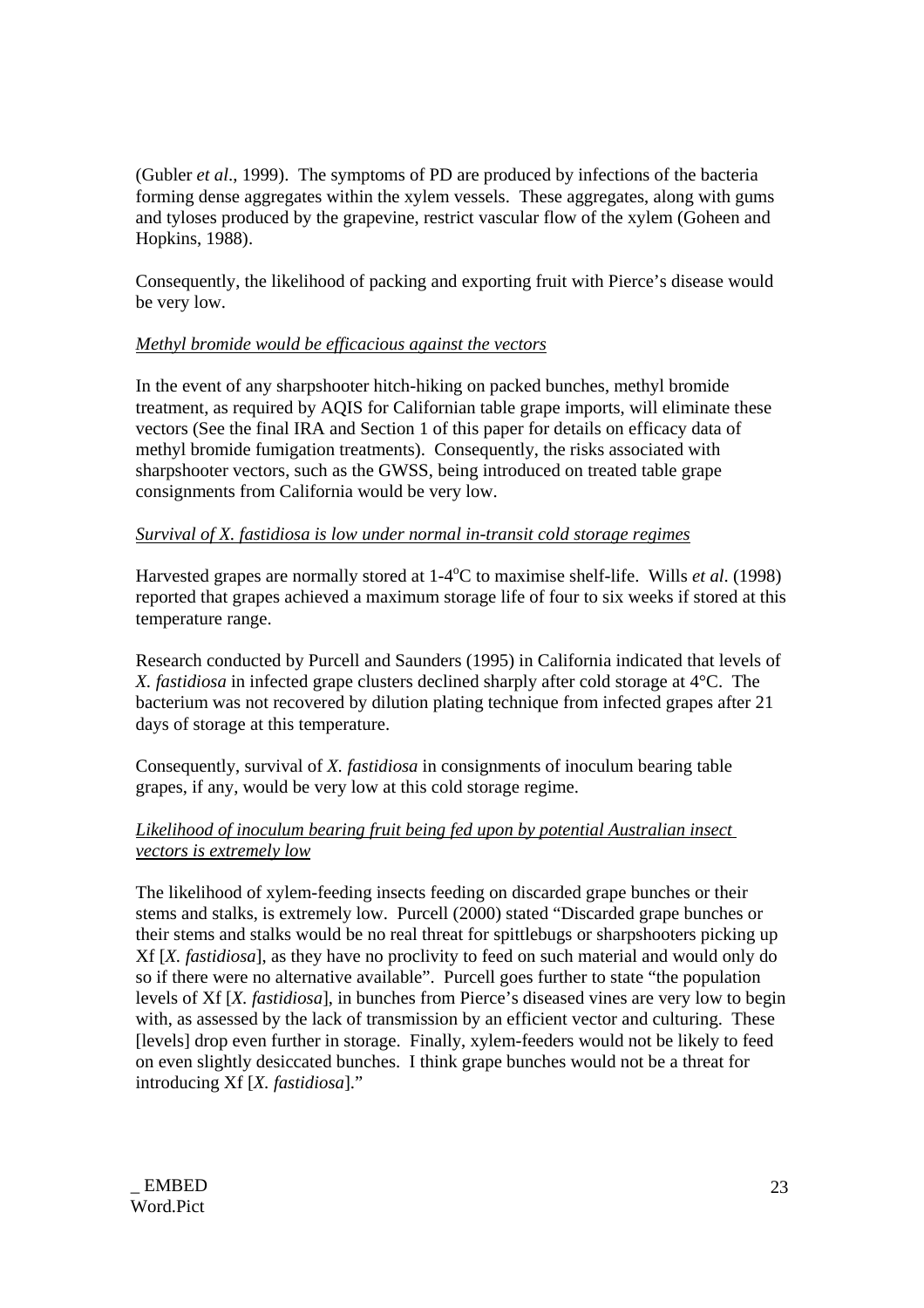(Gubler *et al*., 1999). The symptoms of PD are produced by infections of the bacteria forming dense aggregates within the xylem vessels. These aggregates, along with gums and tyloses produced by the grapevine, restrict vascular flow of the xylem (Goheen and Hopkins, 1988).

Consequently, the likelihood of packing and exporting fruit with Pierce's disease would be very low.

*Methyl bromide would be efficacious against the vectors*

In the event of any sharpshooter hitch-hiking on packed bunches, methyl bromide treatment, as required by AQIS for Californian table grape imports, will eliminate these vectors (See the final IRA and Section 1 of this paper for details on efficacy data of methyl bromide fumigation treatments). Consequently, the risks associated with sharpshooter vectors, such as the GWSS, being introduced on treated table grape consignments from California would be very low.

*Survival of X. fastidiosa is low under normal in-transit cold storage regimes*

Harvested grapes are normally stored at 1-4$^{o}$C to maximise shelf-life. Wills *et al*. (1998) reported that grapes achieved a maximum storage life of four to six weeks if stored at this temperature range.

Research conducted by Purcell and Saunders (1995) in California indicated that levels of *X. fastidiosa* in infected grape clusters declined sharply after cold storage at 4°C. The bacterium was not recovered by dilution plating technique from infected grapes after 21 days of storage at this temperature.

Consequently, survival of *X. fastidiosa* in consignments of inoculum bearing table grapes, if any, would be very low at this cold storage regime.

*Likelihood of inoculum bearing fruit being fed upon by potential Australian insect vectors is extremely low*

The likelihood of xylem-feeding insects feeding on discarded grape bunches or their stems and stalks, is extremely low. Purcell (2000) stated "Discarded grape bunches or their stems and stalks would be no real threat for spittlebugs or sharpshooters picking up Xf [*X. fastidiosa*], as they have no proclivity to feed on such material and would only do so if there were no alternative available". Purcell goes further to state "the population levels of Xf [*X. fastidiosa*], in bunches from Pierce's diseased vines are very low to begin with, as assessed by the lack of transmission by an efficient vector and culturing. These [levels] drop even further in storage. Finally, xylem-feeders would not be likely to feed on even slightly desiccated bunches. I think grape bunches would not be a threat for introducing Xf [*X. fastidiosa*]."

_ EMBED Word.Pict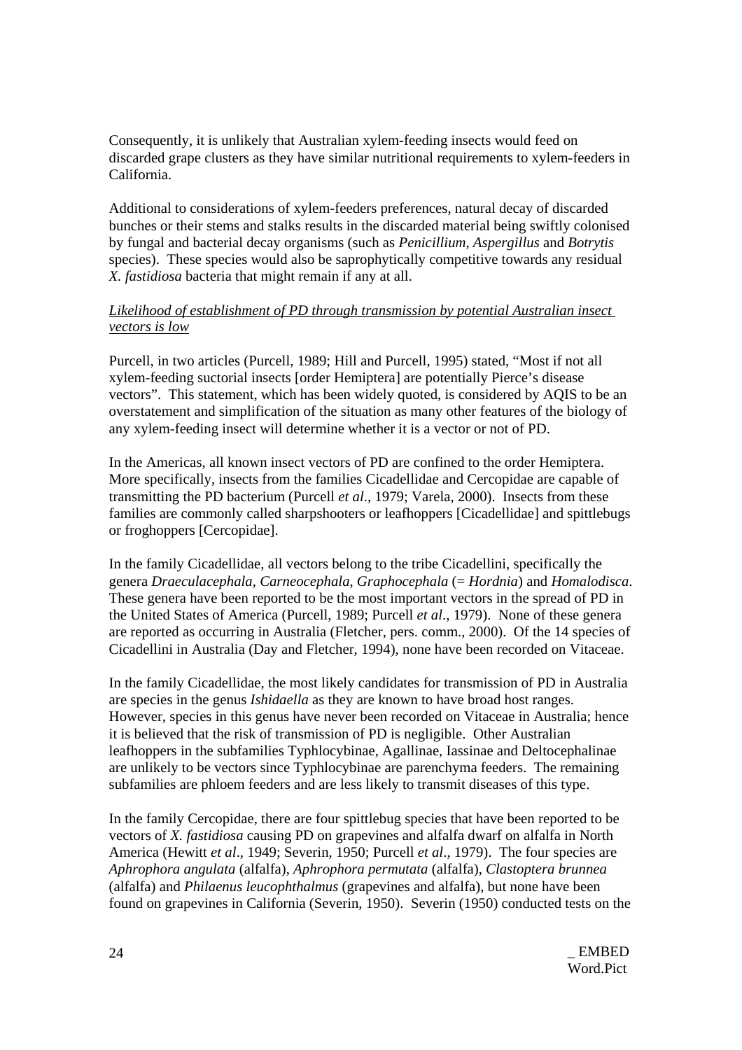Consequently, it is unlikely that Australian xylem-feeding insects would feed on discarded grape clusters as they have similar nutritional requirements to xylem-feeders in California.

Additional to considerations of xylem-feeders preferences, natural decay of discarded bunches or their stems and stalks results in the discarded material being swiftly colonised by fungal and bacterial decay organisms (such as *Penicillium*, *Aspergillus* and *Botrytis* species). These species would also be saprophytically competitive towards any residual *X. fastidiosa* bacteria that might remain if any at all.

*Likelihood of establishment of PD through transmission by potential Australian insect vectors is low*

Purcell, in two articles (Purcell, 1989; Hill and Purcell, 1995) stated, "Most if not all xylem-feeding suctorial insects [order Hemiptera] are potentially Pierce's disease vectors". This statement, which has been widely quoted, is considered by AQIS to be an overstatement and simplification of the situation as many other features of the biology of any xylem-feeding insect will determine whether it is a vector or not of PD.

In the Americas, all known insect vectors of PD are confined to the order Hemiptera. More specifically, insects from the families Cicadellidae and Cercopidae are capable of transmitting the PD bacterium (Purcell *et al*., 1979; Varela, 2000). Insects from these families are commonly called sharpshooters or leafhoppers [Cicadellidae] and spittlebugs or froghoppers [Cercopidae].

In the family Cicadellidae, all vectors belong to the tribe Cicadellini, specifically the genera *Draeculacephala*, *Carneocephala*, *Graphocephala* (= *Hordnia*) and *Homalodisca*. These genera have been reported to be the most important vectors in the spread of PD in the United States of America (Purcell, 1989; Purcell *et al*., 1979). None of these genera are reported as occurring in Australia (Fletcher, pers. comm., 2000). Of the 14 species of Cicadellini in Australia (Day and Fletcher, 1994), none have been recorded on Vitaceae.

In the family Cicadellidae, the most likely candidates for transmission of PD in Australia are species in the genus *Ishidaella* as they are known to have broad host ranges. However, species in this genus have never been recorded on Vitaceae in Australia; hence it is believed that the risk of transmission of PD is negligible. Other Australian leafhoppers in the subfamilies Typhlocybinae, Agallinae, Iassinae and Deltocephalinae are unlikely to be vectors since Typhlocybinae are parenchyma feeders. The remaining subfamilies are phloem feeders and are less likely to transmit diseases of this type.

In the family Cercopidae, there are four spittlebug species that have been reported to be vectors of *X. fastidiosa* causing PD on grapevines and alfalfa dwarf on alfalfa in North America (Hewitt *et al*., 1949; Severin, 1950; Purcell *et al*., 1979). The four species are *Aphrophora angulata* (alfalfa), *Aphrophora permutata* (alfalfa), *Clastoptera brunnea* (alfalfa) and *Philaenus leucophthalmus* (grapevines and alfalfa), but none have been found on grapevines in California (Severin, 1950). Severin (1950) conducted tests on the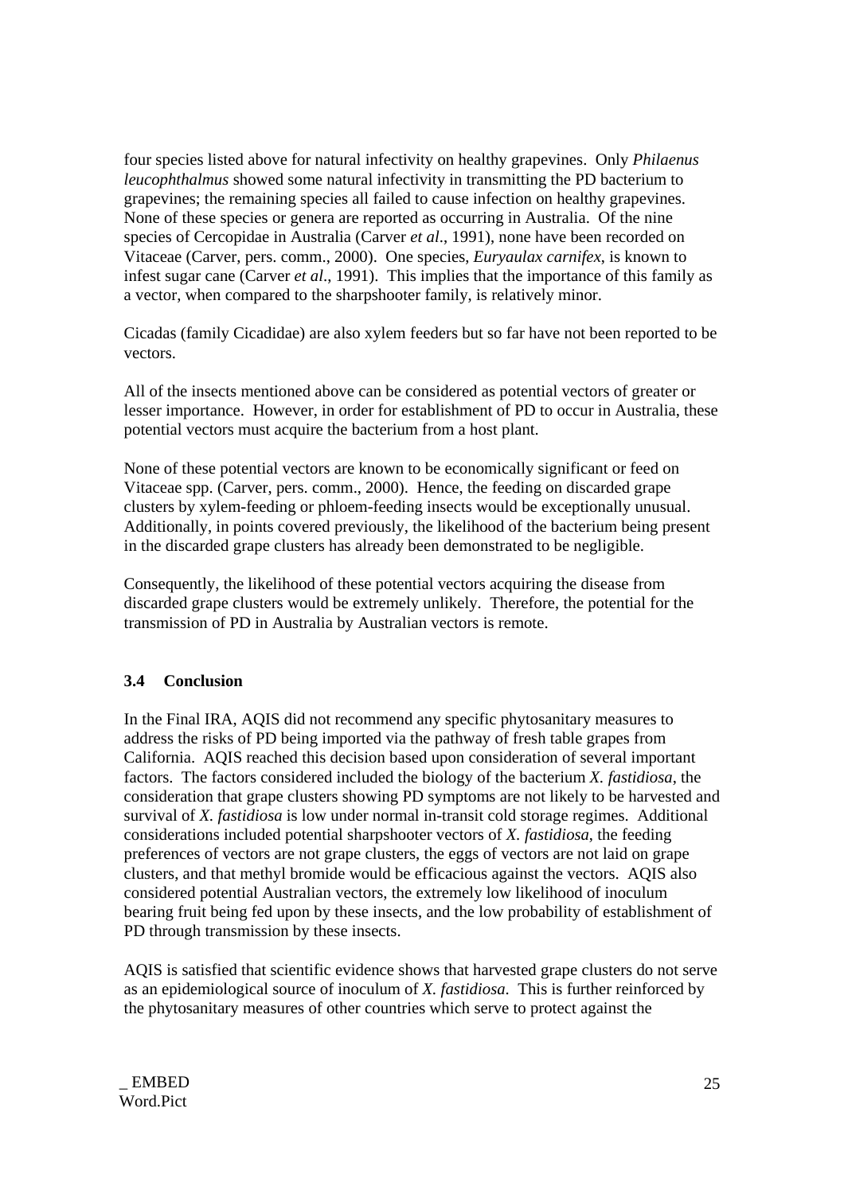four species listed above for natural infectivity on healthy grapevines. Only *Philaenus leucophthalmus* showed some natural infectivity in transmitting the PD bacterium to grapevines; the remaining species all failed to cause infection on healthy grapevines. None of these species or genera are reported as occurring in Australia. Of the nine species of Cercopidae in Australia (Carver *et al*., 1991), none have been recorded on Vitaceae (Carver, pers. comm., 2000). One species, *Euryaulax carnifex*, is known to infest sugar cane (Carver *et al*., 1991). This implies that the importance of this family as a vector, when compared to the sharpshooter family, is relatively minor.

Cicadas (family Cicadidae) are also xylem feeders but so far have not been reported to be vectors.

All of the insects mentioned above can be considered as potential vectors of greater or lesser importance. However, in order for establishment of PD to occur in Australia, these potential vectors must acquire the bacterium from a host plant.

None of these potential vectors are known to be economically significant or feed on Vitaceae spp. (Carver, pers. comm., 2000). Hence, the feeding on discarded grape clusters by xylem-feeding or phloem-feeding insects would be exceptionally unusual. Additionally, in points covered previously, the likelihood of the bacterium being present in the discarded grape clusters has already been demonstrated to be negligible.

Consequently, the likelihood of these potential vectors acquiring the disease from discarded grape clusters would be extremely unlikely. Therefore, the potential for the transmission of PD in Australia by Australian vectors is remote.

### 3.4 Conclusion

In the Final IRA, AQIS did not recommend any specific phytosanitary measures to address the risks of PD being imported via the pathway of fresh table grapes from California. AQIS reached this decision based upon consideration of several important factors. The factors considered included the biology of the bacterium *X. fastidiosa*, the consideration that grape clusters showing PD symptoms are not likely to be harvested and survival of *X. fastidiosa* is low under normal in-transit cold storage regimes. Additional considerations included potential sharpshooter vectors of *X. fastidiosa*, the feeding preferences of vectors are not grape clusters, the eggs of vectors are not laid on grape clusters, and that methyl bromide would be efficacious against the vectors. AQIS also considered potential Australian vectors, the extremely low likelihood of inoculum bearing fruit being fed upon by these insects, and the low probability of establishment of PD through transmission by these insects.

AQIS is satisfied that scientific evidence shows that harvested grape clusters do not serve as an epidemiological source of inoculum of *X. fastidiosa*. This is further reinforced by the phytosanitary measures of other countries which serve to protect against the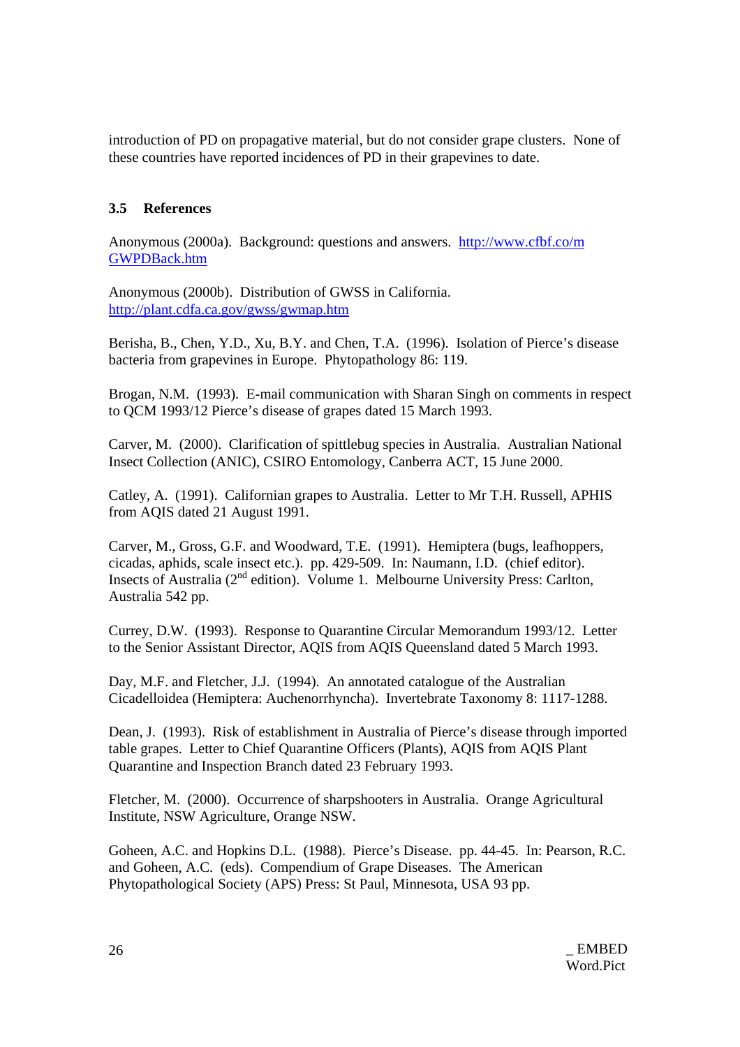introduction of PD on propagative material, but do not consider grape clusters. None of these countries have reported incidences of PD in their grapevines to date.

### 3.5 References

Anonymous (2000a). Background: questions and answers. http://www.cfbf.co/mGWPDBack.htm

Anonymous (2000b). Distribution of GWSS in California. http://plant.cdfa.ca.gov/gwss/gwmap.htm

Berisha, B., Chen, Y.D., Xu, B.Y. and Chen, T.A. (1996). Isolation of Pierce's disease bacteria from grapevines in Europe. Phytopathology 86: 119.

Brogan, N.M. (1993). E-mail communication with Sharan Singh on comments in respect to QCM 1993/12 Pierce's disease of grapes dated 15 March 1993.

Carver, M. (2000). Clarification of spittlebug species in Australia. Australian National Insect Collection (ANIC), CSIRO Entomology, Canberra ACT, 15 June 2000.

Catley, A. (1991). Californian grapes to Australia. Letter to Mr T.H. Russell, APHIS from AQIS dated 21 August 1991.

Carver, M., Gross, G.F. and Woodward, T.E. (1991). Hemiptera (bugs, leafhoppers, cicadas, aphids, scale insect etc.). pp. 429-509. In: Naumann, I.D. (chief editor). Insects of Australia (2nd edition). Volume 1. Melbourne University Press: Carlton, Australia 542 pp.

Currey, D.W. (1993). Response to Quarantine Circular Memorandum 1993/12. Letter to the Senior Assistant Director, AQIS from AQIS Queensland dated 5 March 1993.

Day, M.F. and Fletcher, J.J. (1994). An annotated catalogue of the Australian Cicadelloidea (Hemiptera: Auchenorrhyncha). Invertebrate Taxonomy 8: 1117-1288.

Dean, J. (1993). Risk of establishment in Australia of Pierce's disease through imported table grapes. Letter to Chief Quarantine Officers (Plants), AQIS from AQIS Plant Quarantine and Inspection Branch dated 23 February 1993.

Fletcher, M. (2000). Occurrence of sharpshooters in Australia. Orange Agricultural Institute, NSW Agriculture, Orange NSW.

Goheen, A.C. and Hopkins D.L. (1988). Pierce's Disease. pp. 44-45. In: Pearson, R.C. and Goheen, A.C. (eds). Compendium of Grape Diseases. The American Phytopathological Society (APS) Press: St Paul, Minnesota, USA 93 pp.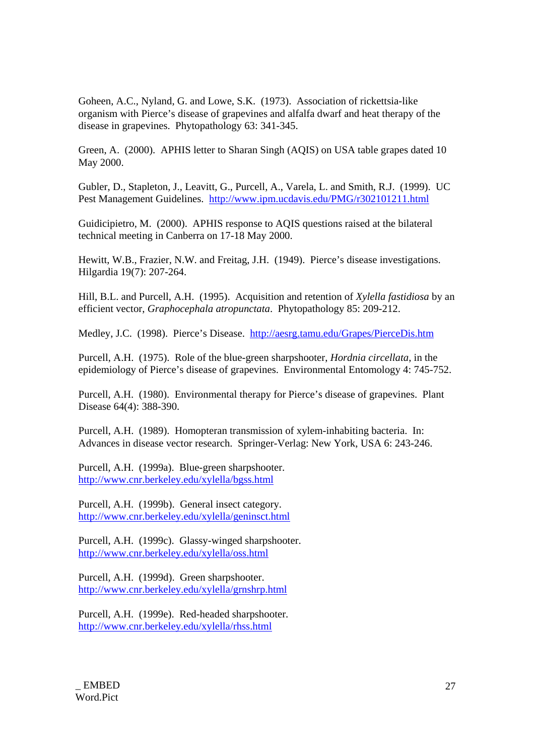Goheen, A.C., Nyland, G. and Lowe, S.K. (1973). Association of rickettsia-like organism with Pierce's disease of grapevines and alfalfa dwarf and heat therapy of the disease in grapevines. Phytopathology 63: 341-345.

Green, A. (2000). APHIS letter to Sharan Singh (AQIS) on USA table grapes dated 10 May 2000.

Gubler, D., Stapleton, J., Leavitt, G., Purcell, A., Varela, L. and Smith, R.J. (1999). UC Pest Management Guidelines. http://www.ipm.ucdavis.edu/PMG/r302101211.html

Guidicipietro, M. (2000). APHIS response to AQIS questions raised at the bilateral technical meeting in Canberra on 17-18 May 2000.

Hewitt, W.B., Frazier, N.W. and Freitag, J.H. (1949). Pierce's disease investigations. Hilgardia 19(7): 207-264.

Hill, B.L. and Purcell, A.H. (1995). Acquisition and retention of *Xylella fastidiosa* by an efficient vector, *Graphocephala atropunctata*. Phytopathology 85: 209-212.

Medley, J.C. (1998). Pierce's Disease. http://aesrg.tamu.edu/Grapes/PierceDis.htm

Purcell, A.H. (1975). Role of the blue-green sharpshooter, *Hordnia circellata*, in the epidemiology of Pierce's disease of grapevines. Environmental Entomology 4: 745-752.

Purcell, A.H. (1980). Environmental therapy for Pierce's disease of grapevines. Plant Disease 64(4): 388-390.

Purcell, A.H. (1989). Homopteran transmission of xylem-inhabiting bacteria. In: Advances in disease vector research. Springer-Verlag: New York, USA 6: 243-246.

Purcell, A.H. (1999a). Blue-green sharpshooter. http://www.cnr.berkeley.edu/xylella/bgss.html

Purcell, A.H. (1999b). General insect category. http://www.cnr.berkeley.edu/xylella/geninsct.html

Purcell, A.H. (1999c). Glassy-winged sharpshooter. http://www.cnr.berkeley.edu/xylella/oss.html

Purcell, A.H. (1999d). Green sharpshooter. http://www.cnr.berkeley.edu/xylella/grnshrp.html

Purcell, A.H. (1999e). Red-headed sharpshooter. http://www.cnr.berkeley.edu/xylella/rhss.html

_ EMBED Word.Pict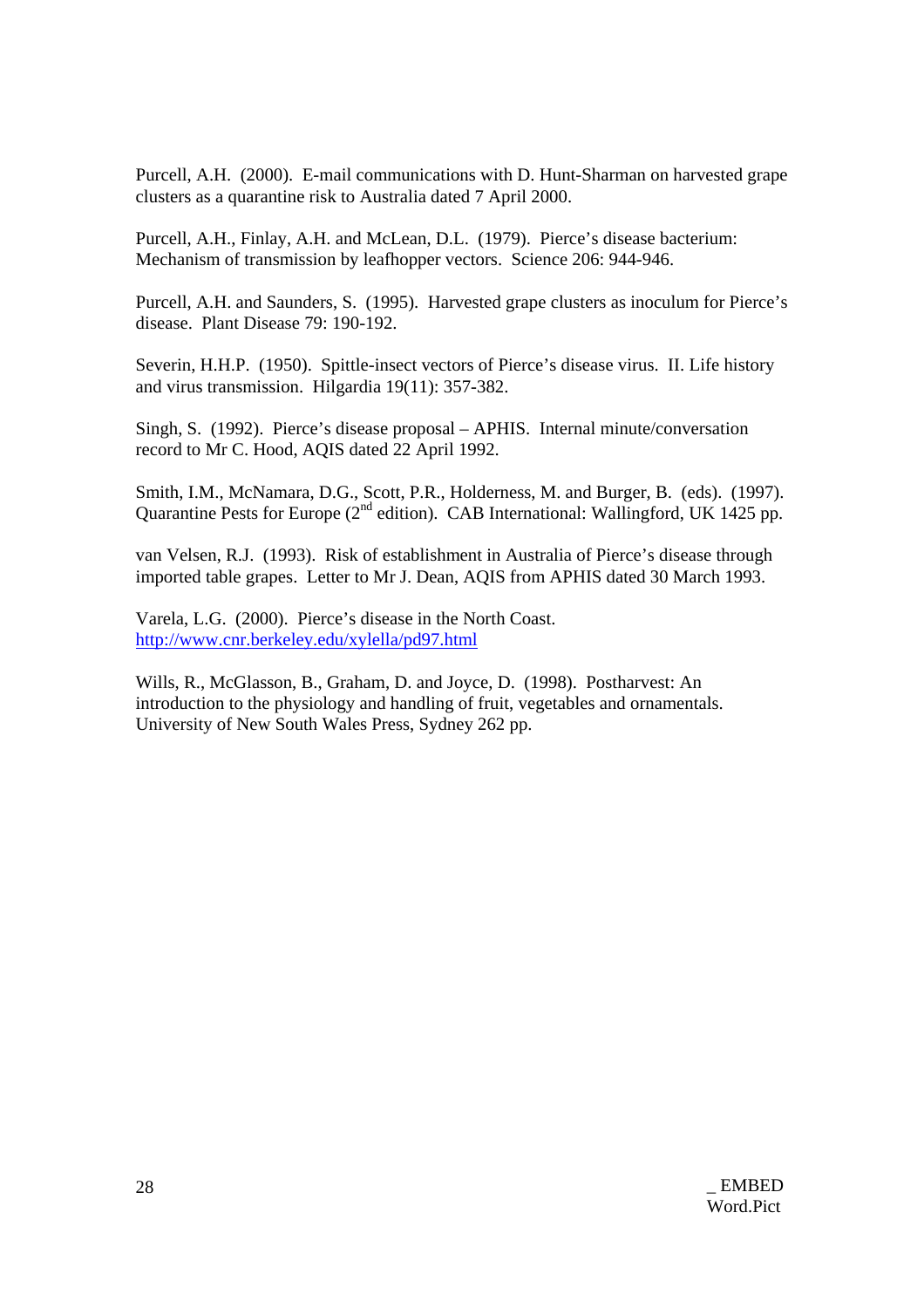Purcell, A.H. (2000). E-mail communications with D. Hunt-Sharman on harvested grape clusters as a quarantine risk to Australia dated 7 April 2000.

Purcell, A.H., Finlay, A.H. and McLean, D.L. (1979). Pierce's disease bacterium: Mechanism of transmission by leafhopper vectors. Science 206: 944-946.

Purcell, A.H. and Saunders, S. (1995). Harvested grape clusters as inoculum for Pierce's disease. Plant Disease 79: 190-192.

Severin, H.H.P. (1950). Spittle-insect vectors of Pierce's disease virus. II. Life history and virus transmission. Hilgardia 19(11): 357-382.

Singh, S. (1992). Pierce's disease proposal – APHIS. Internal minute/conversation record to Mr C. Hood, AQIS dated 22 April 1992.

Smith, I.M., McNamara, D.G., Scott, P.R., Holderness, M. and Burger, B. (eds). (1997). Quarantine Pests for Europe (2nd edition). CAB International: Wallingford, UK 1425 pp.

van Velsen, R.J. (1993). Risk of establishment in Australia of Pierce's disease through imported table grapes. Letter to Mr J. Dean, AQIS from APHIS dated 30 March 1993.

Varela, L.G. (2000). Pierce's disease in the North Coast. http://www.cnr.berkeley.edu/xylella/pd97.html

Wills, R., McGlasson, B., Graham, D. and Joyce, D. (1998). Postharvest: An introduction to the physiology and handling of fruit, vegetables and ornamentals. University of New South Wales Press, Sydney 262 pp.

_ EMBED Word.Pict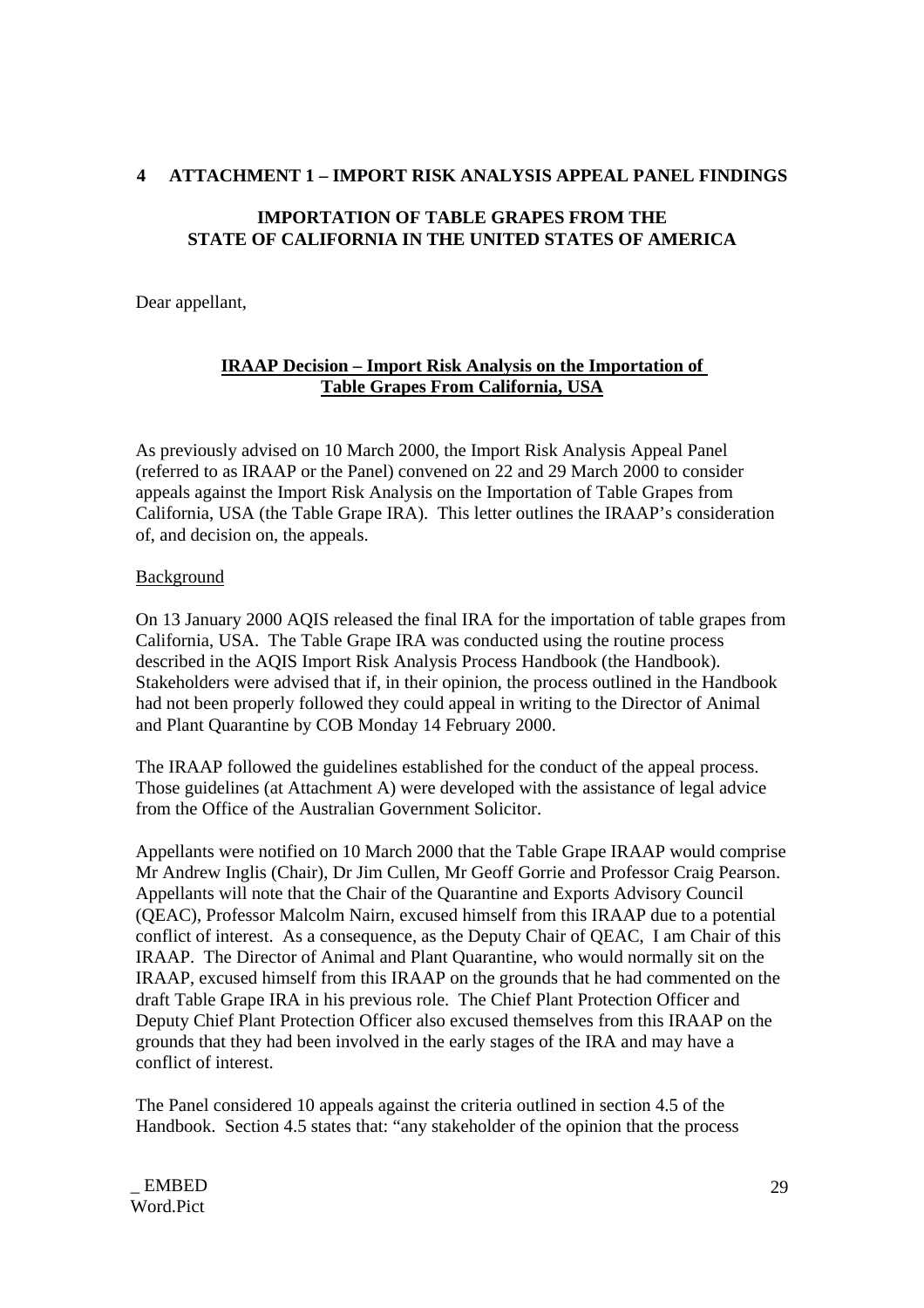## 4 ATTACHMENT 1 – IMPORT RISK ANALYSIS APPEAL PANEL FINDINGS

### IMPORTATION OF TABLE GRAPES FROM THE STATE OF CALIFORNIA IN THE UNITED STATES OF AMERICA

Dear appellant,

**IRAAP Decision – Import Risk Analysis on the Importation of Table Grapes From California, USA**

As previously advised on 10 March 2000, the Import Risk Analysis Appeal Panel (referred to as IRAAP or the Panel) convened on 22 and 29 March 2000 to consider appeals against the Import Risk Analysis on the Importation of Table Grapes from California, USA (the Table Grape IRA). This letter outlines the IRAAP's consideration of, and decision on, the appeals.

Background

On 13 January 2000 AQIS released the final IRA for the importation of table grapes from California, USA. The Table Grape IRA was conducted using the routine process described in the AQIS Import Risk Analysis Process Handbook (the Handbook). Stakeholders were advised that if, in their opinion, the process outlined in the Handbook had not been properly followed they could appeal in writing to the Director of Animal and Plant Quarantine by COB Monday 14 February 2000.

The IRAAP followed the guidelines established for the conduct of the appeal process. Those guidelines (at Attachment A) were developed with the assistance of legal advice from the Office of the Australian Government Solicitor.

Appellants were notified on 10 March 2000 that the Table Grape IRAAP would comprise Mr Andrew Inglis (Chair), Dr Jim Cullen, Mr Geoff Gorrie and Professor Craig Pearson. Appellants will note that the Chair of the Quarantine and Exports Advisory Council (QEAC), Professor Malcolm Nairn, excused himself from this IRAAP due to a potential conflict of interest. As a consequence, as the Deputy Chair of QEAC, I am Chair of this IRAAP. The Director of Animal and Plant Quarantine, who would normally sit on the IRAAP, excused himself from this IRAAP on the grounds that he had commented on the draft Table Grape IRA in his previous role. The Chief Plant Protection Officer and Deputy Chief Plant Protection Officer also excused themselves from this IRAAP on the grounds that they had been involved in the early stages of the IRA and may have a conflict of interest.

The Panel considered 10 appeals against the criteria outlined in section 4.5 of the Handbook. Section 4.5 states that: "any stakeholder of the opinion that the process

_ EMBED Word.Pict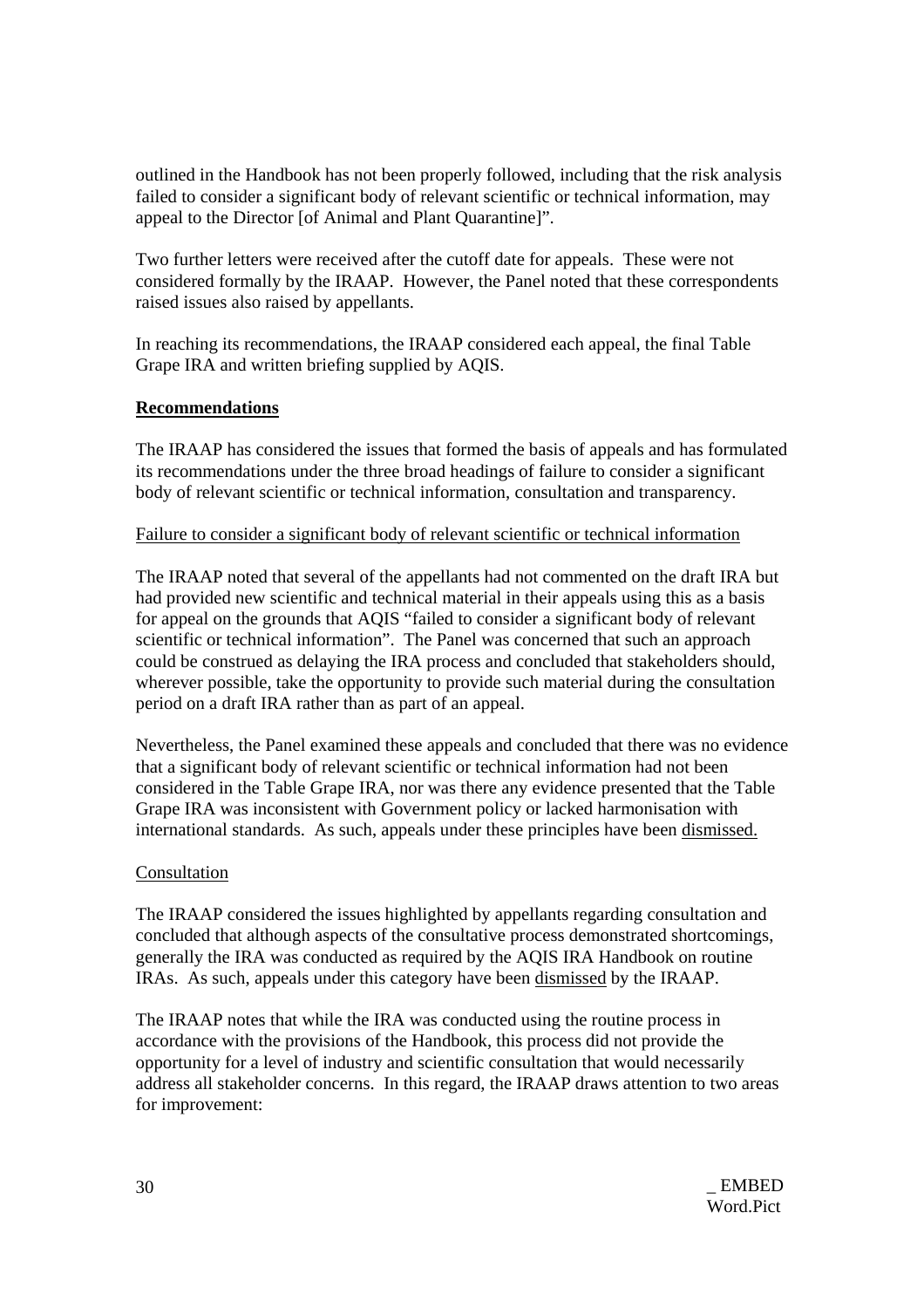outlined in the Handbook has not been properly followed, including that the risk analysis failed to consider a significant body of relevant scientific or technical information, may appeal to the Director [of Animal and Plant Quarantine]".

Two further letters were received after the cutoff date for appeals. These were not considered formally by the IRAAP. However, the Panel noted that these correspondents raised issues also raised by appellants.

In reaching its recommendations, the IRAAP considered each appeal, the final Table Grape IRA and written briefing supplied by AQIS.

**Recommendations**

The IRAAP has considered the issues that formed the basis of appeals and has formulated its recommendations under the three broad headings of failure to consider a significant body of relevant scientific or technical information, consultation and transparency.

Failure to consider a significant body of relevant scientific or technical information

The IRAAP noted that several of the appellants had not commented on the draft IRA but had provided new scientific and technical material in their appeals using this as a basis for appeal on the grounds that AQIS "failed to consider a significant body of relevant scientific or technical information". The Panel was concerned that such an approach could be construed as delaying the IRA process and concluded that stakeholders should, wherever possible, take the opportunity to provide such material during the consultation period on a draft IRA rather than as part of an appeal.

Nevertheless, the Panel examined these appeals and concluded that there was no evidence that a significant body of relevant scientific or technical information had not been considered in the Table Grape IRA, nor was there any evidence presented that the Table Grape IRA was inconsistent with Government policy or lacked harmonisation with international standards. As such, appeals under these principles have been dismissed.

Consultation

The IRAAP considered the issues highlighted by appellants regarding consultation and concluded that although aspects of the consultative process demonstrated shortcomings, generally the IRA was conducted as required by the AQIS IRA Handbook on routine IRAs. As such, appeals under this category have been dismissed by the IRAAP.

The IRAAP notes that while the IRA was conducted using the routine process in accordance with the provisions of the Handbook, this process did not provide the opportunity for a level of industry and scientific consultation that would necessarily address all stakeholder concerns. In this regard, the IRAAP draws attention to two areas for improvement: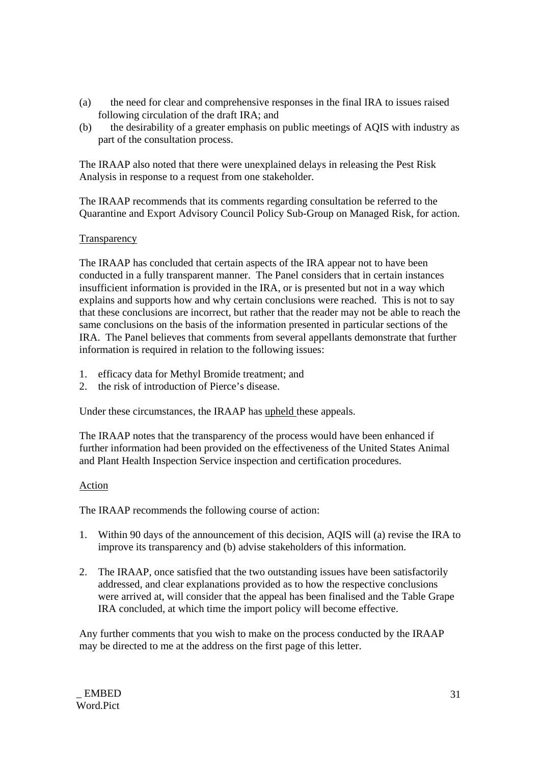(a) the need for clear and comprehensive responses in the final IRA to issues raised following circulation of the draft IRA; and

(b) the desirability of a greater emphasis on public meetings of AQIS with industry as part of the consultation process.

The IRAAP also noted that there were unexplained delays in releasing the Pest Risk Analysis in response to a request from one stakeholder.

The IRAAP recommends that its comments regarding consultation be referred to the Quarantine and Export Advisory Council Policy Sub-Group on Managed Risk, for action.

<u>Transparency</u>

The IRAAP has concluded that certain aspects of the IRA appear not to have been conducted in a fully transparent manner. The Panel considers that in certain instances insufficient information is provided in the IRA, or is presented but not in a way which explains and supports how and why certain conclusions were reached. This is not to say that these conclusions are incorrect, but rather that the reader may not be able to reach the same conclusions on the basis of the information presented in particular sections of the IRA. The Panel believes that comments from several appellants demonstrate that further information is required in relation to the following issues:

1. efficacy data for Methyl Bromide treatment; and
2. the risk of introduction of Pierce's disease.

Under these circumstances, the IRAAP has <u>upheld</u> these appeals.

The IRAAP notes that the transparency of the process would have been enhanced if further information had been provided on the effectiveness of the United States Animal and Plant Health Inspection Service inspection and certification procedures.

<u>Action</u>

The IRAAP recommends the following course of action:

1. Within 90 days of the announcement of this decision, AQIS will (a) revise the IRA to improve its transparency and (b) advise stakeholders of this information.

2. The IRAAP, once satisfied that the two outstanding issues have been satisfactorily addressed, and clear explanations provided as to how the respective conclusions were arrived at, will consider that the appeal has been finalised and the Table Grape IRA concluded, at which time the import policy will become effective.

Any further comments that you wish to make on the process conducted by the IRAAP may be directed to me at the address on the first page of this letter.

_ EMBED Word.Pict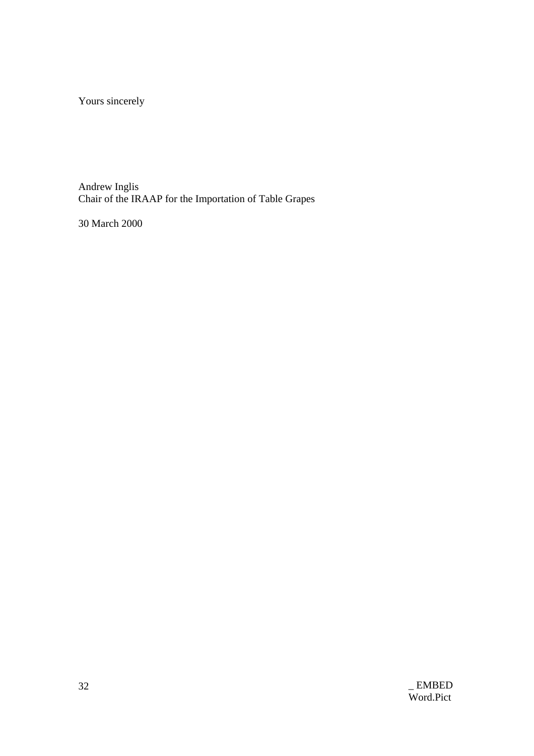Yours sincerely

Andrew Inglis
Chair of the IRAAP for the Importation of Table Grapes

30 March 2000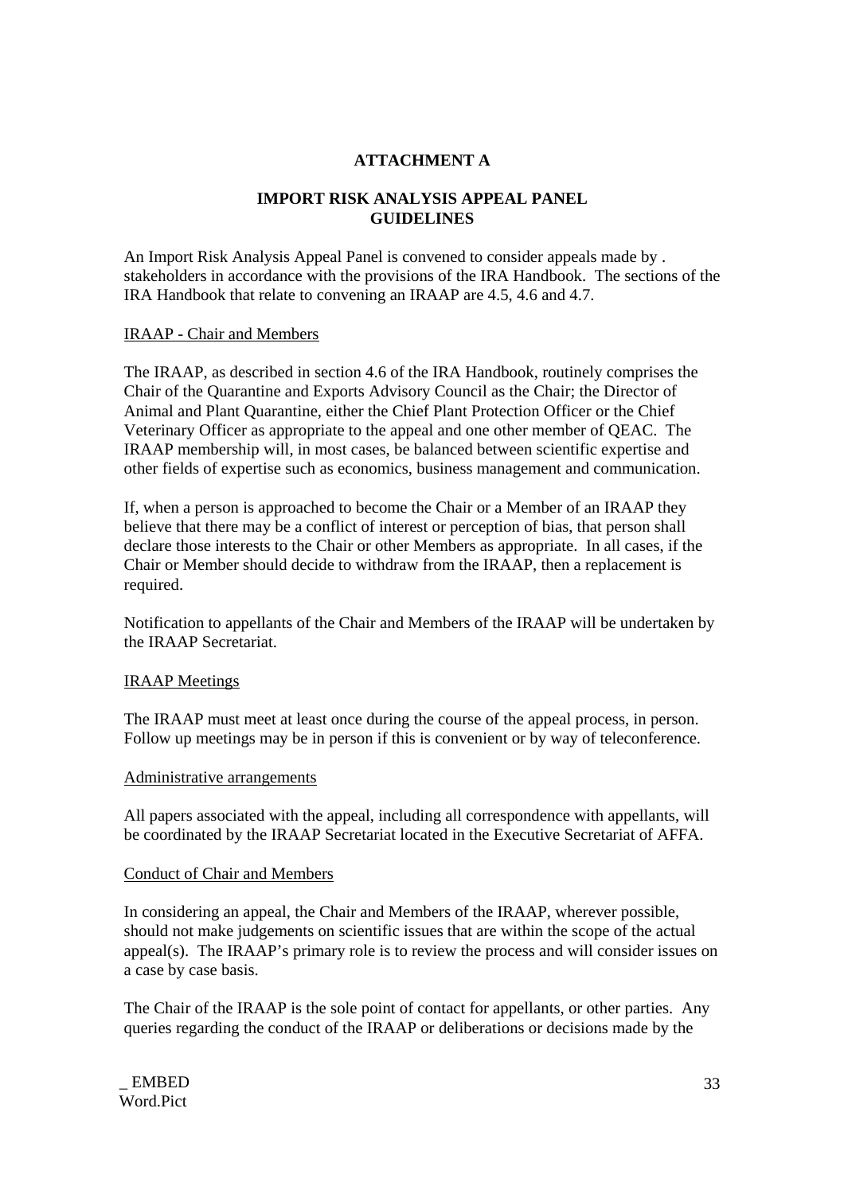**ATTACHMENT A**

**IMPORT RISK ANALYSIS APPEAL PANEL GUIDELINES**

An Import Risk Analysis Appeal Panel is convened to consider appeals made by . stakeholders in accordance with the provisions of the IRA Handbook. The sections of the IRA Handbook that relate to convening an IRAAP are 4.5, 4.6 and 4.7.

IRAAP - Chair and Members

The IRAAP, as described in section 4.6 of the IRA Handbook, routinely comprises the Chair of the Quarantine and Exports Advisory Council as the Chair; the Director of Animal and Plant Quarantine, either the Chief Plant Protection Officer or the Chief Veterinary Officer as appropriate to the appeal and one other member of QEAC. The IRAAP membership will, in most cases, be balanced between scientific expertise and other fields of expertise such as economics, business management and communication.

If, when a person is approached to become the Chair or a Member of an IRAAP they believe that there may be a conflict of interest or perception of bias, that person shall declare those interests to the Chair or other Members as appropriate. In all cases, if the Chair or Member should decide to withdraw from the IRAAP, then a replacement is required.

Notification to appellants of the Chair and Members of the IRAAP will be undertaken by the IRAAP Secretariat.

IRAAP Meetings

The IRAAP must meet at least once during the course of the appeal process, in person. Follow up meetings may be in person if this is convenient or by way of teleconference.

Administrative arrangements

All papers associated with the appeal, including all correspondence with appellants, will be coordinated by the IRAAP Secretariat located in the Executive Secretariat of AFFA.

Conduct of Chair and Members

In considering an appeal, the Chair and Members of the IRAAP, wherever possible, should not make judgements on scientific issues that are within the scope of the actual appeal(s). The IRAAP's primary role is to review the process and will consider issues on a case by case basis.

The Chair of the IRAAP is the sole point of contact for appellants, or other parties. Any queries regarding the conduct of the IRAAP or deliberations or decisions made by the

_ EMBED Word.Pict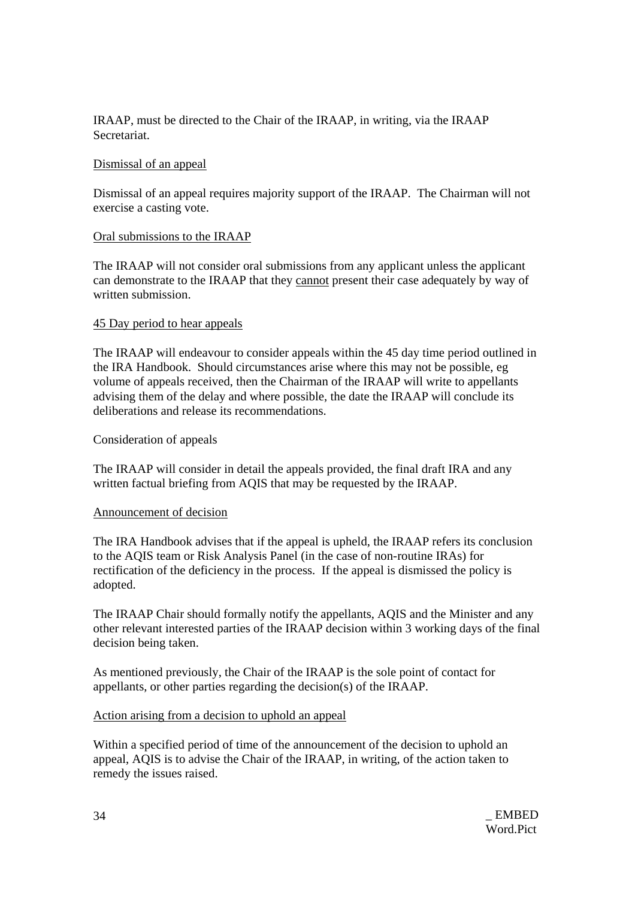IRAAP, must be directed to the Chair of the IRAAP, in writing, via the IRAAP Secretariat.

<u>Dismissal of an appeal</u>

Dismissal of an appeal requires majority support of the IRAAP. The Chairman will not exercise a casting vote.

<u>Oral submissions to the IRAAP</u>

The IRAAP will not consider oral submissions from any applicant unless the applicant can demonstrate to the IRAAP that they <u>cannot</u> present their case adequately by way of written submission.

<u>45 Day period to hear appeals</u>

The IRAAP will endeavour to consider appeals within the 45 day time period outlined in the IRA Handbook. Should circumstances arise where this may not be possible, eg volume of appeals received, then the Chairman of the IRAAP will write to appellants advising them of the delay and where possible, the date the IRAAP will conclude its deliberations and release its recommendations.

Consideration of appeals

The IRAAP will consider in detail the appeals provided, the final draft IRA and any written factual briefing from AQIS that may be requested by the IRAAP.

<u>Announcement of decision</u>

The IRA Handbook advises that if the appeal is upheld, the IRAAP refers its conclusion to the AQIS team or Risk Analysis Panel (in the case of non-routine IRAs) for rectification of the deficiency in the process. If the appeal is dismissed the policy is adopted.

The IRAAP Chair should formally notify the appellants, AQIS and the Minister and any other relevant interested parties of the IRAAP decision within 3 working days of the final decision being taken.

As mentioned previously, the Chair of the IRAAP is the sole point of contact for appellants, or other parties regarding the decision(s) of the IRAAP.

<u>Action arising from a decision to uphold an appeal</u>

Within a specified period of time of the announcement of the decision to uphold an appeal, AQIS is to advise the Chair of the IRAAP, in writing, of the action taken to remedy the issues raised.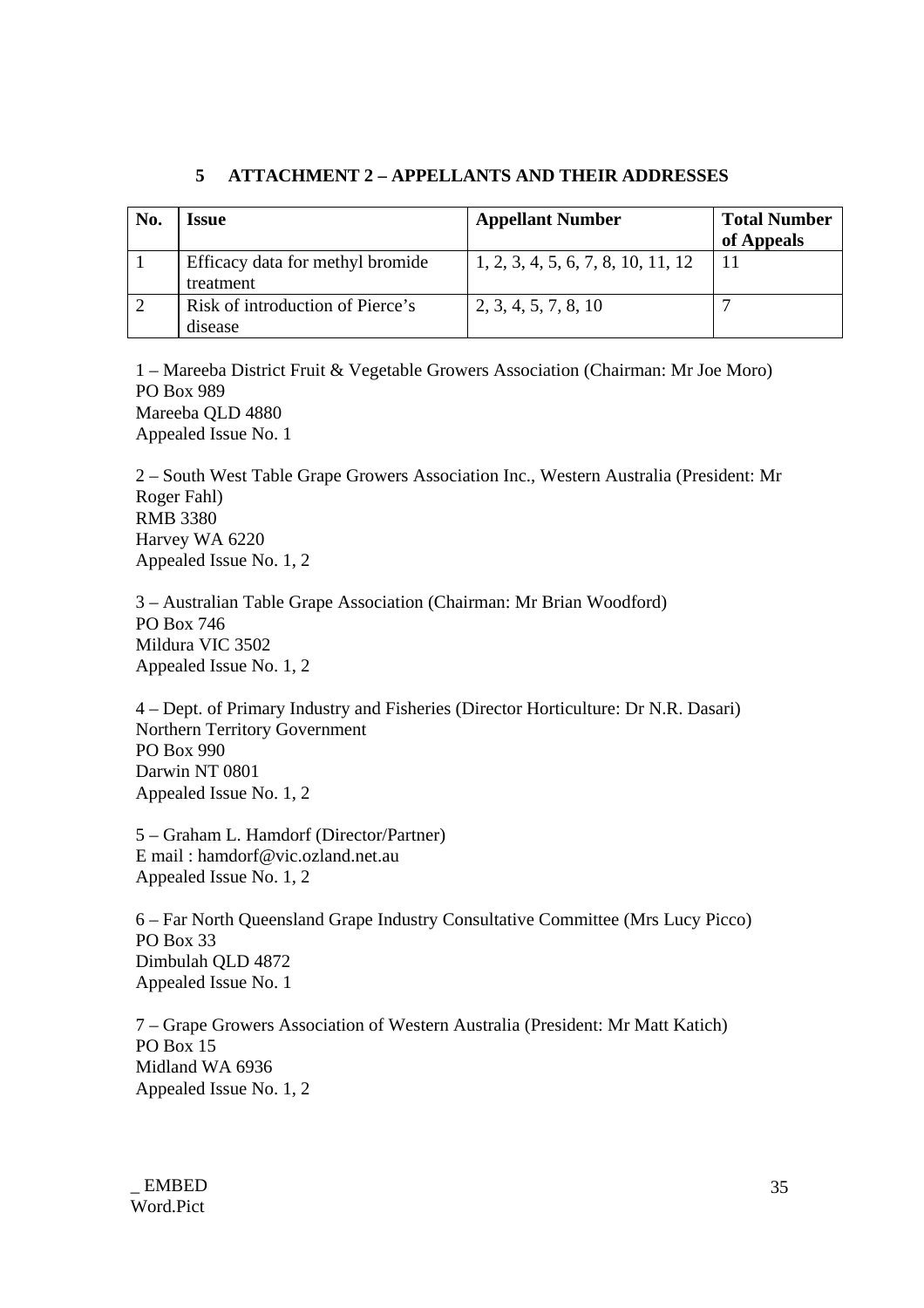# 5 ATTACHMENT 2 – APPELLANTS AND THEIR ADDRESSES

| No. | Issue | Appellant Number | Total Number of Appeals |
|---|---|---|---|
| 1 | Efficacy data for methyl bromide treatment | 1, 2, 3, 4, 5, 6, 7, 8, 10, 11, 12 | 11 |
| 2 | Risk of introduction of Pierce's disease | 2, 3, 4, 5, 7, 8, 10 | 7 |

1 – Mareeba District Fruit & Vegetable Growers Association (Chairman: Mr Joe Moro)
PO Box 989
Mareeba QLD 4880
Appealed Issue No. 1

2 – South West Table Grape Growers Association Inc., Western Australia (President: Mr Roger Fahl)
RMB 3380
Harvey WA 6220
Appealed Issue No. 1, 2

3 – Australian Table Grape Association (Chairman: Mr Brian Woodford)
PO Box 746
Mildura VIC 3502
Appealed Issue No. 1, 2

4 – Dept. of Primary Industry and Fisheries (Director Horticulture: Dr N.R. Dasari)
Northern Territory Government
PO Box 990
Darwin NT 0801
Appealed Issue No. 1, 2

5 – Graham L. Hamdorf (Director/Partner)
E mail : hamdorf@vic.ozland.net.au
Appealed Issue No. 1, 2

6 – Far North Queensland Grape Industry Consultative Committee (Mrs Lucy Picco)
PO Box 33
Dimbulah QLD 4872
Appealed Issue No. 1

7 – Grape Growers Association of Western Australia (President: Mr Matt Katich)
PO Box 15
Midland WA 6936
Appealed Issue No. 1, 2

_ EMBED Word.Pict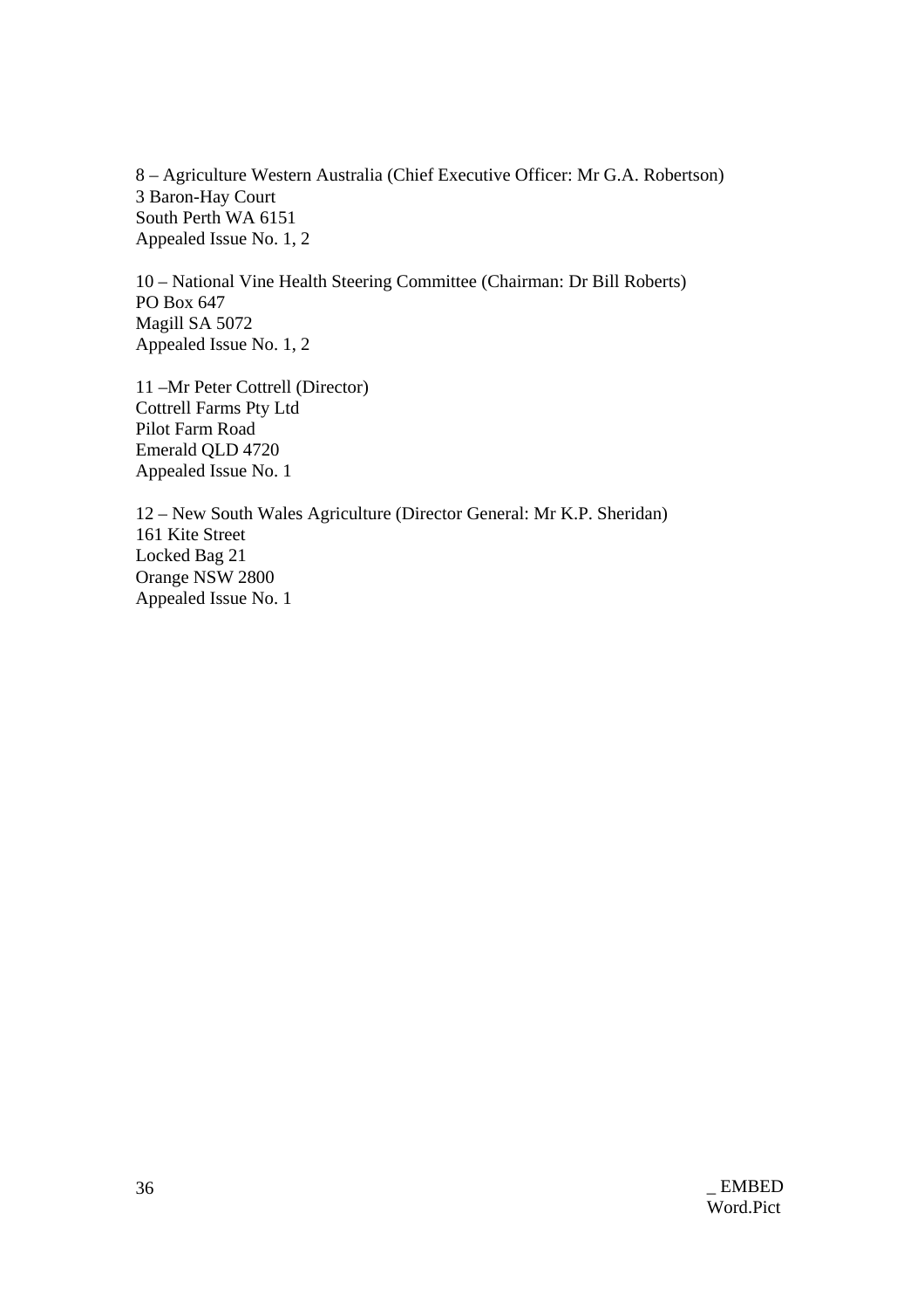8 – Agriculture Western Australia (Chief Executive Officer: Mr G.A. Robertson)
3 Baron-Hay Court
South Perth WA 6151
Appealed Issue No. 1, 2

10 – National Vine Health Steering Committee (Chairman: Dr Bill Roberts)
PO Box 647
Magill SA 5072
Appealed Issue No. 1, 2

11 –Mr Peter Cottrell (Director)
Cottrell Farms Pty Ltd
Pilot Farm Road
Emerald QLD 4720
Appealed Issue No. 1

12 – New South Wales Agriculture (Director General: Mr K.P. Sheridan)
161 Kite Street
Locked Bag 21
Orange NSW 2800
Appealed Issue No. 1

_ EMBED Word.Pict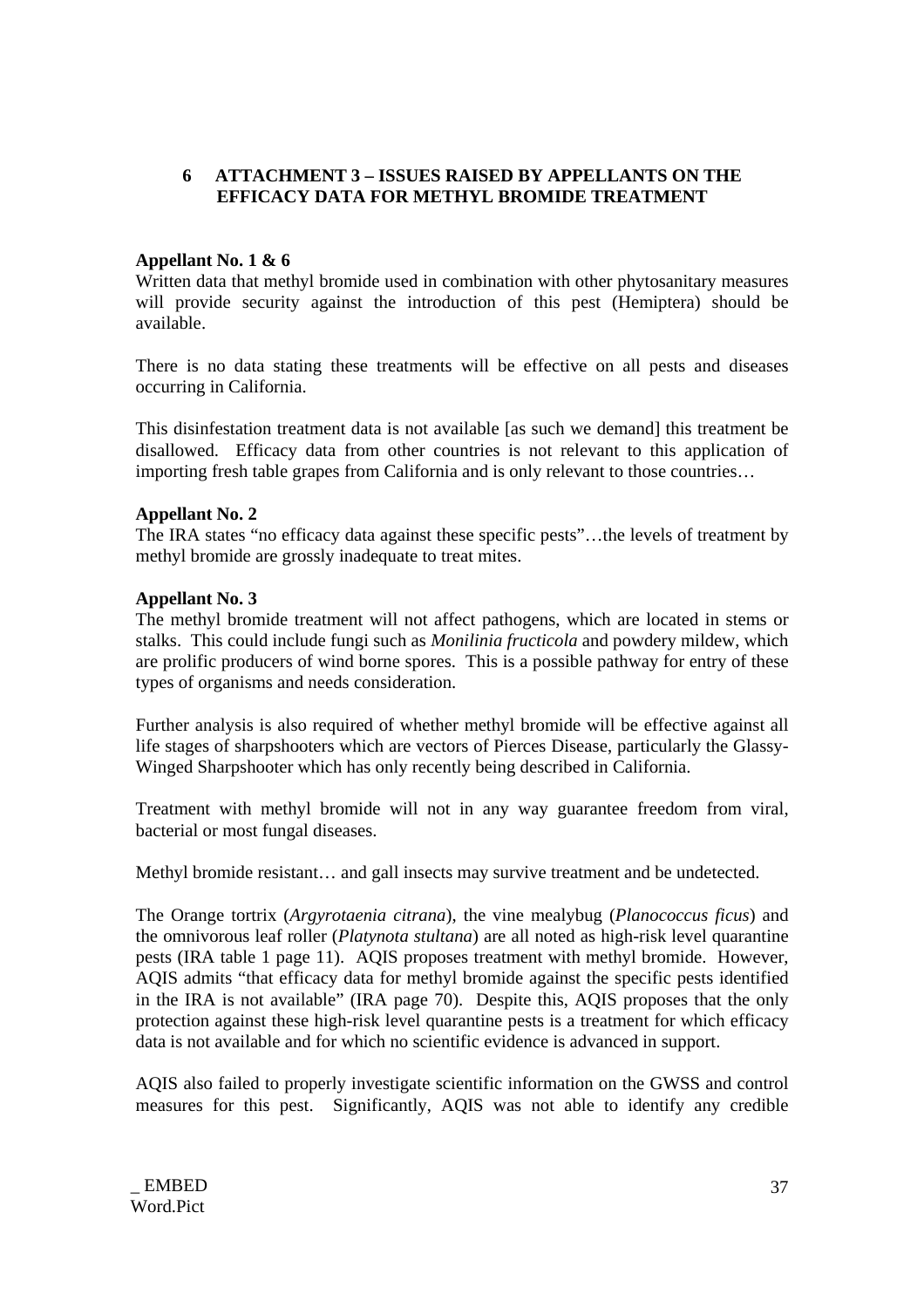## 6 ATTACHMENT 3 – ISSUES RAISED BY APPELLANTS ON THE EFFICACY DATA FOR METHYL BROMIDE TREATMENT

**Appellant No. 1 & 6**

Written data that methyl bromide used in combination with other phytosanitary measures will provide security against the introduction of this pest (Hemiptera) should be available.

There is no data stating these treatments will be effective on all pests and diseases occurring in California.

This disinfestation treatment data is not available [as such we demand] this treatment be disallowed. Efficacy data from other countries is not relevant to this application of importing fresh table grapes from California and is only relevant to those countries…

**Appellant No. 2**

The IRA states "no efficacy data against these specific pests"…the levels of treatment by methyl bromide are grossly inadequate to treat mites.

**Appellant No. 3**

The methyl bromide treatment will not affect pathogens, which are located in stems or stalks. This could include fungi such as *Monilinia fructicola* and powdery mildew, which are prolific producers of wind borne spores. This is a possible pathway for entry of these types of organisms and needs consideration.

Further analysis is also required of whether methyl bromide will be effective against all life stages of sharpshooters which are vectors of Pierces Disease, particularly the Glassy-Winged Sharpshooter which has only recently being described in California.

Treatment with methyl bromide will not in any way guarantee freedom from viral, bacterial or most fungal diseases.

Methyl bromide resistant… and gall insects may survive treatment and be undetected.

The Orange tortrix (*Argyrotaenia citrana*), the vine mealybug (*Planococcus ficus*) and the omnivorous leaf roller (*Platynota stultana*) are all noted as high-risk level quarantine pests (IRA table 1 page 11). AQIS proposes treatment with methyl bromide. However, AQIS admits "that efficacy data for methyl bromide against the specific pests identified in the IRA is not available" (IRA page 70). Despite this, AQIS proposes that the only protection against these high-risk level quarantine pests is a treatment for which efficacy data is not available and for which no scientific evidence is advanced in support.

AQIS also failed to properly investigate scientific information on the GWSS and control measures for this pest. Significantly, AQIS was not able to identify any credible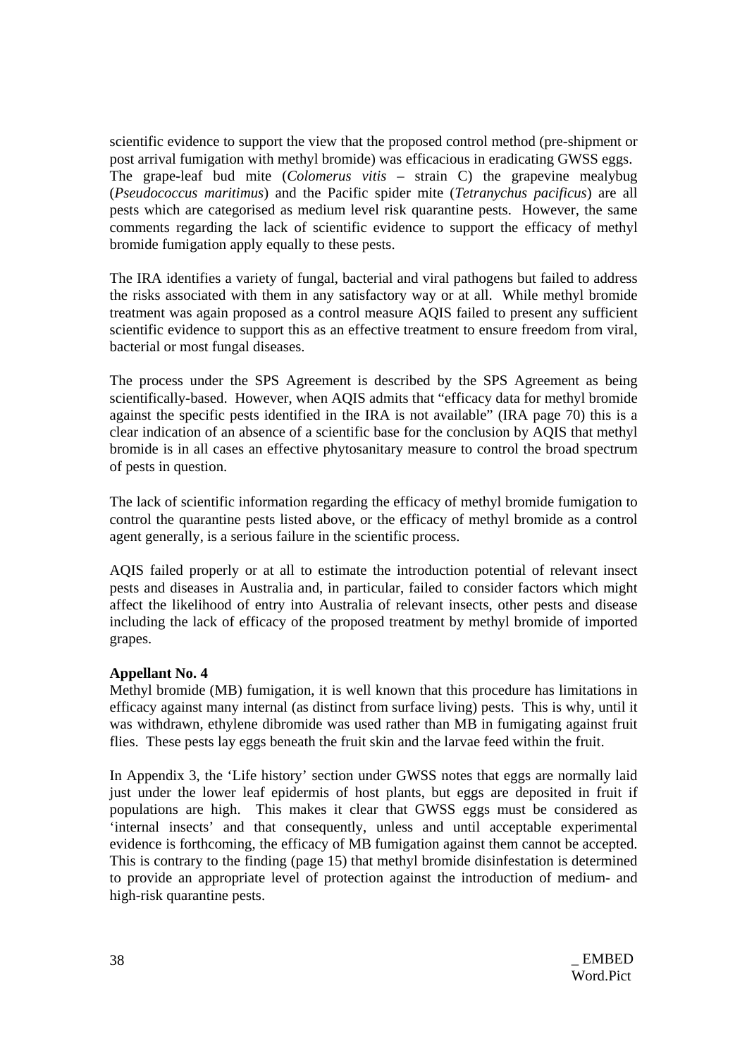scientific evidence to support the view that the proposed control method (pre-shipment or post arrival fumigation with methyl bromide) was efficacious in eradicating GWSS eggs. The grape-leaf bud mite (*Colomerus vitis* – strain C) the grapevine mealybug (*Pseudococcus maritimus*) and the Pacific spider mite (*Tetranychus pacificus*) are all pests which are categorised as medium level risk quarantine pests. However, the same comments regarding the lack of scientific evidence to support the efficacy of methyl bromide fumigation apply equally to these pests.

The IRA identifies a variety of fungal, bacterial and viral pathogens but failed to address the risks associated with them in any satisfactory way or at all. While methyl bromide treatment was again proposed as a control measure AQIS failed to present any sufficient scientific evidence to support this as an effective treatment to ensure freedom from viral, bacterial or most fungal diseases.

The process under the SPS Agreement is described by the SPS Agreement as being scientifically-based. However, when AQIS admits that "efficacy data for methyl bromide against the specific pests identified in the IRA is not available" (IRA page 70) this is a clear indication of an absence of a scientific base for the conclusion by AQIS that methyl bromide is in all cases an effective phytosanitary measure to control the broad spectrum of pests in question.

The lack of scientific information regarding the efficacy of methyl bromide fumigation to control the quarantine pests listed above, or the efficacy of methyl bromide as a control agent generally, is a serious failure in the scientific process.

AQIS failed properly or at all to estimate the introduction potential of relevant insect pests and diseases in Australia and, in particular, failed to consider factors which might affect the likelihood of entry into Australia of relevant insects, other pests and disease including the lack of efficacy of the proposed treatment by methyl bromide of imported grapes.

**Appellant No. 4**

Methyl bromide (MB) fumigation, it is well known that this procedure has limitations in efficacy against many internal (as distinct from surface living) pests. This is why, until it was withdrawn, ethylene dibromide was used rather than MB in fumigating against fruit flies. These pests lay eggs beneath the fruit skin and the larvae feed within the fruit.

In Appendix 3, the 'Life history' section under GWSS notes that eggs are normally laid just under the lower leaf epidermis of host plants, but eggs are deposited in fruit if populations are high. This makes it clear that GWSS eggs must be considered as 'internal insects' and that consequently, unless and until acceptable experimental evidence is forthcoming, the efficacy of MB fumigation against them cannot be accepted. This is contrary to the finding (page 15) that methyl bromide disinfestation is determined to provide an appropriate level of protection against the introduction of medium- and high-risk quarantine pests.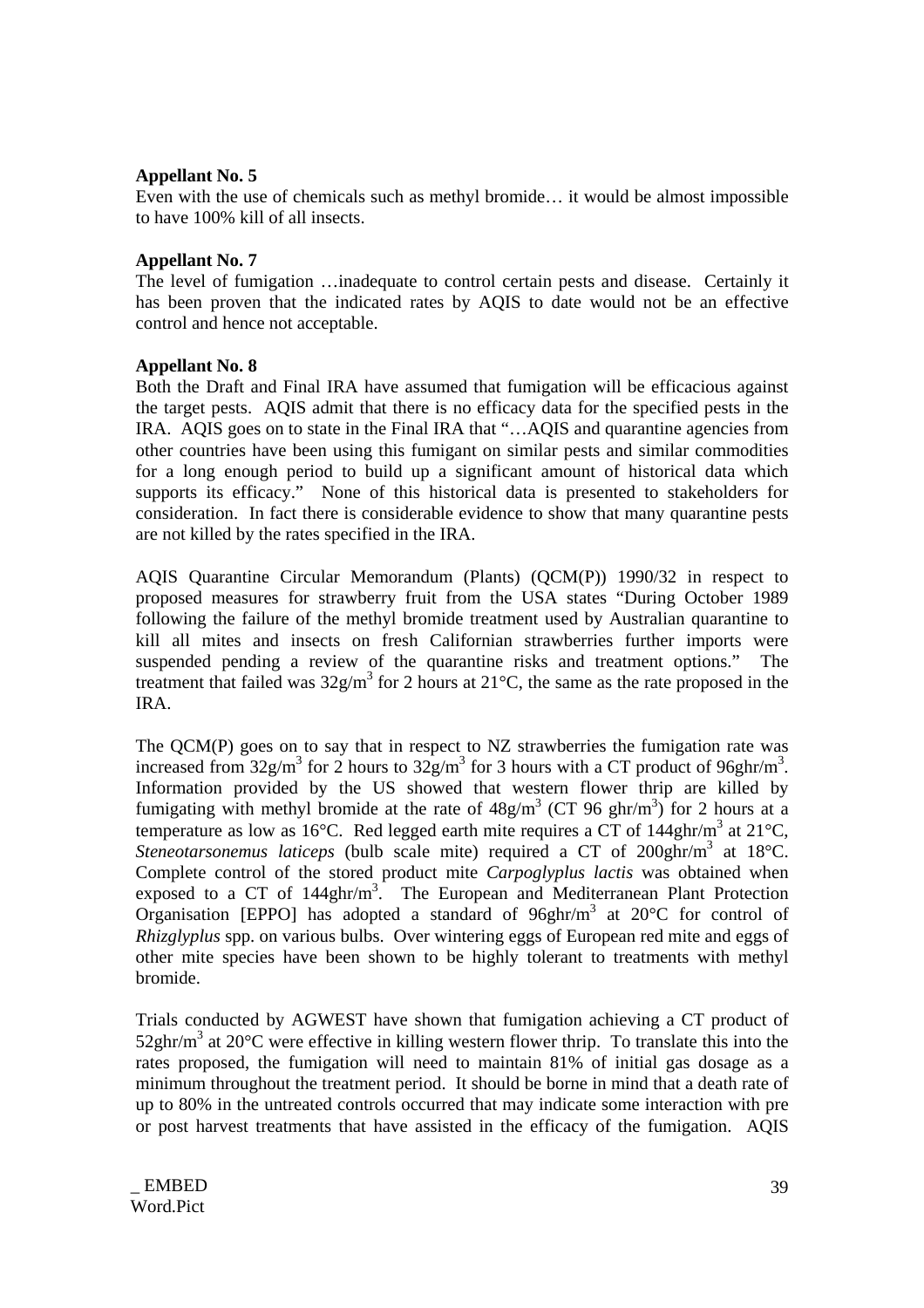**Appellant No. 5**
Even with the use of chemicals such as methyl bromide… it would be almost impossible to have 100% kill of all insects.

**Appellant No. 7**
The level of fumigation …inadequate to control certain pests and disease. Certainly it has been proven that the indicated rates by AQIS to date would not be an effective control and hence not acceptable.

**Appellant No. 8**
Both the Draft and Final IRA have assumed that fumigation will be efficacious against the target pests. AQIS admit that there is no efficacy data for the specified pests in the IRA. AQIS goes on to state in the Final IRA that "…AQIS and quarantine agencies from other countries have been using this fumigant on similar pests and similar commodities for a long enough period to build up a significant amount of historical data which supports its efficacy." None of this historical data is presented to stakeholders for consideration. In fact there is considerable evidence to show that many quarantine pests are not killed by the rates specified in the IRA.

AQIS Quarantine Circular Memorandum (Plants) (QCM(P)) 1990/32 in respect to proposed measures for strawberry fruit from the USA states "During October 1989 following the failure of the methyl bromide treatment used by Australian quarantine to kill all mites and insects on fresh Californian strawberries further imports were suspended pending a review of the quarantine risks and treatment options." The treatment that failed was $32g/m^3$ for 2 hours at 21°C, the same as the rate proposed in the IRA.

The QCM(P) goes on to say that in respect to NZ strawberries the fumigation rate was increased from $32g/m^3$ for 2 hours to $32g/m^3$ for 3 hours with a CT product of $96ghr/m^3$. Information provided by the US showed that western flower thrip are killed by fumigating with methyl bromide at the rate of $48g/m^3$ (CT 96 $ghr/m^3$) for 2 hours at a temperature as low as 16°C. Red legged earth mite requires a CT of $144ghr/m^3$ at 21°C, *Steneotarsonemus laticeps* (bulb scale mite) required a CT of $200ghr/m^3$ at 18°C. Complete control of the stored product mite *Carpoglyplus lactis* was obtained when exposed to a CT of $144ghr/m^3$. The European and Mediterranean Plant Protection Organisation [EPPO] has adopted a standard of $96ghr/m^3$ at 20°C for control of *Rhizglyplus* spp. on various bulbs. Over wintering eggs of European red mite and eggs of other mite species have been shown to be highly tolerant to treatments with methyl bromide.

Trials conducted by AGWEST have shown that fumigation achieving a CT product of $52ghr/m^3$ at 20°C were effective in killing western flower thrip. To translate this into the rates proposed, the fumigation will need to maintain 81% of initial gas dosage as a minimum throughout the treatment period. It should be borne in mind that a death rate of up to 80% in the untreated controls occurred that may indicate some interaction with pre or post harvest treatments that have assisted in the efficacy of the fumigation. AQIS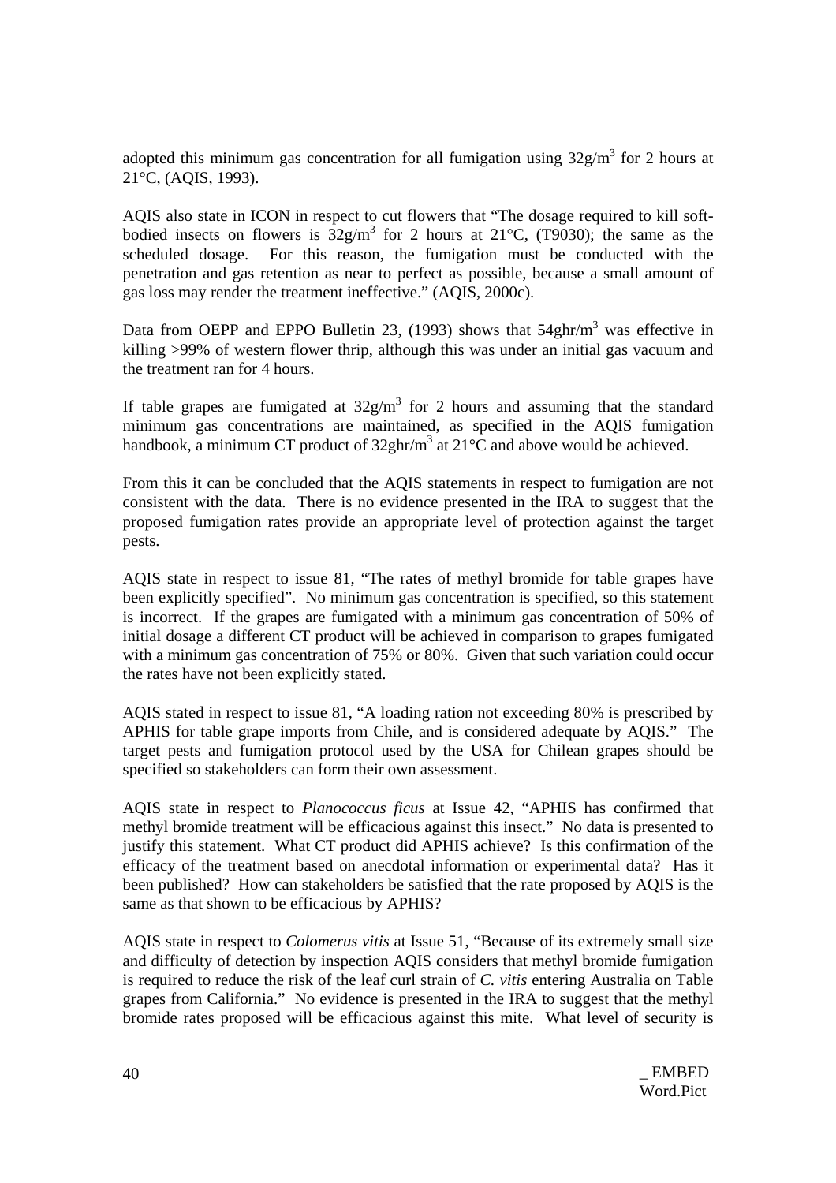adopted this minimum gas concentration for all fumigation using $32g/m^3$ for 2 hours at 21°C, (AQIS, 1993).

AQIS also state in ICON in respect to cut flowers that "The dosage required to kill soft-bodied insects on flowers is $32g/m^3$ for 2 hours at 21°C, (T9030); the same as the scheduled dosage. For this reason, the fumigation must be conducted with the penetration and gas retention as near to perfect as possible, because a small amount of gas loss may render the treatment ineffective." (AQIS, 2000c).

Data from OEPP and EPPO Bulletin 23, (1993) shows that $54ghr/m^3$ was effective in killing >99% of western flower thrip, although this was under an initial gas vacuum and the treatment ran for 4 hours.

If table grapes are fumigated at $32g/m^3$ for 2 hours and assuming that the standard minimum gas concentrations are maintained, as specified in the AQIS fumigation handbook, a minimum CT product of $32ghr/m^3$ at 21°C and above would be achieved.

From this it can be concluded that the AQIS statements in respect to fumigation are not consistent with the data. There is no evidence presented in the IRA to suggest that the proposed fumigation rates provide an appropriate level of protection against the target pests.

AQIS state in respect to issue 81, "The rates of methyl bromide for table grapes have been explicitly specified". No minimum gas concentration is specified, so this statement is incorrect. If the grapes are fumigated with a minimum gas concentration of 50% of initial dosage a different CT product will be achieved in comparison to grapes fumigated with a minimum gas concentration of 75% or 80%. Given that such variation could occur the rates have not been explicitly stated.

AQIS stated in respect to issue 81, "A loading ration not exceeding 80% is prescribed by APHIS for table grape imports from Chile, and is considered adequate by AQIS." The target pests and fumigation protocol used by the USA for Chilean grapes should be specified so stakeholders can form their own assessment.

AQIS state in respect to *Planococcus ficus* at Issue 42, "APHIS has confirmed that methyl bromide treatment will be efficacious against this insect." No data is presented to justify this statement. What CT product did APHIS achieve? Is this confirmation of the efficacy of the treatment based on anecdotal information or experimental data? Has it been published? How can stakeholders be satisfied that the rate proposed by AQIS is the same as that shown to be efficacious by APHIS?

AQIS state in respect to *Colomerus vitis* at Issue 51, "Because of its extremely small size and difficulty of detection by inspection AQIS considers that methyl bromide fumigation is required to reduce the risk of the leaf curl strain of *C. vitis* entering Australia on Table grapes from California." No evidence is presented in the IRA to suggest that the methyl bromide rates proposed will be efficacious against this mite. What level of security is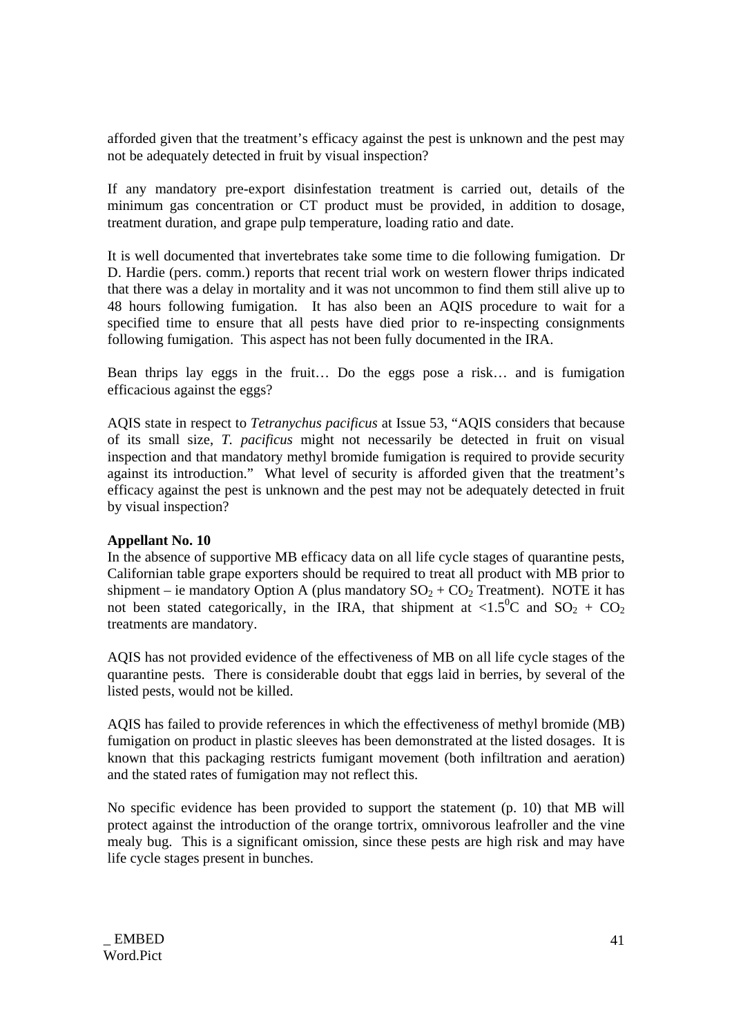afforded given that the treatment's efficacy against the pest is unknown and the pest may not be adequately detected in fruit by visual inspection?

If any mandatory pre-export disinfestation treatment is carried out, details of the minimum gas concentration or CT product must be provided, in addition to dosage, treatment duration, and grape pulp temperature, loading ratio and date.

It is well documented that invertebrates take some time to die following fumigation. Dr D. Hardie (pers. comm.) reports that recent trial work on western flower thrips indicated that there was a delay in mortality and it was not uncommon to find them still alive up to 48 hours following fumigation. It has also been an AQIS procedure to wait for a specified time to ensure that all pests have died prior to re-inspecting consignments following fumigation. This aspect has not been fully documented in the IRA.

Bean thrips lay eggs in the fruit… Do the eggs pose a risk… and is fumigation efficacious against the eggs?

AQIS state in respect to *Tetranychus pacificus* at Issue 53, "AQIS considers that because of its small size, *T. pacificus* might not necessarily be detected in fruit on visual inspection and that mandatory methyl bromide fumigation is required to provide security against its introduction." What level of security is afforded given that the treatment's efficacy against the pest is unknown and the pest may not be adequately detected in fruit by visual inspection?

**Appellant No. 10**

In the absence of supportive MB efficacy data on all life cycle stages of quarantine pests, Californian table grape exporters should be required to treat all product with MB prior to shipment – ie mandatory Option A (plus mandatory $SO_2 + CO_2$ Treatment). NOTE it has not been stated categorically, in the IRA, that shipment at $<1.5^0$C and $SO_2 + CO_2$ treatments are mandatory.

AQIS has not provided evidence of the effectiveness of MB on all life cycle stages of the quarantine pests. There is considerable doubt that eggs laid in berries, by several of the listed pests, would not be killed.

AQIS has failed to provide references in which the effectiveness of methyl bromide (MB) fumigation on product in plastic sleeves has been demonstrated at the listed dosages. It is known that this packaging restricts fumigant movement (both infiltration and aeration) and the stated rates of fumigation may not reflect this.

No specific evidence has been provided to support the statement (p. 10) that MB will protect against the introduction of the orange tortrix, omnivorous leafroller and the vine mealy bug. This is a significant omission, since these pests are high risk and may have life cycle stages present in bunches.

_ EMBED Word.Pict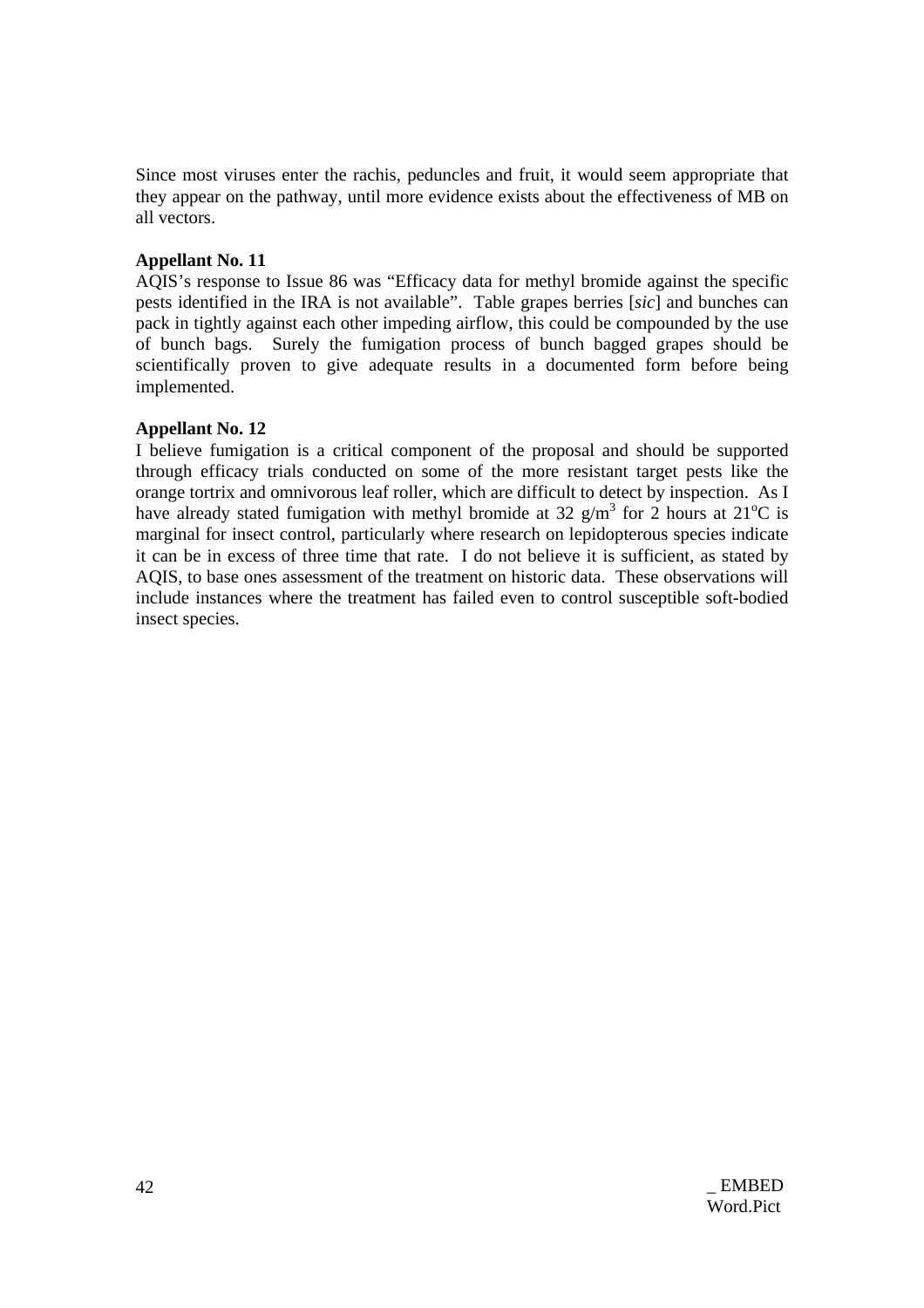Since most viruses enter the rachis, peduncles and fruit, it would seem appropriate that they appear on the pathway, until more evidence exists about the effectiveness of MB on all vectors.

**Appellant No. 11**

AQIS's response to Issue 86 was "Efficacy data for methyl bromide against the specific pests identified in the IRA is not available". Table grapes berries [*sic*] and bunches can pack in tightly against each other impeding airflow, this could be compounded by the use of bunch bags. Surely the fumigation process of bunch bagged grapes should be scientifically proven to give adequate results in a documented form before being implemented.

**Appellant No. 12**

I believe fumigation is a critical component of the proposal and should be supported through efficacy trials conducted on some of the more resistant target pests like the orange tortrix and omnivorous leaf roller, which are difficult to detect by inspection. As I have already stated fumigation with methyl bromide at 32 $g/m^3$ for 2 hours at $21^oC$ is marginal for insect control, particularly where research on lepidopterous species indicate it can be in excess of three time that rate. I do not believe it is sufficient, as stated by AQIS, to base ones assessment of the treatment on historic data. These observations will include instances where the treatment has failed even to control susceptible soft-bodied insect species.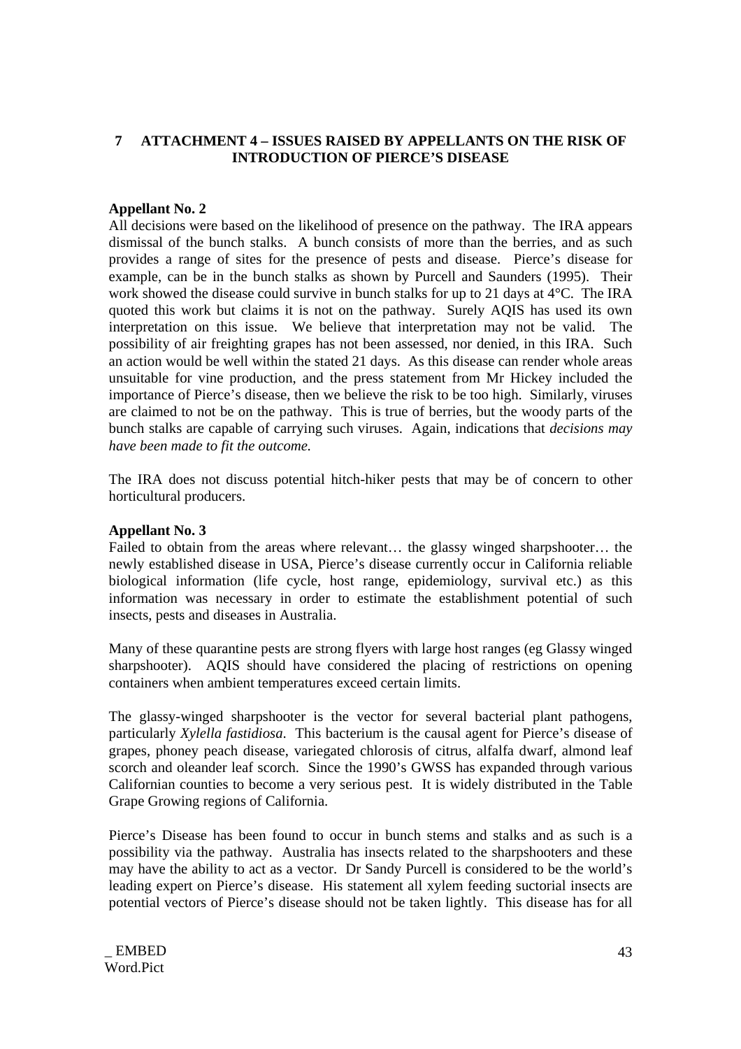## 7 ATTACHMENT 4 – ISSUES RAISED BY APPELLANTS ON THE RISK OF INTRODUCTION OF PIERCE'S DISEASE

**Appellant No. 2**

All decisions were based on the likelihood of presence on the pathway. The IRA appears dismissal of the bunch stalks. A bunch consists of more than the berries, and as such provides a range of sites for the presence of pests and disease. Pierce's disease for example, can be in the bunch stalks as shown by Purcell and Saunders (1995). Their work showed the disease could survive in bunch stalks for up to 21 days at 4°C. The IRA quoted this work but claims it is not on the pathway. Surely AQIS has used its own interpretation on this issue. We believe that interpretation may not be valid. The possibility of air freighting grapes has not been assessed, nor denied, in this IRA. Such an action would be well within the stated 21 days. As this disease can render whole areas unsuitable for vine production, and the press statement from Mr Hickey included the importance of Pierce's disease, then we believe the risk to be too high. Similarly, viruses are claimed to not be on the pathway. This is true of berries, but the woody parts of the bunch stalks are capable of carrying such viruses. Again, indications that *decisions may have been made to fit the outcome.*

The IRA does not discuss potential hitch-hiker pests that may be of concern to other horticultural producers.

**Appellant No. 3**

Failed to obtain from the areas where relevant… the glassy winged sharpshooter… the newly established disease in USA, Pierce's disease currently occur in California reliable biological information (life cycle, host range, epidemiology, survival etc.) as this information was necessary in order to estimate the establishment potential of such insects, pests and diseases in Australia.

Many of these quarantine pests are strong flyers with large host ranges (eg Glassy winged sharpshooter). AQIS should have considered the placing of restrictions on opening containers when ambient temperatures exceed certain limits.

The glassy-winged sharpshooter is the vector for several bacterial plant pathogens, particularly *Xylella fastidiosa*. This bacterium is the causal agent for Pierce's disease of grapes, phoney peach disease, variegated chlorosis of citrus, alfalfa dwarf, almond leaf scorch and oleander leaf scorch. Since the 1990's GWSS has expanded through various Californian counties to become a very serious pest. It is widely distributed in the Table Grape Growing regions of California.

Pierce's Disease has been found to occur in bunch stems and stalks and as such is a possibility via the pathway. Australia has insects related to the sharpshooters and these may have the ability to act as a vector. Dr Sandy Purcell is considered to be the world's leading expert on Pierce's disease. His statement all xylem feeding suctorial insects are potential vectors of Pierce's disease should not be taken lightly. This disease has for all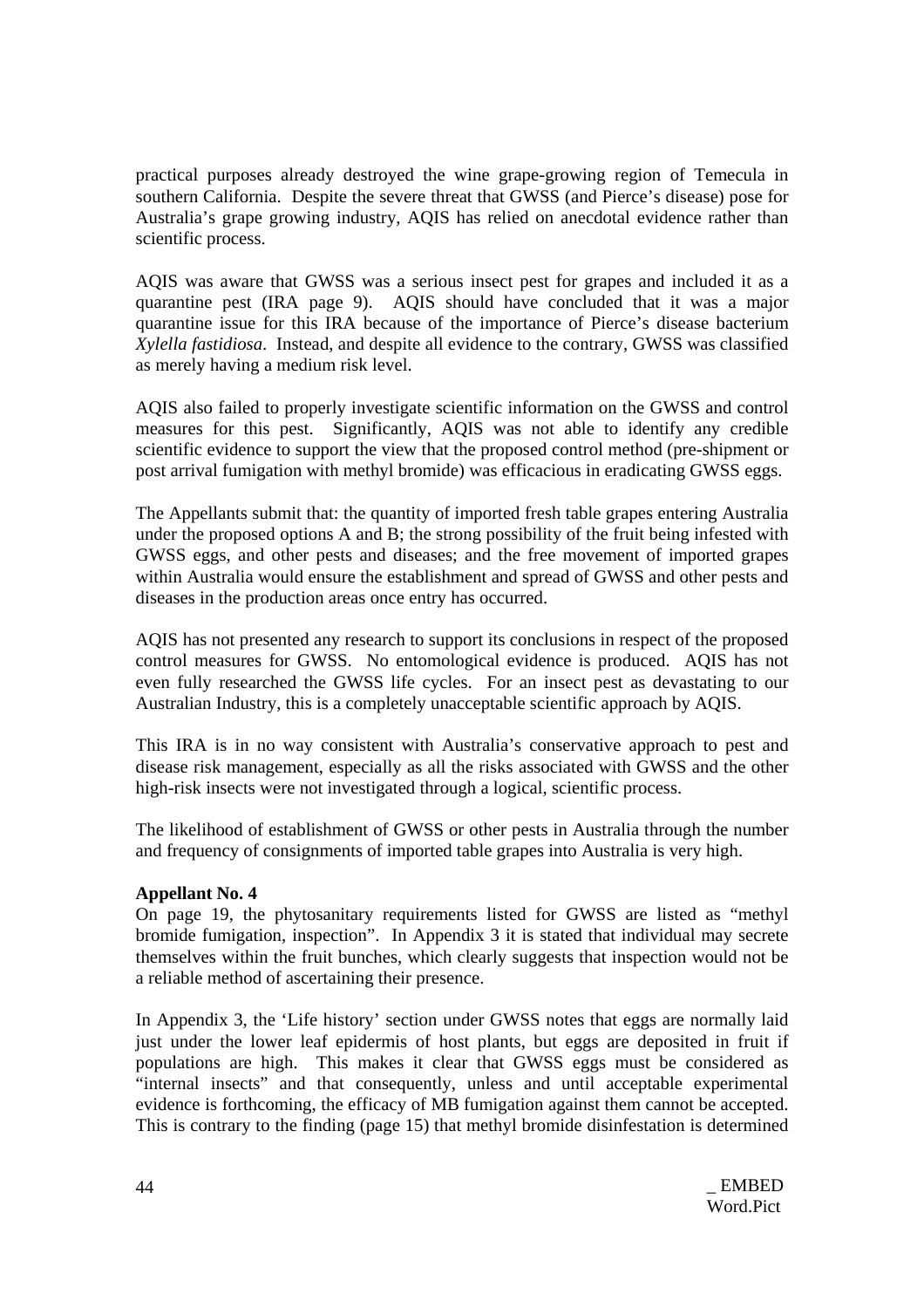practical purposes already destroyed the wine grape-growing region of Temecula in southern California. Despite the severe threat that GWSS (and Pierce's disease) pose for Australia's grape growing industry, AQIS has relied on anecdotal evidence rather than scientific process.

AQIS was aware that GWSS was a serious insect pest for grapes and included it as a quarantine pest (IRA page 9). AQIS should have concluded that it was a major quarantine issue for this IRA because of the importance of Pierce's disease bacterium *Xylella fastidiosa*. Instead, and despite all evidence to the contrary, GWSS was classified as merely having a medium risk level.

AQIS also failed to properly investigate scientific information on the GWSS and control measures for this pest. Significantly, AQIS was not able to identify any credible scientific evidence to support the view that the proposed control method (pre-shipment or post arrival fumigation with methyl bromide) was efficacious in eradicating GWSS eggs.

The Appellants submit that: the quantity of imported fresh table grapes entering Australia under the proposed options A and B; the strong possibility of the fruit being infested with GWSS eggs, and other pests and diseases; and the free movement of imported grapes within Australia would ensure the establishment and spread of GWSS and other pests and diseases in the production areas once entry has occurred.

AQIS has not presented any research to support its conclusions in respect of the proposed control measures for GWSS. No entomological evidence is produced. AQIS has not even fully researched the GWSS life cycles. For an insect pest as devastating to our Australian Industry, this is a completely unacceptable scientific approach by AQIS.

This IRA is in no way consistent with Australia's conservative approach to pest and disease risk management, especially as all the risks associated with GWSS and the other high-risk insects were not investigated through a logical, scientific process.

The likelihood of establishment of GWSS or other pests in Australia through the number and frequency of consignments of imported table grapes into Australia is very high.

**Appellant No. 4**

On page 19, the phytosanitary requirements listed for GWSS are listed as "methyl bromide fumigation, inspection". In Appendix 3 it is stated that individual may secrete themselves within the fruit bunches, which clearly suggests that inspection would not be a reliable method of ascertaining their presence.

In Appendix 3, the 'Life history' section under GWSS notes that eggs are normally laid just under the lower leaf epidermis of host plants, but eggs are deposited in fruit if populations are high. This makes it clear that GWSS eggs must be considered as "internal insects" and that consequently, unless and until acceptable experimental evidence is forthcoming, the efficacy of MB fumigation against them cannot be accepted. This is contrary to the finding (page 15) that methyl bromide disinfestation is determined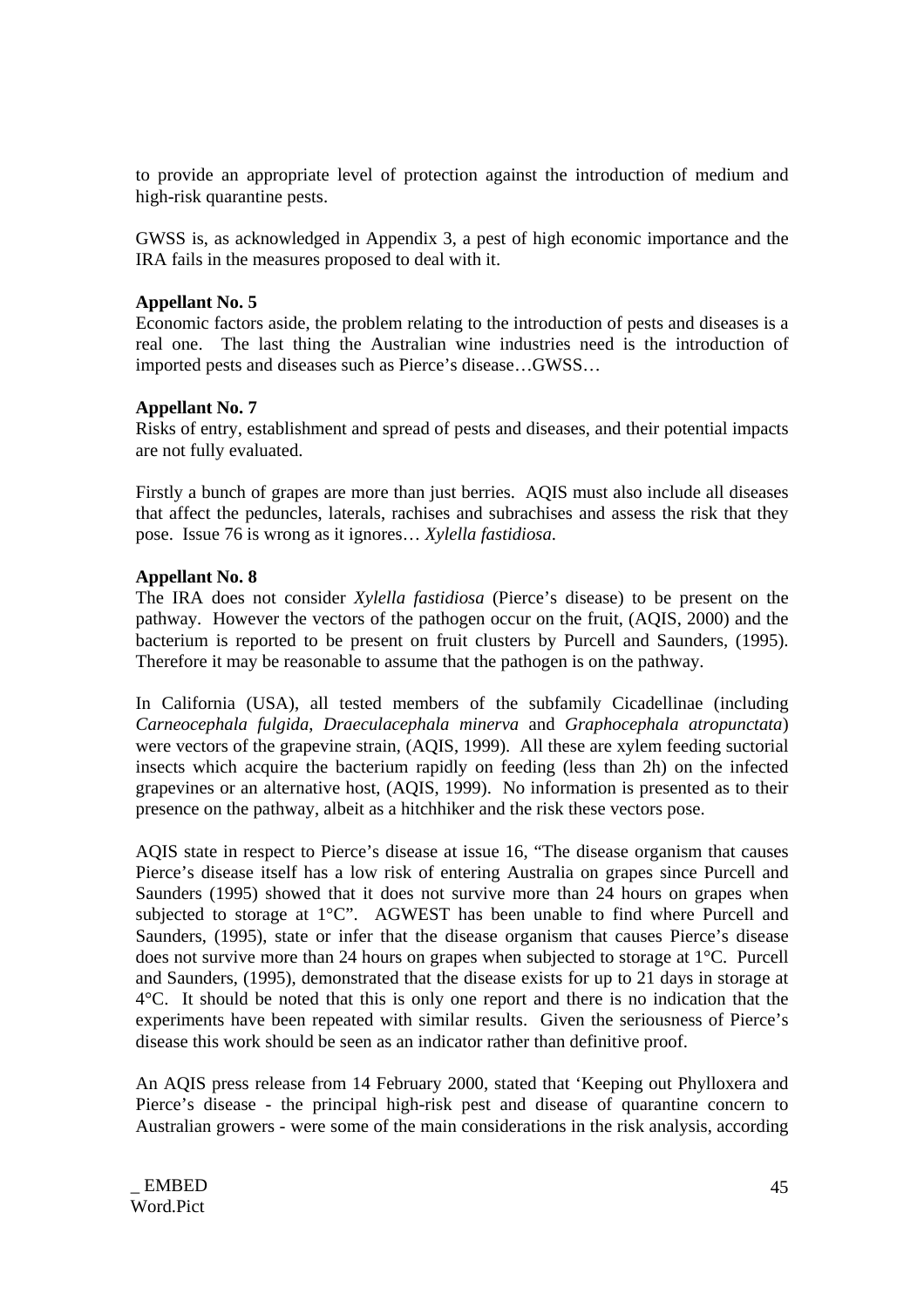to provide an appropriate level of protection against the introduction of medium and high-risk quarantine pests.

GWSS is, as acknowledged in Appendix 3, a pest of high economic importance and the IRA fails in the measures proposed to deal with it.

**Appellant No. 5**

Economic factors aside, the problem relating to the introduction of pests and diseases is a real one. The last thing the Australian wine industries need is the introduction of imported pests and diseases such as Pierce's disease…GWSS…

**Appellant No. 7**

Risks of entry, establishment and spread of pests and diseases, and their potential impacts are not fully evaluated.

Firstly a bunch of grapes are more than just berries. AQIS must also include all diseases that affect the peduncles, laterals, rachises and subrachises and assess the risk that they pose. Issue 76 is wrong as it ignores… *Xylella fastidiosa*.

**Appellant No. 8**

The IRA does not consider *Xylella fastidiosa* (Pierce's disease) to be present on the pathway. However the vectors of the pathogen occur on the fruit, (AQIS, 2000) and the bacterium is reported to be present on fruit clusters by Purcell and Saunders, (1995). Therefore it may be reasonable to assume that the pathogen is on the pathway.

In California (USA), all tested members of the subfamily Cicadellinae (including *Carneocephala fulgida*, *Draeculacephala minerva* and *Graphocephala atropunctata*) were vectors of the grapevine strain, (AQIS, 1999). All these are xylem feeding suctorial insects which acquire the bacterium rapidly on feeding (less than 2h) on the infected grapevines or an alternative host, (AQIS, 1999). No information is presented as to their presence on the pathway, albeit as a hitchhiker and the risk these vectors pose.

AQIS state in respect to Pierce's disease at issue 16, "The disease organism that causes Pierce's disease itself has a low risk of entering Australia on grapes since Purcell and Saunders (1995) showed that it does not survive more than 24 hours on grapes when subjected to storage at 1°C". AGWEST has been unable to find where Purcell and Saunders, (1995), state or infer that the disease organism that causes Pierce's disease does not survive more than 24 hours on grapes when subjected to storage at 1°C. Purcell and Saunders, (1995), demonstrated that the disease exists for up to 21 days in storage at 4°C. It should be noted that this is only one report and there is no indication that the experiments have been repeated with similar results. Given the seriousness of Pierce's disease this work should be seen as an indicator rather than definitive proof.

An AQIS press release from 14 February 2000, stated that 'Keeping out Phylloxera and Pierce's disease - the principal high-risk pest and disease of quarantine concern to Australian growers - were some of the main considerations in the risk analysis, according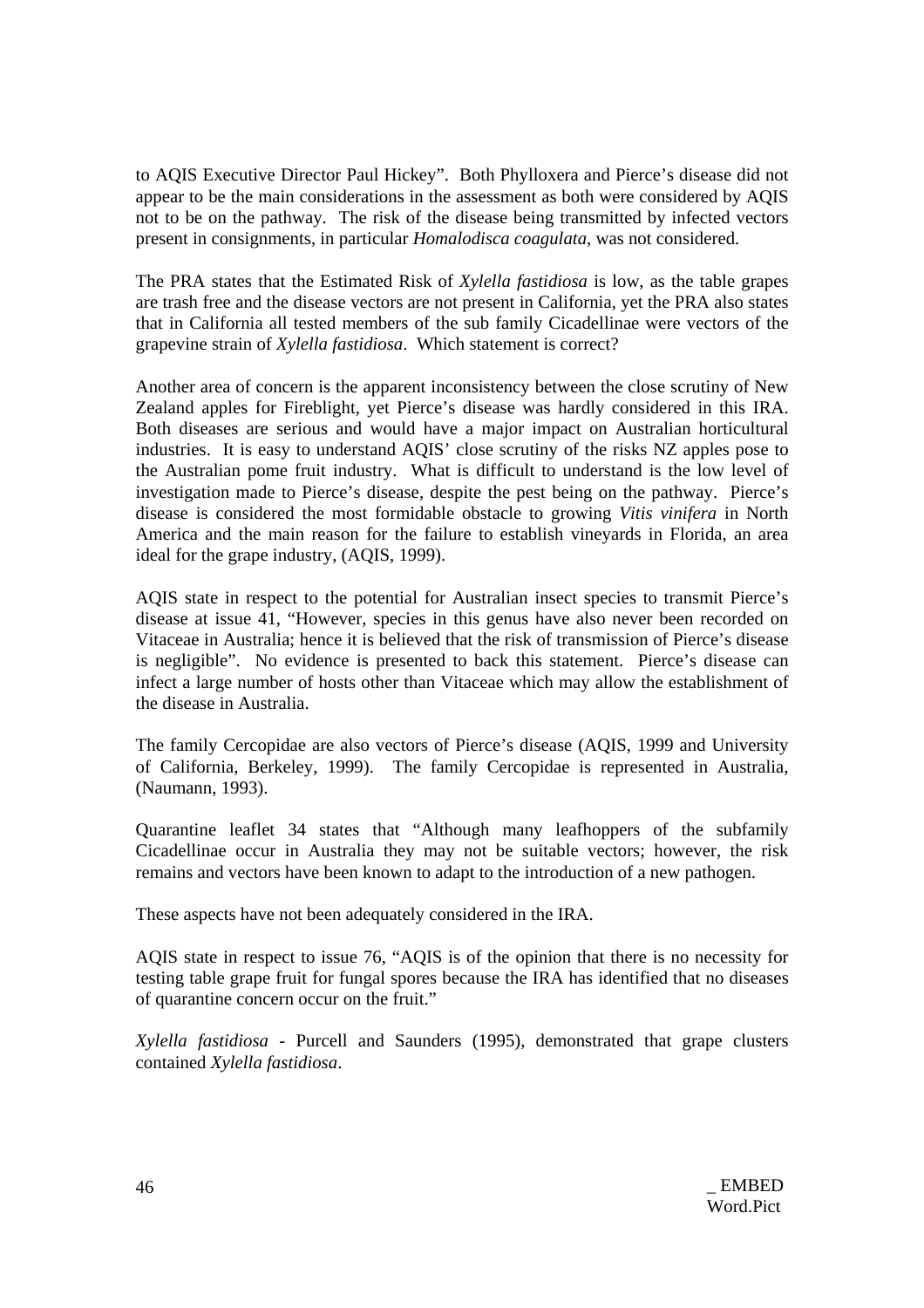to AQIS Executive Director Paul Hickey". Both Phylloxera and Pierce's disease did not appear to be the main considerations in the assessment as both were considered by AQIS not to be on the pathway. The risk of the disease being transmitted by infected vectors present in consignments, in particular *Homalodisca coagulata*, was not considered.

The PRA states that the Estimated Risk of *Xylella fastidiosa* is low, as the table grapes are trash free and the disease vectors are not present in California, yet the PRA also states that in California all tested members of the sub family Cicadellinae were vectors of the grapevine strain of *Xylella fastidiosa*. Which statement is correct?

Another area of concern is the apparent inconsistency between the close scrutiny of New Zealand apples for Fireblight, yet Pierce's disease was hardly considered in this IRA. Both diseases are serious and would have a major impact on Australian horticultural industries. It is easy to understand AQIS' close scrutiny of the risks NZ apples pose to the Australian pome fruit industry. What is difficult to understand is the low level of investigation made to Pierce's disease, despite the pest being on the pathway. Pierce's disease is considered the most formidable obstacle to growing *Vitis vinifera* in North America and the main reason for the failure to establish vineyards in Florida, an area ideal for the grape industry, (AQIS, 1999).

AQIS state in respect to the potential for Australian insect species to transmit Pierce's disease at issue 41, "However, species in this genus have also never been recorded on Vitaceae in Australia; hence it is believed that the risk of transmission of Pierce's disease is negligible". No evidence is presented to back this statement. Pierce's disease can infect a large number of hosts other than Vitaceae which may allow the establishment of the disease in Australia.

The family Cercopidae are also vectors of Pierce's disease (AQIS, 1999 and University of California, Berkeley, 1999). The family Cercopidae is represented in Australia, (Naumann, 1993).

Quarantine leaflet 34 states that "Although many leafhoppers of the subfamily Cicadellinae occur in Australia they may not be suitable vectors; however, the risk remains and vectors have been known to adapt to the introduction of a new pathogen.

These aspects have not been adequately considered in the IRA.

AQIS state in respect to issue 76, "AQIS is of the opinion that there is no necessity for testing table grape fruit for fungal spores because the IRA has identified that no diseases of quarantine concern occur on the fruit."

*Xylella fastidiosa* - Purcell and Saunders (1995), demonstrated that grape clusters contained *Xylella fastidiosa*.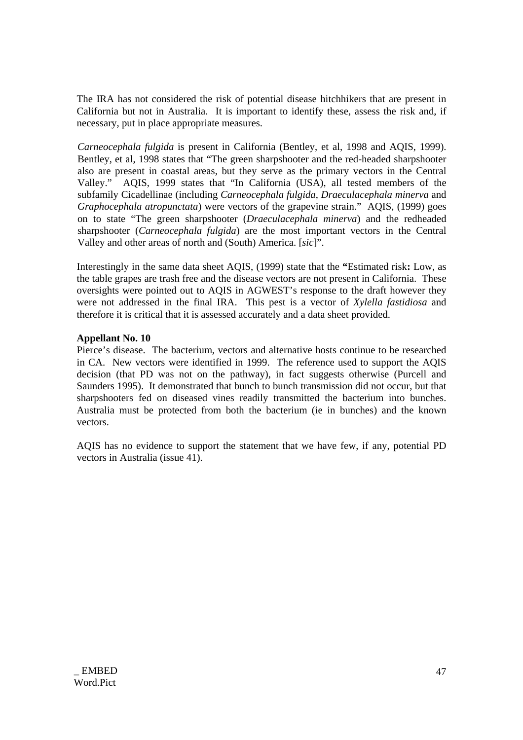The IRA has not considered the risk of potential disease hitchhikers that are present in California but not in Australia. It is important to identify these, assess the risk and, if necessary, put in place appropriate measures.

*Carneocephala fulgida* is present in California (Bentley, et al, 1998 and AQIS, 1999). Bentley, et al, 1998 states that "The green sharpshooter and the red-headed sharpshooter also are present in coastal areas, but they serve as the primary vectors in the Central Valley." AQIS, 1999 states that "In California (USA), all tested members of the subfamily Cicadellinae (including *Carneocephala fulgida*, *Draeculacephala minerva* and *Graphocephala atropunctata*) were vectors of the grapevine strain." AQIS, (1999) goes on to state "The green sharpshooter (*Draeculacephala minerva*) and the redheaded sharpshooter (*Carneocephala fulgida*) are the most important vectors in the Central Valley and other areas of north and (South) America. [*sic*]".

Interestingly in the same data sheet AQIS, (1999) state that the **"**Estimated risk**:** Low, as the table grapes are trash free and the disease vectors are not present in California. These oversights were pointed out to AQIS in AGWEST's response to the draft however they were not addressed in the final IRA. This pest is a vector of *Xylella fastidiosa* and therefore it is critical that it is assessed accurately and a data sheet provided.

**Appellant No. 10**

Pierce's disease. The bacterium, vectors and alternative hosts continue to be researched in CA. New vectors were identified in 1999. The reference used to support the AQIS decision (that PD was not on the pathway), in fact suggests otherwise (Purcell and Saunders 1995). It demonstrated that bunch to bunch transmission did not occur, but that sharpshooters fed on diseased vines readily transmitted the bacterium into bunches. Australia must be protected from both the bacterium (ie in bunches) and the known vectors.

AQIS has no evidence to support the statement that we have few, if any, potential PD vectors in Australia (issue 41).

_ EMBED Word.Pict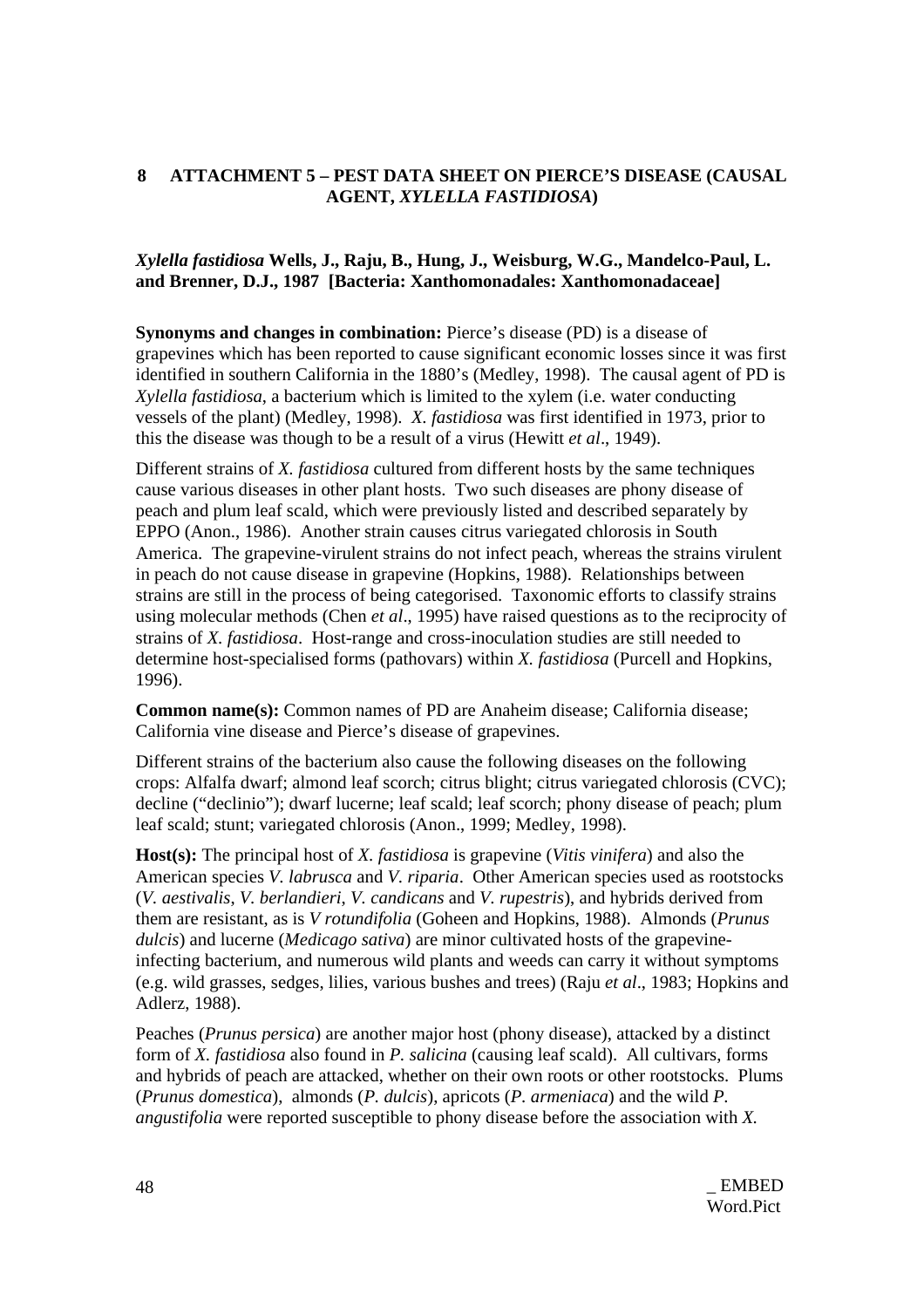# 8 ATTACHMENT 5 – PEST DATA SHEET ON PIERCE'S DISEASE (CAUSAL AGENT, *XYLELLA FASTIDIOSA*)

***Xylella fastidiosa*** **Wells, J., Raju, B., Hung, J., Weisburg, W.G., Mandelco-Paul, L. and Brenner, D.J., 1987 [Bacteria: Xanthomonadales: Xanthomonadaceae]**

**Synonyms and changes in combination:** Pierce's disease (PD) is a disease of grapevines which has been reported to cause significant economic losses since it was first identified in southern California in the 1880's (Medley, 1998). The causal agent of PD is *Xylella fastidiosa*, a bacterium which is limited to the xylem (i.e. water conducting vessels of the plant) (Medley, 1998). *X. fastidiosa* was first identified in 1973, prior to this the disease was though to be a result of a virus (Hewitt *et al*., 1949).

Different strains of *X. fastidiosa* cultured from different hosts by the same techniques cause various diseases in other plant hosts. Two such diseases are phony disease of peach and plum leaf scald, which were previously listed and described separately by EPPO (Anon., 1986). Another strain causes citrus variegated chlorosis in South America. The grapevine-virulent strains do not infect peach, whereas the strains virulent in peach do not cause disease in grapevine (Hopkins, 1988). Relationships between strains are still in the process of being categorised. Taxonomic efforts to classify strains using molecular methods (Chen *et al*., 1995) have raised questions as to the reciprocity of strains of *X. fastidiosa*. Host-range and cross-inoculation studies are still needed to determine host-specialised forms (pathovars) within *X. fastidiosa* (Purcell and Hopkins, 1996).

**Common name(s):** Common names of PD are Anaheim disease; California disease; California vine disease and Pierce's disease of grapevines.

Different strains of the bacterium also cause the following diseases on the following crops: Alfalfa dwarf; almond leaf scorch; citrus blight; citrus variegated chlorosis (CVC); decline ("declinio"); dwarf lucerne; leaf scald; leaf scorch; phony disease of peach; plum leaf scald; stunt; variegated chlorosis (Anon., 1999; Medley, 1998).

**Host(s):** The principal host of *X. fastidiosa* is grapevine (*Vitis vinifera*) and also the American species *V. labrusca* and *V. riparia*. Other American species used as rootstocks (*V. aestivalis*, *V. berlandieri*, *V. candicans* and *V. rupestris*), and hybrids derived from them are resistant, as is *V rotundifolia* (Goheen and Hopkins, 1988). Almonds (*Prunus dulcis*) and lucerne (*Medicago sativa*) are minor cultivated hosts of the grapevine-infecting bacterium, and numerous wild plants and weeds can carry it without symptoms (e.g. wild grasses, sedges, lilies, various bushes and trees) (Raju *et al*., 1983; Hopkins and Adlerz, 1988).

Peaches (*Prunus persica*) are another major host (phony disease), attacked by a distinct form of *X. fastidiosa* also found in *P. salicina* (causing leaf scald). All cultivars, forms and hybrids of peach are attacked, whether on their own roots or other rootstocks. Plums (*Prunus domestica*), almonds (*P. dulcis*), apricots (*P. armeniaca*) and the wild *P. angustifolia* were reported susceptible to phony disease before the association with *X.*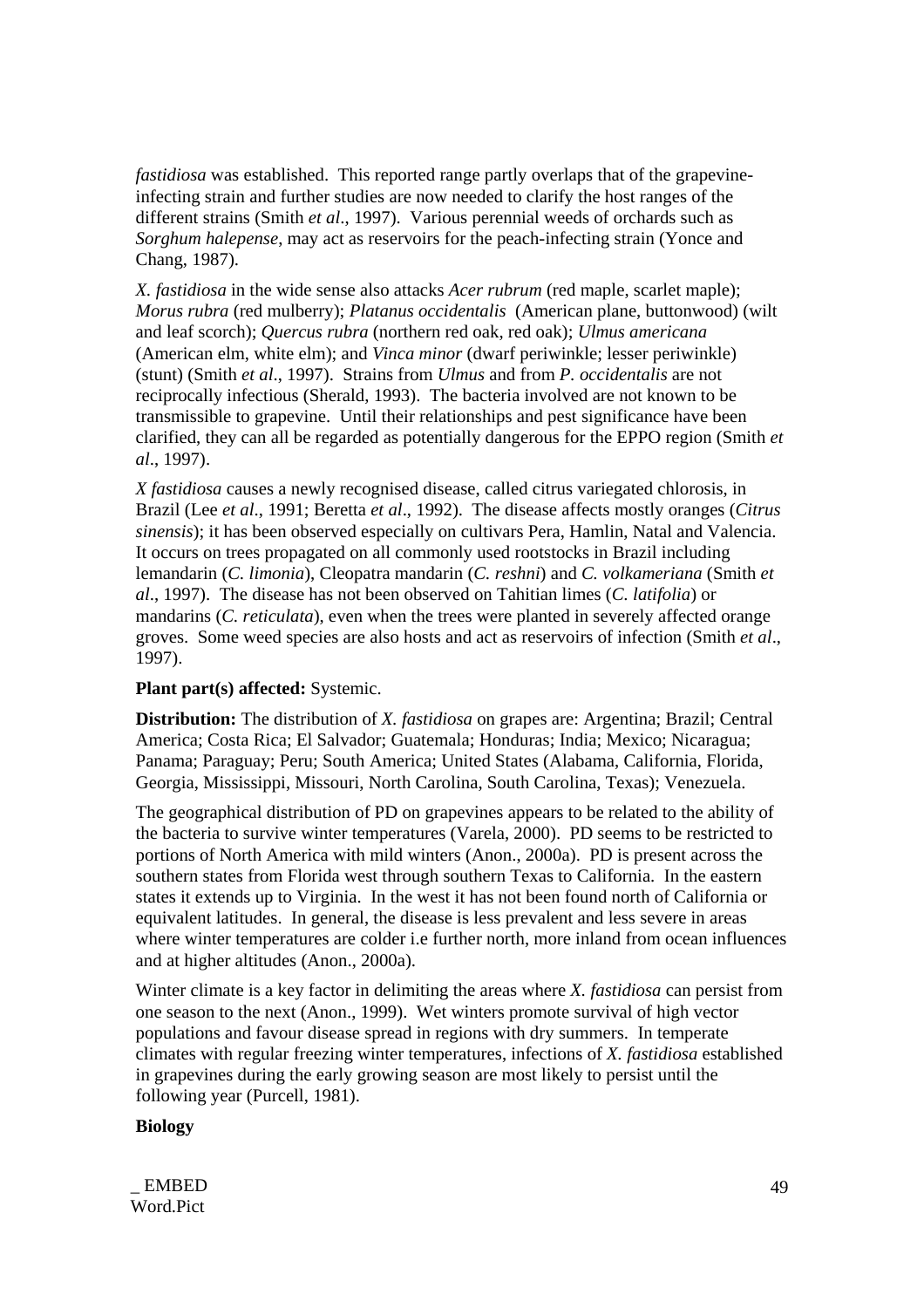*fastidiosa* was established. This reported range partly overlaps that of the grapevine-infecting strain and further studies are now needed to clarify the host ranges of the different strains (Smith *et al*., 1997). Various perennial weeds of orchards such as *Sorghum halepense*, may act as reservoirs for the peach-infecting strain (Yonce and Chang, 1987).

*X. fastidiosa* in the wide sense also attacks *Acer rubrum* (red maple, scarlet maple); *Morus rubra* (red mulberry); *Platanus occidentalis* (American plane, buttonwood) (wilt and leaf scorch); *Quercus rubra* (northern red oak, red oak); *Ulmus americana* (American elm, white elm); and *Vinca minor* (dwarf periwinkle; lesser periwinkle) (stunt) (Smith *et al*., 1997). Strains from *Ulmus* and from *P. occidentalis* are not reciprocally infectious (Sherald, 1993). The bacteria involved are not known to be transmissible to grapevine. Until their relationships and pest significance have been clarified, they can all be regarded as potentially dangerous for the EPPO region (Smith *et al*., 1997).

*X fastidiosa* causes a newly recognised disease, called citrus variegated chlorosis, in Brazil (Lee *et al*., 1991; Beretta *et al*., 1992). The disease affects mostly oranges (*Citrus sinensis*); it has been observed especially on cultivars Pera, Hamlin, Natal and Valencia. It occurs on trees propagated on all commonly used rootstocks in Brazil including lemandarin (*C. limonia*), Cleopatra mandarin (*C. reshni*) and *C. volkameriana* (Smith *et al*., 1997). The disease has not been observed on Tahitian limes (*C. latifolia*) or mandarins (*C. reticulata*), even when the trees were planted in severely affected orange groves. Some weed species are also hosts and act as reservoirs of infection (Smith *et al*., 1997).

**Plant part(s) affected:** Systemic.

**Distribution:** The distribution of *X. fastidiosa* on grapes are: Argentina; Brazil; Central America; Costa Rica; El Salvador; Guatemala; Honduras; India; Mexico; Nicaragua; Panama; Paraguay; Peru; South America; United States (Alabama, California, Florida, Georgia, Mississippi, Missouri, North Carolina, South Carolina, Texas); Venezuela.

The geographical distribution of PD on grapevines appears to be related to the ability of the bacteria to survive winter temperatures (Varela, 2000). PD seems to be restricted to portions of North America with mild winters (Anon., 2000a). PD is present across the southern states from Florida west through southern Texas to California. In the eastern states it extends up to Virginia. In the west it has not been found north of California or equivalent latitudes. In general, the disease is less prevalent and less severe in areas where winter temperatures are colder i.e further north, more inland from ocean influences and at higher altitudes (Anon., 2000a).

Winter climate is a key factor in delimiting the areas where *X. fastidiosa* can persist from one season to the next (Anon., 1999). Wet winters promote survival of high vector populations and favour disease spread in regions with dry summers. In temperate climates with regular freezing winter temperatures, infections of *X. fastidiosa* established in grapevines during the early growing season are most likely to persist until the following year (Purcell, 1981).

**Biology**

_ EMBED Word.Pict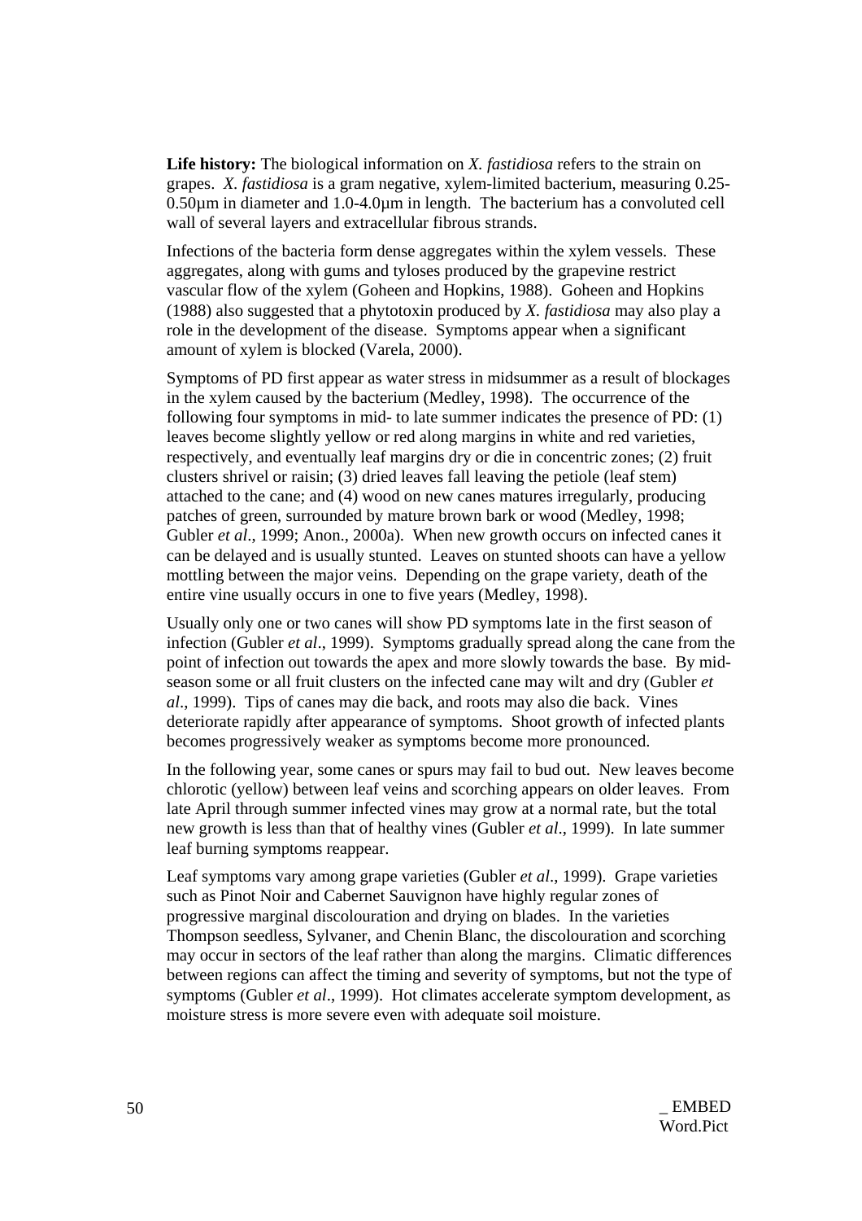**Life history:** The biological information on *X. fastidiosa* refers to the strain on grapes. *X. fastidiosa* is a gram negative, xylem-limited bacterium, measuring 0.25-0.50µm in diameter and 1.0-4.0µm in length. The bacterium has a convoluted cell wall of several layers and extracellular fibrous strands.

Infections of the bacteria form dense aggregates within the xylem vessels. These aggregates, along with gums and tyloses produced by the grapevine restrict vascular flow of the xylem (Goheen and Hopkins, 1988). Goheen and Hopkins (1988) also suggested that a phytotoxin produced by *X. fastidiosa* may also play a role in the development of the disease. Symptoms appear when a significant amount of xylem is blocked (Varela, 2000).

Symptoms of PD first appear as water stress in midsummer as a result of blockages in the xylem caused by the bacterium (Medley, 1998). The occurrence of the following four symptoms in mid- to late summer indicates the presence of PD: (1) leaves become slightly yellow or red along margins in white and red varieties, respectively, and eventually leaf margins dry or die in concentric zones; (2) fruit clusters shrivel or raisin; (3) dried leaves fall leaving the petiole (leaf stem) attached to the cane; and (4) wood on new canes matures irregularly, producing patches of green, surrounded by mature brown bark or wood (Medley, 1998; Gubler *et al*., 1999; Anon., 2000a). When new growth occurs on infected canes it can be delayed and is usually stunted. Leaves on stunted shoots can have a yellow mottling between the major veins. Depending on the grape variety, death of the entire vine usually occurs in one to five years (Medley, 1998).

Usually only one or two canes will show PD symptoms late in the first season of infection (Gubler *et al*., 1999). Symptoms gradually spread along the cane from the point of infection out towards the apex and more slowly towards the base. By mid-season some or all fruit clusters on the infected cane may wilt and dry (Gubler *et al*., 1999). Tips of canes may die back, and roots may also die back. Vines deteriorate rapidly after appearance of symptoms. Shoot growth of infected plants becomes progressively weaker as symptoms become more pronounced.

In the following year, some canes or spurs may fail to bud out. New leaves become chlorotic (yellow) between leaf veins and scorching appears on older leaves. From late April through summer infected vines may grow at a normal rate, but the total new growth is less than that of healthy vines (Gubler *et al*., 1999). In late summer leaf burning symptoms reappear.

Leaf symptoms vary among grape varieties (Gubler *et al*., 1999). Grape varieties such as Pinot Noir and Cabernet Sauvignon have highly regular zones of progressive marginal discolouration and drying on blades. In the varieties Thompson seedless, Sylvaner, and Chenin Blanc, the discolouration and scorching may occur in sectors of the leaf rather than along the margins. Climatic differences between regions can affect the timing and severity of symptoms, but not the type of symptoms (Gubler *et al*., 1999). Hot climates accelerate symptom development, as moisture stress is more severe even with adequate soil moisture.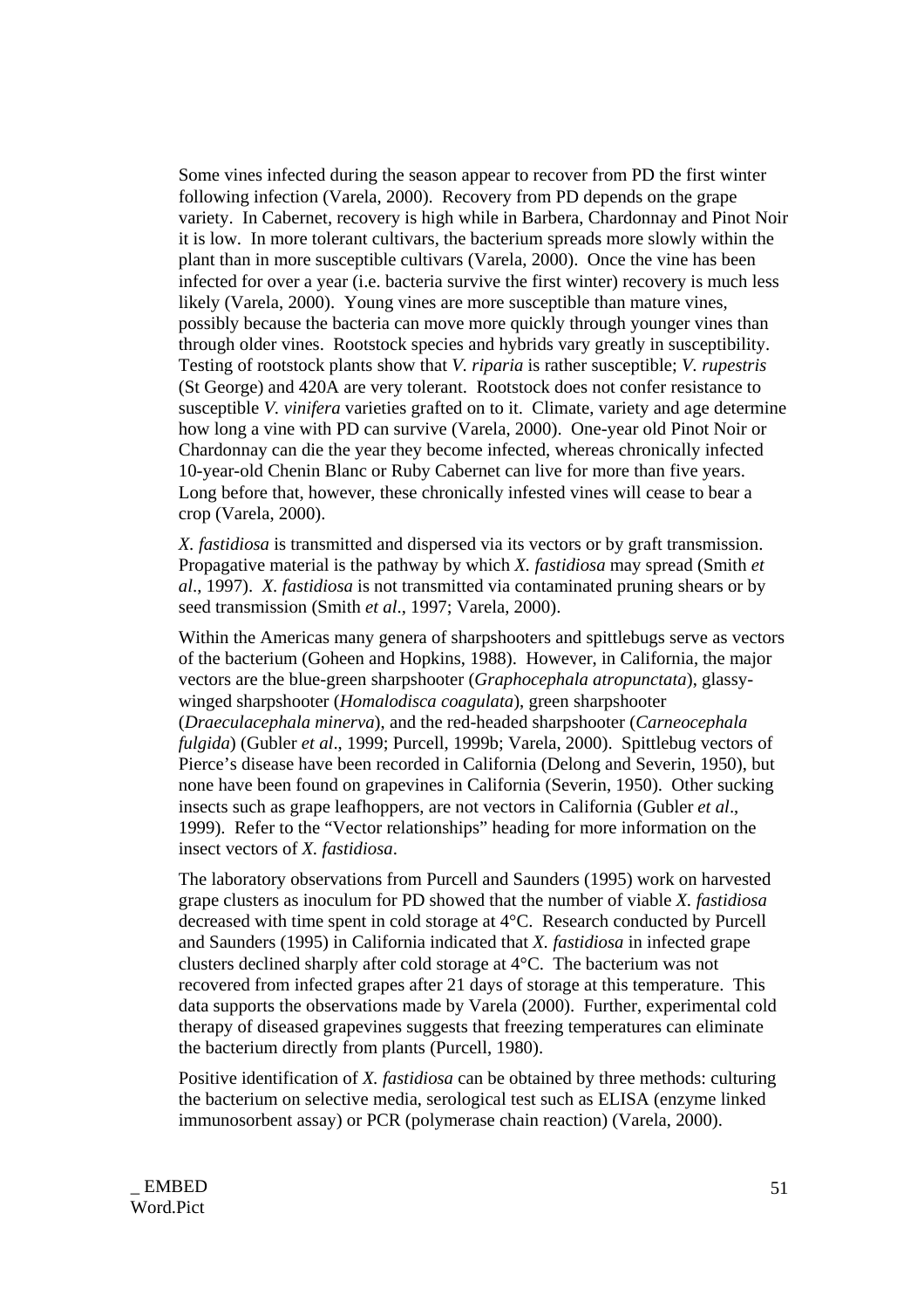Some vines infected during the season appear to recover from PD the first winter following infection (Varela, 2000). Recovery from PD depends on the grape variety. In Cabernet, recovery is high while in Barbera, Chardonnay and Pinot Noir it is low. In more tolerant cultivars, the bacterium spreads more slowly within the plant than in more susceptible cultivars (Varela, 2000). Once the vine has been infected for over a year (i.e. bacteria survive the first winter) recovery is much less likely (Varela, 2000). Young vines are more susceptible than mature vines, possibly because the bacteria can move more quickly through younger vines than through older vines. Rootstock species and hybrids vary greatly in susceptibility. Testing of rootstock plants show that *V. riparia* is rather susceptible; *V. rupestris* (St George) and 420A are very tolerant. Rootstock does not confer resistance to susceptible *V. vinifera* varieties grafted on to it. Climate, variety and age determine how long a vine with PD can survive (Varela, 2000). One-year old Pinot Noir or Chardonnay can die the year they become infected, whereas chronically infected 10-year-old Chenin Blanc or Ruby Cabernet can live for more than five years. Long before that, however, these chronically infested vines will cease to bear a crop (Varela, 2000).

*X. fastidiosa* is transmitted and dispersed via its vectors or by graft transmission. Propagative material is the pathway by which *X. fastidiosa* may spread (Smith *et al*., 1997). *X. fastidiosa* is not transmitted via contaminated pruning shears or by seed transmission (Smith *et al*., 1997; Varela, 2000).

Within the Americas many genera of sharpshooters and spittlebugs serve as vectors of the bacterium (Goheen and Hopkins, 1988). However, in California, the major vectors are the blue-green sharpshooter (*Graphocephala atropunctata*), glassy-winged sharpshooter (*Homalodisca coagulata*), green sharpshooter (*Draeculacephala minerva*), and the red-headed sharpshooter (*Carneocephala fulgida*) (Gubler *et al*., 1999; Purcell, 1999b; Varela, 2000). Spittlebug vectors of Pierce's disease have been recorded in California (Delong and Severin, 1950), but none have been found on grapevines in California (Severin, 1950). Other sucking insects such as grape leafhoppers, are not vectors in California (Gubler *et al*., 1999). Refer to the "Vector relationships" heading for more information on the insect vectors of *X. fastidiosa*.

The laboratory observations from Purcell and Saunders (1995) work on harvested grape clusters as inoculum for PD showed that the number of viable *X. fastidiosa* decreased with time spent in cold storage at 4°C. Research conducted by Purcell and Saunders (1995) in California indicated that *X. fastidiosa* in infected grape clusters declined sharply after cold storage at 4°C. The bacterium was not recovered from infected grapes after 21 days of storage at this temperature. This data supports the observations made by Varela (2000). Further, experimental cold therapy of diseased grapevines suggests that freezing temperatures can eliminate the bacterium directly from plants (Purcell, 1980).

Positive identification of *X. fastidiosa* can be obtained by three methods: culturing the bacterium on selective media, serological test such as ELISA (enzyme linked immunosorbent assay) or PCR (polymerase chain reaction) (Varela, 2000).

_ EMBED Word.Pict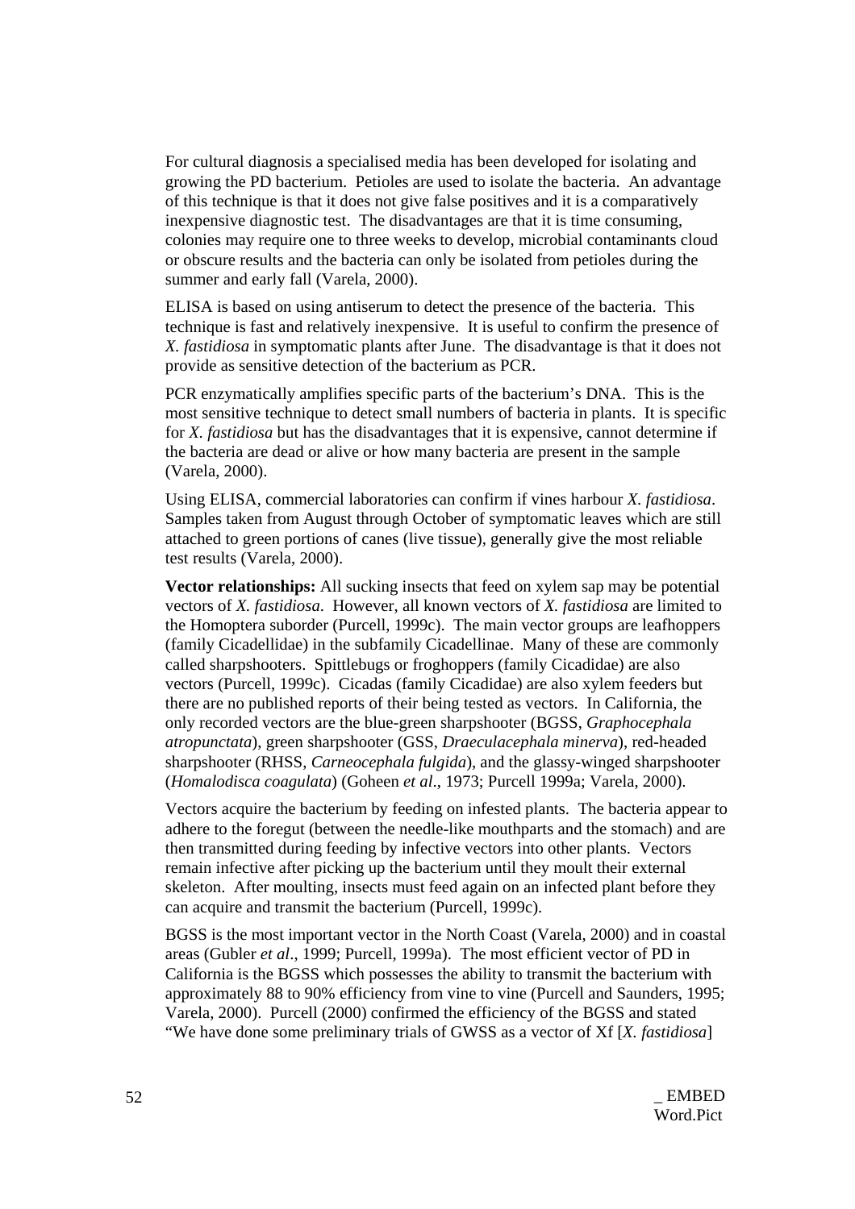For cultural diagnosis a specialised media has been developed for isolating and growing the PD bacterium. Petioles are used to isolate the bacteria. An advantage of this technique is that it does not give false positives and it is a comparatively inexpensive diagnostic test. The disadvantages are that it is time consuming, colonies may require one to three weeks to develop, microbial contaminants cloud or obscure results and the bacteria can only be isolated from petioles during the summer and early fall (Varela, 2000).

ELISA is based on using antiserum to detect the presence of the bacteria. This technique is fast and relatively inexpensive. It is useful to confirm the presence of *X. fastidiosa* in symptomatic plants after June. The disadvantage is that it does not provide as sensitive detection of the bacterium as PCR.

PCR enzymatically amplifies specific parts of the bacterium's DNA. This is the most sensitive technique to detect small numbers of bacteria in plants. It is specific for *X. fastidiosa* but has the disadvantages that it is expensive, cannot determine if the bacteria are dead or alive or how many bacteria are present in the sample (Varela, 2000).

Using ELISA, commercial laboratories can confirm if vines harbour *X. fastidiosa*. Samples taken from August through October of symptomatic leaves which are still attached to green portions of canes (live tissue), generally give the most reliable test results (Varela, 2000).

**Vector relationships:** All sucking insects that feed on xylem sap may be potential vectors of *X. fastidiosa*. However, all known vectors of *X. fastidiosa* are limited to the Homoptera suborder (Purcell, 1999c). The main vector groups are leafhoppers (family Cicadellidae) in the subfamily Cicadellinae. Many of these are commonly called sharpshooters. Spittlebugs or froghoppers (family Cicadidae) are also vectors (Purcell, 1999c). Cicadas (family Cicadidae) are also xylem feeders but there are no published reports of their being tested as vectors. In California, the only recorded vectors are the blue-green sharpshooter (BGSS, *Graphocephala atropunctata*), green sharpshooter (GSS, *Draeculacephala minerva*), red-headed sharpshooter (RHSS, *Carneocephala fulgida*), and the glassy-winged sharpshooter (*Homalodisca coagulata*) (Goheen *et al*., 1973; Purcell 1999a; Varela, 2000).

Vectors acquire the bacterium by feeding on infested plants. The bacteria appear to adhere to the foregut (between the needle-like mouthparts and the stomach) and are then transmitted during feeding by infective vectors into other plants. Vectors remain infective after picking up the bacterium until they moult their external skeleton. After moulting, insects must feed again on an infected plant before they can acquire and transmit the bacterium (Purcell, 1999c).

BGSS is the most important vector in the North Coast (Varela, 2000) and in coastal areas (Gubler *et al*., 1999; Purcell, 1999a). The most efficient vector of PD in California is the BGSS which possesses the ability to transmit the bacterium with approximately 88 to 90% efficiency from vine to vine (Purcell and Saunders, 1995; Varela, 2000). Purcell (2000) confirmed the efficiency of the BGSS and stated "We have done some preliminary trials of GWSS as a vector of Xf [*X. fastidiosa*]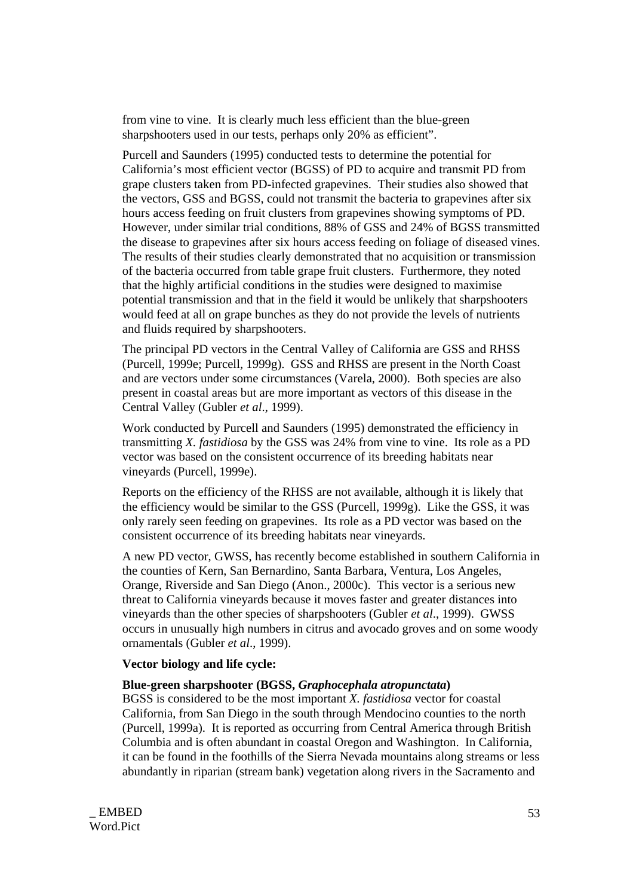from vine to vine. It is clearly much less efficient than the blue-green sharpshooters used in our tests, perhaps only 20% as efficient".

Purcell and Saunders (1995) conducted tests to determine the potential for California's most efficient vector (BGSS) of PD to acquire and transmit PD from grape clusters taken from PD-infected grapevines. Their studies also showed that the vectors, GSS and BGSS, could not transmit the bacteria to grapevines after six hours access feeding on fruit clusters from grapevines showing symptoms of PD. However, under similar trial conditions, 88% of GSS and 24% of BGSS transmitted the disease to grapevines after six hours access feeding on foliage of diseased vines. The results of their studies clearly demonstrated that no acquisition or transmission of the bacteria occurred from table grape fruit clusters. Furthermore, they noted that the highly artificial conditions in the studies were designed to maximise potential transmission and that in the field it would be unlikely that sharpshooters would feed at all on grape bunches as they do not provide the levels of nutrients and fluids required by sharpshooters.

The principal PD vectors in the Central Valley of California are GSS and RHSS (Purcell, 1999e; Purcell, 1999g). GSS and RHSS are present in the North Coast and are vectors under some circumstances (Varela, 2000). Both species are also present in coastal areas but are more important as vectors of this disease in the Central Valley (Gubler *et al*., 1999).

Work conducted by Purcell and Saunders (1995) demonstrated the efficiency in transmitting *X. fastidiosa* by the GSS was 24% from vine to vine. Its role as a PD vector was based on the consistent occurrence of its breeding habitats near vineyards (Purcell, 1999e).

Reports on the efficiency of the RHSS are not available, although it is likely that the efficiency would be similar to the GSS (Purcell, 1999g). Like the GSS, it was only rarely seen feeding on grapevines. Its role as a PD vector was based on the consistent occurrence of its breeding habitats near vineyards.

A new PD vector, GWSS, has recently become established in southern California in the counties of Kern, San Bernardino, Santa Barbara, Ventura, Los Angeles, Orange, Riverside and San Diego (Anon., 2000c). This vector is a serious new threat to California vineyards because it moves faster and greater distances into vineyards than the other species of sharpshooters (Gubler *et al*., 1999). GWSS occurs in unusually high numbers in citrus and avocado groves and on some woody ornamentals (Gubler *et al*., 1999).

**Vector biology and life cycle:**

**Blue-green sharpshooter (BGSS, *Graphocephala atropunctata*)**

BGSS is considered to be the most important *X. fastidiosa* vector for coastal California, from San Diego in the south through Mendocino counties to the north (Purcell, 1999a). It is reported as occurring from Central America through British Columbia and is often abundant in coastal Oregon and Washington. In California, it can be found in the foothills of the Sierra Nevada mountains along streams or less abundantly in riparian (stream bank) vegetation along rivers in the Sacramento and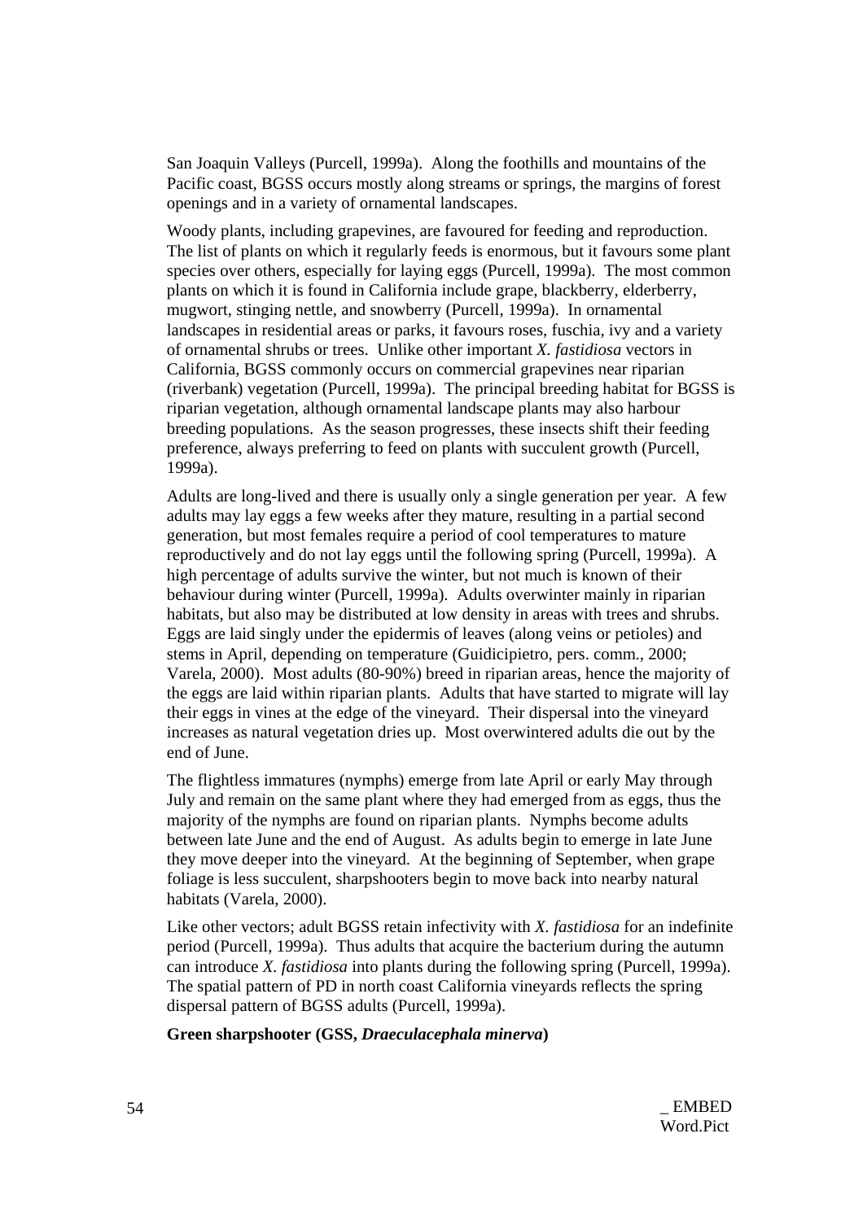San Joaquin Valleys (Purcell, 1999a). Along the foothills and mountains of the Pacific coast, BGSS occurs mostly along streams or springs, the margins of forest openings and in a variety of ornamental landscapes.

Woody plants, including grapevines, are favoured for feeding and reproduction. The list of plants on which it regularly feeds is enormous, but it favours some plant species over others, especially for laying eggs (Purcell, 1999a). The most common plants on which it is found in California include grape, blackberry, elderberry, mugwort, stinging nettle, and snowberry (Purcell, 1999a). In ornamental landscapes in residential areas or parks, it favours roses, fuschia, ivy and a variety of ornamental shrubs or trees. Unlike other important *X. fastidiosa* vectors in California, BGSS commonly occurs on commercial grapevines near riparian (riverbank) vegetation (Purcell, 1999a). The principal breeding habitat for BGSS is riparian vegetation, although ornamental landscape plants may also harbour breeding populations. As the season progresses, these insects shift their feeding preference, always preferring to feed on plants with succulent growth (Purcell, 1999a).

Adults are long-lived and there is usually only a single generation per year. A few adults may lay eggs a few weeks after they mature, resulting in a partial second generation, but most females require a period of cool temperatures to mature reproductively and do not lay eggs until the following spring (Purcell, 1999a). A high percentage of adults survive the winter, but not much is known of their behaviour during winter (Purcell, 1999a). Adults overwinter mainly in riparian habitats, but also may be distributed at low density in areas with trees and shrubs. Eggs are laid singly under the epidermis of leaves (along veins or petioles) and stems in April, depending on temperature (Guidicipietro, pers. comm., 2000; Varela, 2000). Most adults (80-90%) breed in riparian areas, hence the majority of the eggs are laid within riparian plants. Adults that have started to migrate will lay their eggs in vines at the edge of the vineyard. Their dispersal into the vineyard increases as natural vegetation dries up. Most overwintered adults die out by the end of June.

The flightless immatures (nymphs) emerge from late April or early May through July and remain on the same plant where they had emerged from as eggs, thus the majority of the nymphs are found on riparian plants. Nymphs become adults between late June and the end of August. As adults begin to emerge in late June they move deeper into the vineyard. At the beginning of September, when grape foliage is less succulent, sharpshooters begin to move back into nearby natural habitats (Varela, 2000).

Like other vectors; adult BGSS retain infectivity with *X. fastidiosa* for an indefinite period (Purcell, 1999a). Thus adults that acquire the bacterium during the autumn can introduce *X. fastidiosa* into plants during the following spring (Purcell, 1999a). The spatial pattern of PD in north coast California vineyards reflects the spring dispersal pattern of BGSS adults (Purcell, 1999a).

**Green sharpshooter (GSS, *Draeculacephala minerva*)**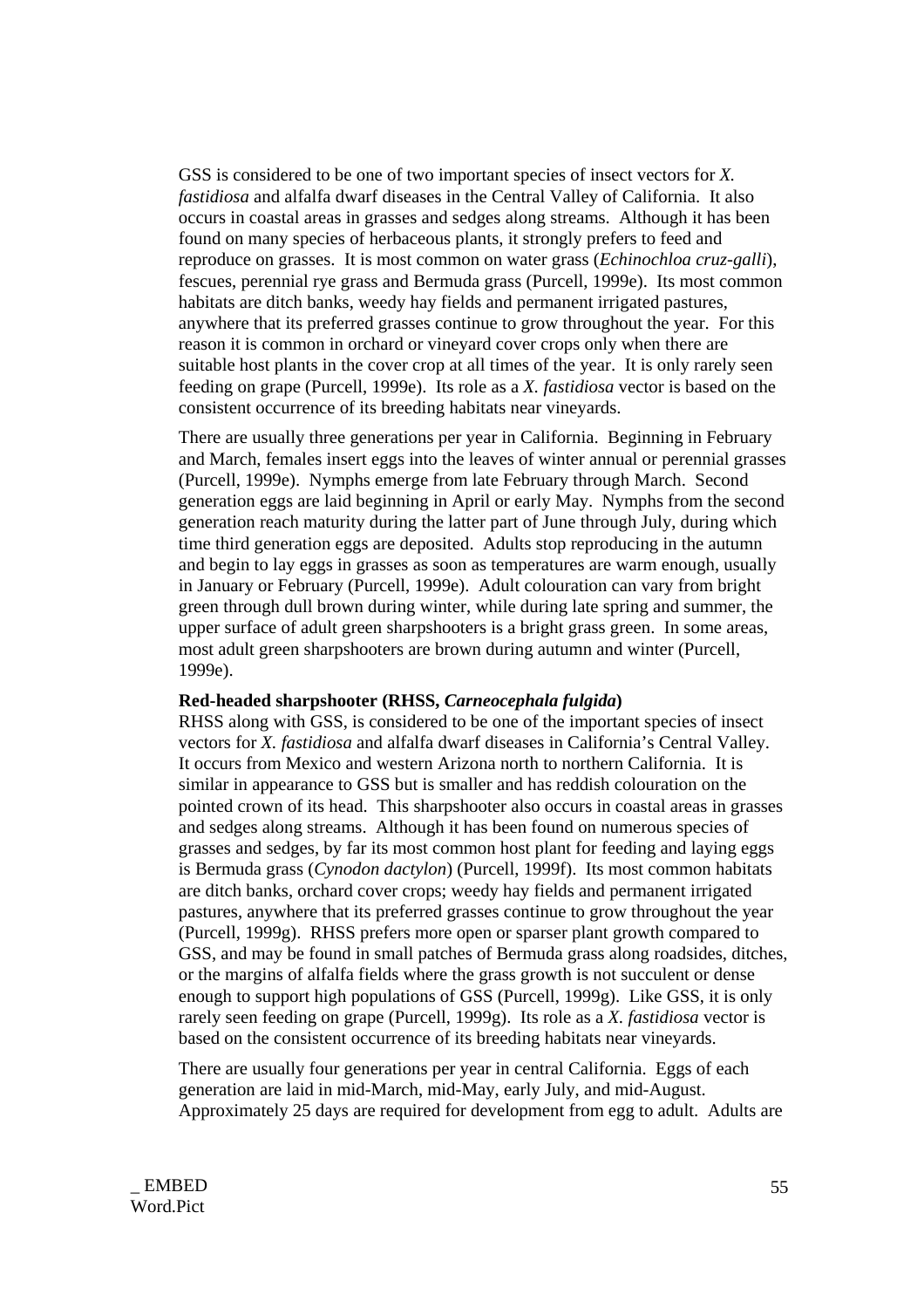GSS is considered to be one of two important species of insect vectors for *X. fastidiosa* and alfalfa dwarf diseases in the Central Valley of California. It also occurs in coastal areas in grasses and sedges along streams. Although it has been found on many species of herbaceous plants, it strongly prefers to feed and reproduce on grasses. It is most common on water grass (*Echinochloa cruz-galli*), fescues, perennial rye grass and Bermuda grass (Purcell, 1999e). Its most common habitats are ditch banks, weedy hay fields and permanent irrigated pastures, anywhere that its preferred grasses continue to grow throughout the year. For this reason it is common in orchard or vineyard cover crops only when there are suitable host plants in the cover crop at all times of the year. It is only rarely seen feeding on grape (Purcell, 1999e). Its role as a *X. fastidiosa* vector is based on the consistent occurrence of its breeding habitats near vineyards.

There are usually three generations per year in California. Beginning in February and March, females insert eggs into the leaves of winter annual or perennial grasses (Purcell, 1999e). Nymphs emerge from late February through March. Second generation eggs are laid beginning in April or early May. Nymphs from the second generation reach maturity during the latter part of June through July, during which time third generation eggs are deposited. Adults stop reproducing in the autumn and begin to lay eggs in grasses as soon as temperatures are warm enough, usually in January or February (Purcell, 1999e). Adult colouration can vary from bright green through dull brown during winter, while during late spring and summer, the upper surface of adult green sharpshooters is a bright grass green. In some areas, most adult green sharpshooters are brown during autumn and winter (Purcell, 1999e).

**Red-headed sharpshooter (RHSS, *Carneocephala fulgida*)**

RHSS along with GSS, is considered to be one of the important species of insect vectors for *X. fastidiosa* and alfalfa dwarf diseases in California's Central Valley. It occurs from Mexico and western Arizona north to northern California. It is similar in appearance to GSS but is smaller and has reddish colouration on the pointed crown of its head. This sharpshooter also occurs in coastal areas in grasses and sedges along streams. Although it has been found on numerous species of grasses and sedges, by far its most common host plant for feeding and laying eggs is Bermuda grass (*Cynodon dactylon*) (Purcell, 1999f). Its most common habitats are ditch banks, orchard cover crops; weedy hay fields and permanent irrigated pastures, anywhere that its preferred grasses continue to grow throughout the year (Purcell, 1999g). RHSS prefers more open or sparser plant growth compared to GSS, and may be found in small patches of Bermuda grass along roadsides, ditches, or the margins of alfalfa fields where the grass growth is not succulent or dense enough to support high populations of GSS (Purcell, 1999g). Like GSS, it is only rarely seen feeding on grape (Purcell, 1999g). Its role as a *X. fastidiosa* vector is based on the consistent occurrence of its breeding habitats near vineyards.

There are usually four generations per year in central California. Eggs of each generation are laid in mid-March, mid-May, early July, and mid-August. Approximately 25 days are required for development from egg to adult. Adults are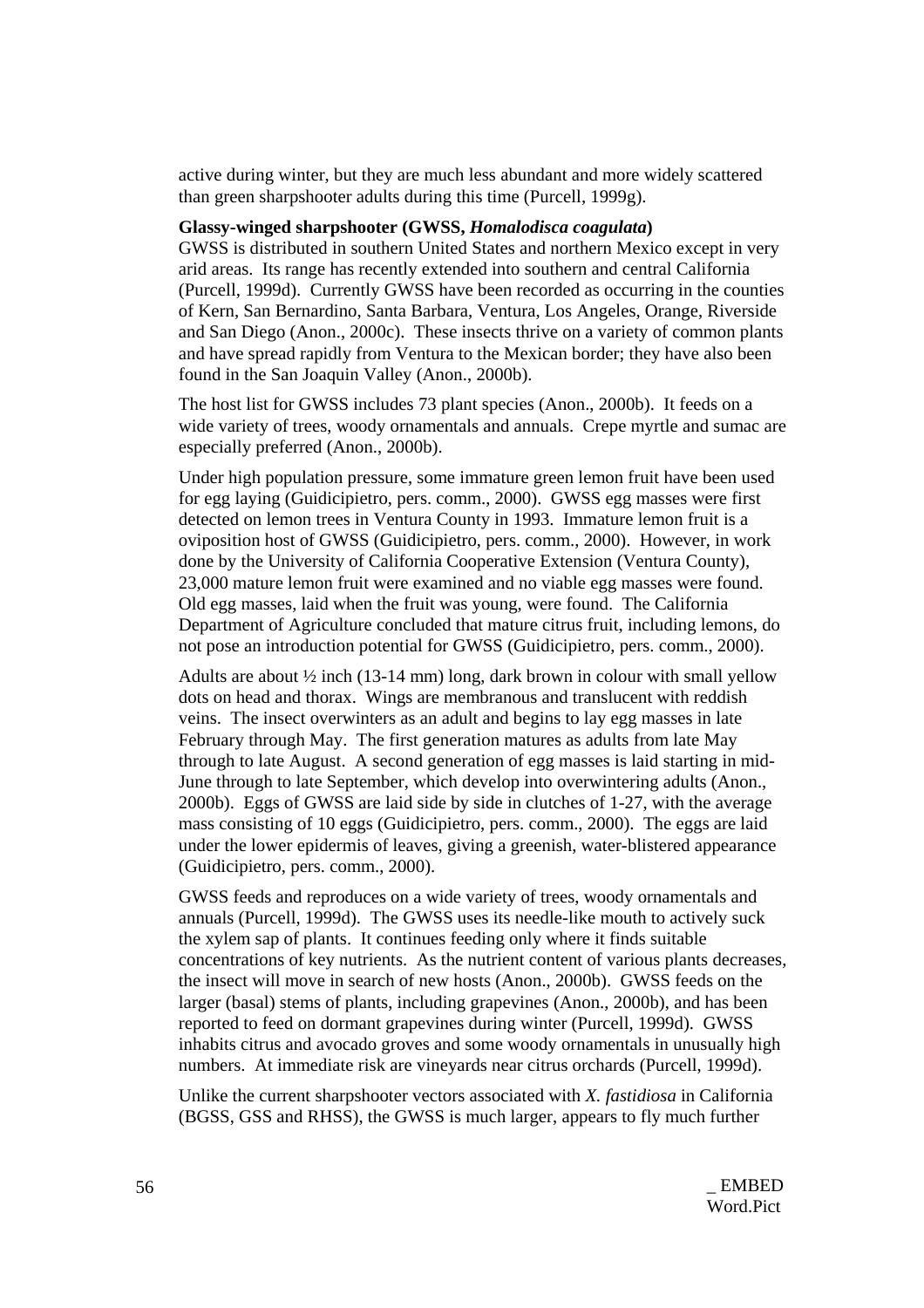active during winter, but they are much less abundant and more widely scattered than green sharpshooter adults during this time (Purcell, 1999g).

**Glassy-winged sharpshooter (GWSS, *Homalodisca coagulata*)**

GWSS is distributed in southern United States and northern Mexico except in very arid areas. Its range has recently extended into southern and central California (Purcell, 1999d). Currently GWSS have been recorded as occurring in the counties of Kern, San Bernardino, Santa Barbara, Ventura, Los Angeles, Orange, Riverside and San Diego (Anon., 2000c). These insects thrive on a variety of common plants and have spread rapidly from Ventura to the Mexican border; they have also been found in the San Joaquin Valley (Anon., 2000b).

The host list for GWSS includes 73 plant species (Anon., 2000b). It feeds on a wide variety of trees, woody ornamentals and annuals. Crepe myrtle and sumac are especially preferred (Anon., 2000b).

Under high population pressure, some immature green lemon fruit have been used for egg laying (Guidicipietro, pers. comm., 2000). GWSS egg masses were first detected on lemon trees in Ventura County in 1993. Immature lemon fruit is a oviposition host of GWSS (Guidicipietro, pers. comm., 2000). However, in work done by the University of California Cooperative Extension (Ventura County), 23,000 mature lemon fruit were examined and no viable egg masses were found. Old egg masses, laid when the fruit was young, were found. The California Department of Agriculture concluded that mature citrus fruit, including lemons, do not pose an introduction potential for GWSS (Guidicipietro, pers. comm., 2000).

Adults are about ½ inch (13-14 mm) long, dark brown in colour with small yellow dots on head and thorax. Wings are membranous and translucent with reddish veins. The insect overwinters as an adult and begins to lay egg masses in late February through May. The first generation matures as adults from late May through to late August. A second generation of egg masses is laid starting in mid-June through to late September, which develop into overwintering adults (Anon., 2000b). Eggs of GWSS are laid side by side in clutches of 1-27, with the average mass consisting of 10 eggs (Guidicipietro, pers. comm., 2000). The eggs are laid under the lower epidermis of leaves, giving a greenish, water-blistered appearance (Guidicipietro, pers. comm., 2000).

GWSS feeds and reproduces on a wide variety of trees, woody ornamentals and annuals (Purcell, 1999d). The GWSS uses its needle-like mouth to actively suck the xylem sap of plants. It continues feeding only where it finds suitable concentrations of key nutrients. As the nutrient content of various plants decreases, the insect will move in search of new hosts (Anon., 2000b). GWSS feeds on the larger (basal) stems of plants, including grapevines (Anon., 2000b), and has been reported to feed on dormant grapevines during winter (Purcell, 1999d). GWSS inhabits citrus and avocado groves and some woody ornamentals in unusually high numbers. At immediate risk are vineyards near citrus orchards (Purcell, 1999d).

Unlike the current sharpshooter vectors associated with *X. fastidiosa* in California (BGSS, GSS and RHSS), the GWSS is much larger, appears to fly much further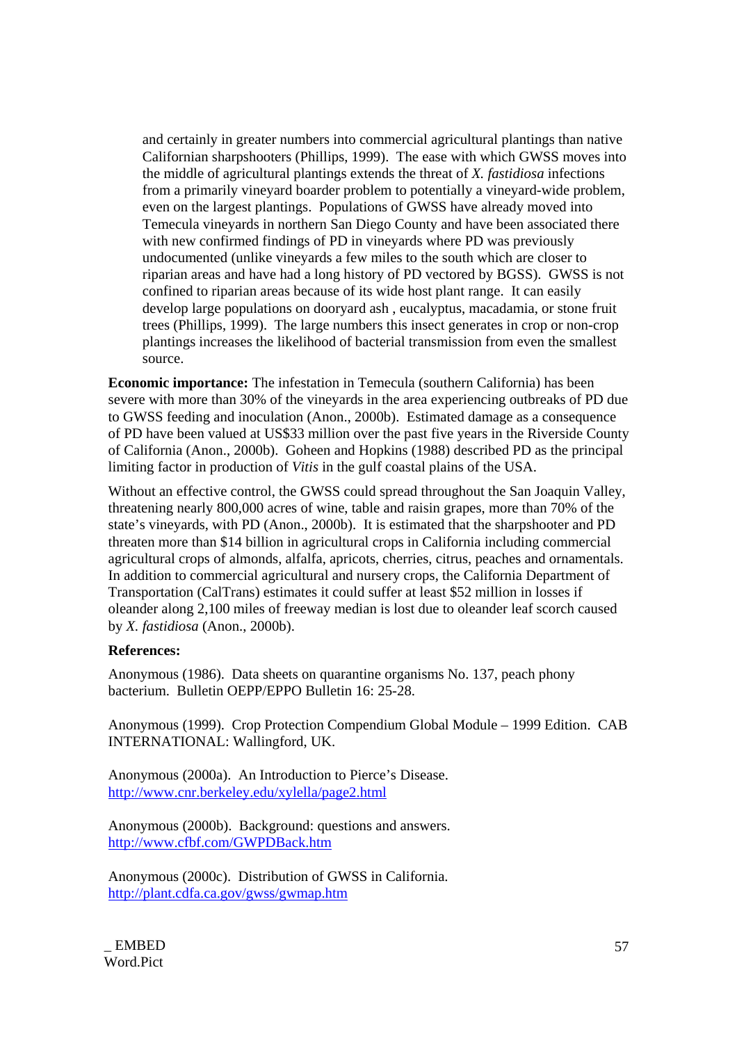and certainly in greater numbers into commercial agricultural plantings than native Californian sharpshooters (Phillips, 1999). The ease with which GWSS moves into the middle of agricultural plantings extends the threat of *X. fastidiosa* infections from a primarily vineyard boarder problem to potentially a vineyard-wide problem, even on the largest plantings. Populations of GWSS have already moved into Temecula vineyards in northern San Diego County and have been associated there with new confirmed findings of PD in vineyards where PD was previously undocumented (unlike vineyards a few miles to the south which are closer to riparian areas and have had a long history of PD vectored by BGSS). GWSS is not confined to riparian areas because of its wide host plant range. It can easily develop large populations on dooryard ash , eucalyptus, macadamia, or stone fruit trees (Phillips, 1999). The large numbers this insect generates in crop or non-crop plantings increases the likelihood of bacterial transmission from even the smallest source.

**Economic importance:** The infestation in Temecula (southern California) has been severe with more than 30% of the vineyards in the area experiencing outbreaks of PD due to GWSS feeding and inoculation (Anon., 2000b). Estimated damage as a consequence of PD have been valued at US$33 million over the past five years in the Riverside County of California (Anon., 2000b). Goheen and Hopkins (1988) described PD as the principal limiting factor in production of *Vitis* in the gulf coastal plains of the USA.

Without an effective control, the GWSS could spread throughout the San Joaquin Valley, threatening nearly 800,000 acres of wine, table and raisin grapes, more than 70% of the state's vineyards, with PD (Anon., 2000b). It is estimated that the sharpshooter and PD threaten more than $14 billion in agricultural crops in California including commercial agricultural crops of almonds, alfalfa, apricots, cherries, citrus, peaches and ornamentals. In addition to commercial agricultural and nursery crops, the California Department of Transportation (CalTrans) estimates it could suffer at least $52 million in losses if oleander along 2,100 miles of freeway median is lost due to oleander leaf scorch caused by *X. fastidiosa* (Anon., 2000b).

**References:**

Anonymous (1986). Data sheets on quarantine organisms No. 137, peach phony bacterium. Bulletin OEPP/EPPO Bulletin 16: 25-28.

Anonymous (1999). Crop Protection Compendium Global Module – 1999 Edition. CAB INTERNATIONAL: Wallingford, UK.

Anonymous (2000a). An Introduction to Pierce's Disease. http://www.cnr.berkeley.edu/xylella/page2.html

Anonymous (2000b). Background: questions and answers. http://www.cfbf.com/GWPDBack.htm

Anonymous (2000c). Distribution of GWSS in California. http://plant.cdfa.ca.gov/gwss/gwmap.htm

_ EMBED Word.Pict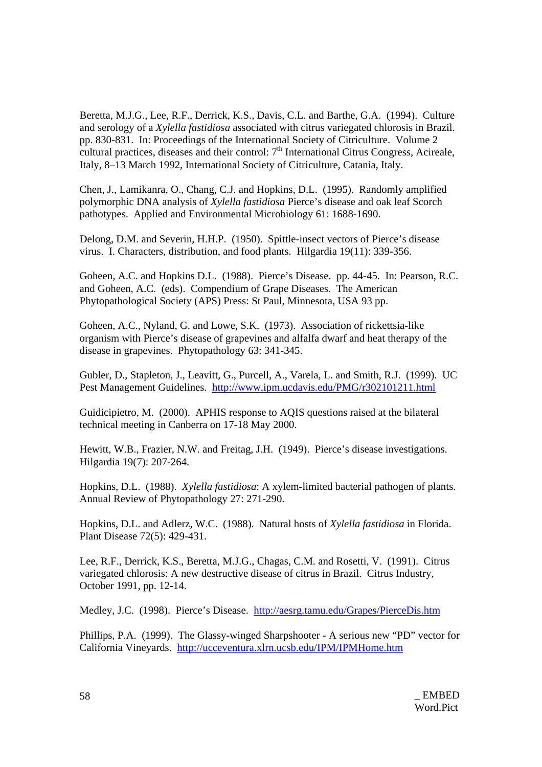Beretta, M.J.G., Lee, R.F., Derrick, K.S., Davis, C.L. and Barthe, G.A. (1994). Culture and serology of a *Xylella fastidiosa* associated with citrus variegated chlorosis in Brazil. pp. 830-831. In: Proceedings of the International Society of Citriculture. Volume 2 cultural practices, diseases and their control: 7th International Citrus Congress, Acireale, Italy, 8–13 March 1992, International Society of Citriculture, Catania, Italy.

Chen, J., Lamikanra, O., Chang, C.J. and Hopkins, D.L. (1995). Randomly amplified polymorphic DNA analysis of *Xylella fastidiosa* Pierce's disease and oak leaf Scorch pathotypes. Applied and Environmental Microbiology 61: 1688-1690.

Delong, D.M. and Severin, H.H.P. (1950). Spittle-insect vectors of Pierce's disease virus. I. Characters, distribution, and food plants. Hilgardia 19(11): 339-356.

Goheen, A.C. and Hopkins D.L. (1988). Pierce's Disease. pp. 44-45. In: Pearson, R.C. and Goheen, A.C. (eds). Compendium of Grape Diseases. The American Phytopathological Society (APS) Press: St Paul, Minnesota, USA 93 pp.

Goheen, A.C., Nyland, G. and Lowe, S.K. (1973). Association of rickettsia-like organism with Pierce's disease of grapevines and alfalfa dwarf and heat therapy of the disease in grapevines. Phytopathology 63: 341-345.

Gubler, D., Stapleton, J., Leavitt, G., Purcell, A., Varela, L. and Smith, R.J. (1999). UC Pest Management Guidelines. http://www.ipm.ucdavis.edu/PMG/r302101211.html

Guidicipietro, M. (2000). APHIS response to AQIS questions raised at the bilateral technical meeting in Canberra on 17-18 May 2000.

Hewitt, W.B., Frazier, N.W. and Freitag, J.H. (1949). Pierce's disease investigations. Hilgardia 19(7): 207-264.

Hopkins, D.L. (1988). *Xylella fastidiosa*: A xylem-limited bacterial pathogen of plants. Annual Review of Phytopathology 27: 271-290.

Hopkins, D.L. and Adlerz, W.C. (1988). Natural hosts of *Xylella fastidiosa* in Florida. Plant Disease 72(5): 429-431.

Lee, R.F., Derrick, K.S., Beretta, M.J.G., Chagas, C.M. and Rosetti, V. (1991). Citrus variegated chlorosis: A new destructive disease of citrus in Brazil. Citrus Industry, October 1991, pp. 12-14.

Medley, J.C. (1998). Pierce's Disease. http://aesrg.tamu.edu/Grapes/PierceDis.htm

Phillips, P.A. (1999). The Glassy-winged Sharpshooter - A serious new "PD" vector for California Vineyards. http://ucceventura.xlrn.ucsb.edu/IPM/IPMHome.htm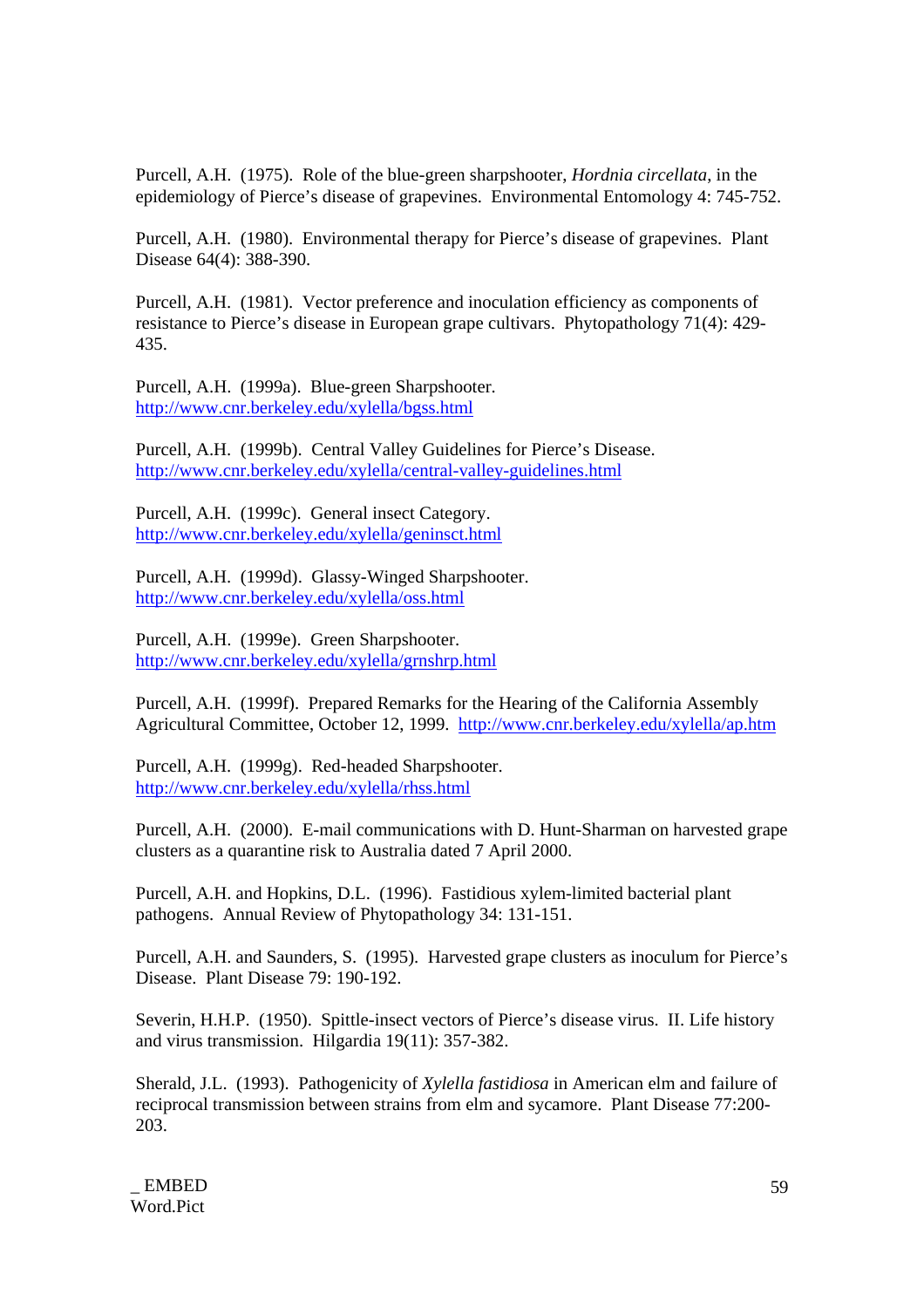Purcell, A.H. (1975). Role of the blue-green sharpshooter, *Hordnia circellata*, in the epidemiology of Pierce's disease of grapevines. Environmental Entomology 4: 745-752.

Purcell, A.H. (1980). Environmental therapy for Pierce's disease of grapevines. Plant Disease 64(4): 388-390.

Purcell, A.H. (1981). Vector preference and inoculation efficiency as components of resistance to Pierce's disease in European grape cultivars. Phytopathology 71(4): 429-435.

Purcell, A.H. (1999a). Blue-green Sharpshooter. http://www.cnr.berkeley.edu/xylella/bgss.html

Purcell, A.H. (1999b). Central Valley Guidelines for Pierce's Disease. http://www.cnr.berkeley.edu/xylella/central-valley-guidelines.html

Purcell, A.H. (1999c). General insect Category. http://www.cnr.berkeley.edu/xylella/geninsct.html

Purcell, A.H. (1999d). Glassy-Winged Sharpshooter. http://www.cnr.berkeley.edu/xylella/oss.html

Purcell, A.H. (1999e). Green Sharpshooter. http://www.cnr.berkeley.edu/xylella/grnshrp.html

Purcell, A.H. (1999f). Prepared Remarks for the Hearing of the California Assembly Agricultural Committee, October 12, 1999. http://www.cnr.berkeley.edu/xylella/ap.htm

Purcell, A.H. (1999g). Red-headed Sharpshooter. http://www.cnr.berkeley.edu/xylella/rhss.html

Purcell, A.H. (2000). E-mail communications with D. Hunt-Sharman on harvested grape clusters as a quarantine risk to Australia dated 7 April 2000.

Purcell, A.H. and Hopkins, D.L. (1996). Fastidious xylem-limited bacterial plant pathogens. Annual Review of Phytopathology 34: 131-151.

Purcell, A.H. and Saunders, S. (1995). Harvested grape clusters as inoculum for Pierce's Disease. Plant Disease 79: 190-192.

Severin, H.H.P. (1950). Spittle-insect vectors of Pierce's disease virus. II. Life history and virus transmission. Hilgardia 19(11): 357-382.

Sherald, J.L. (1993). Pathogenicity of *Xylella fastidiosa* in American elm and failure of reciprocal transmission between strains from elm and sycamore. Plant Disease 77:200-203.

_ EMBED Word.Pict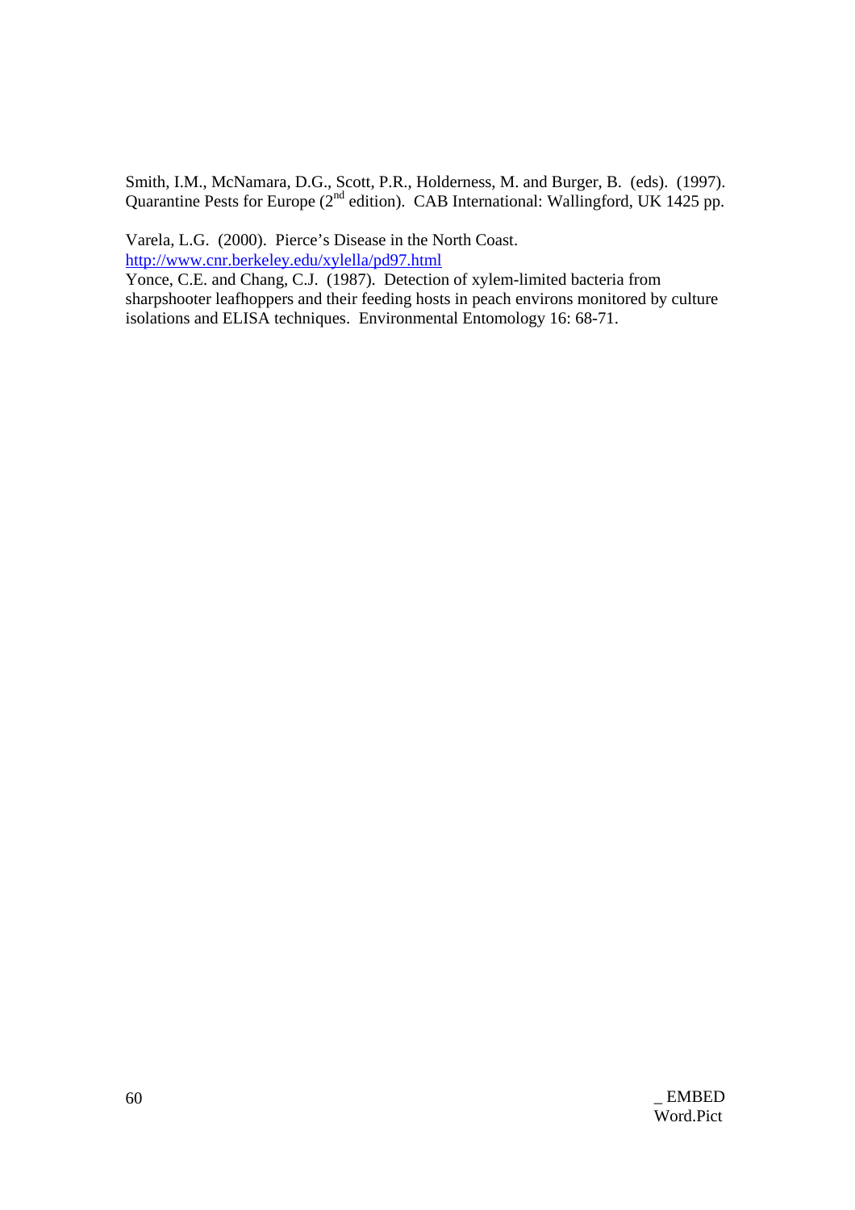Smith, I.M., McNamara, D.G., Scott, P.R., Holderness, M. and Burger, B. (eds). (1997). Quarantine Pests for Europe (2nd edition). CAB International: Wallingford, UK 1425 pp.

Varela, L.G. (2000). Pierce's Disease in the North Coast. http://www.cnr.berkeley.edu/xylella/pd97.html

Yonce, C.E. and Chang, C.J. (1987). Detection of xylem-limited bacteria from sharpshooter leafhoppers and their feeding hosts in peach environs monitored by culture isolations and ELISA techniques. Environmental Entomology 16: 68-71.